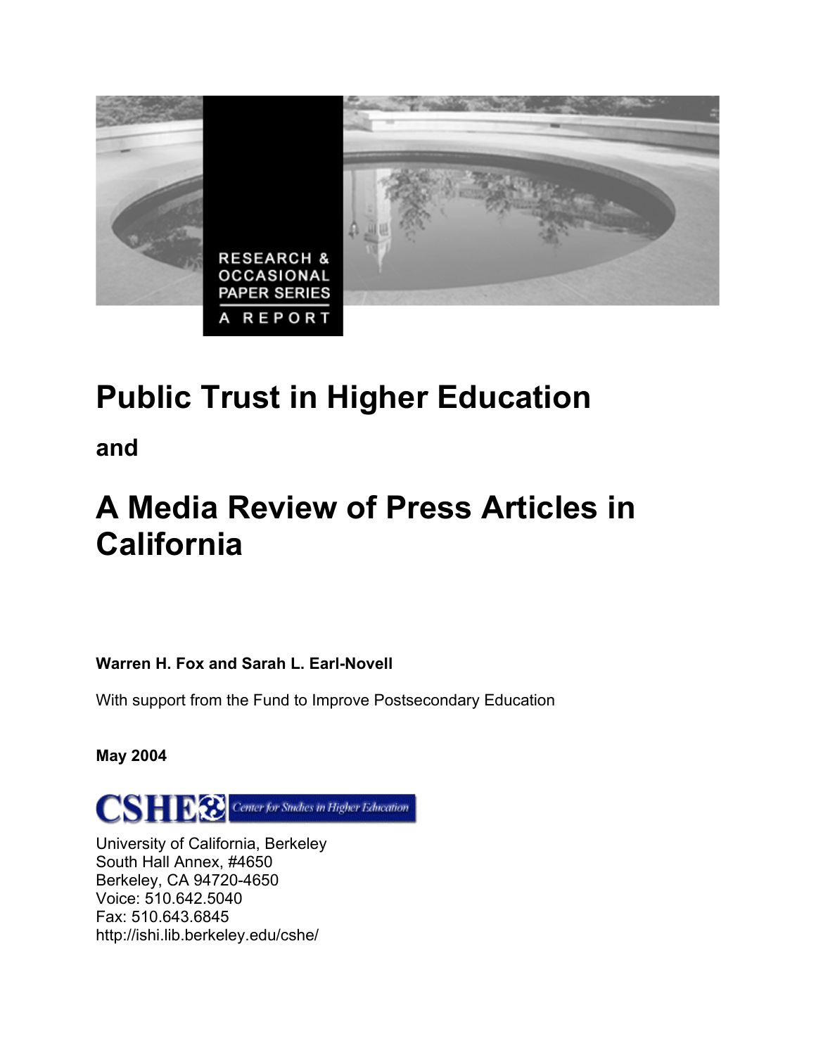RESEARCH & OCCASIONAL PAPER SERIES

A REPORT

# Public Trust in Higher Education

**and**

# A Media Review of Press Articles in California

**Warren H. Fox and Sarah L. Earl-Novell**

With support from the Fund to Improve Postsecondary Education

**May 2004**

CSHE Center for Studies in Higher Education

University of California, Berkeley
South Hall Annex, #4650
Berkeley, CA 94720-4650
Voice: 510.642.5040
Fax: 510.643.6845
http://ishi.lib.berkeley.edu/cshe/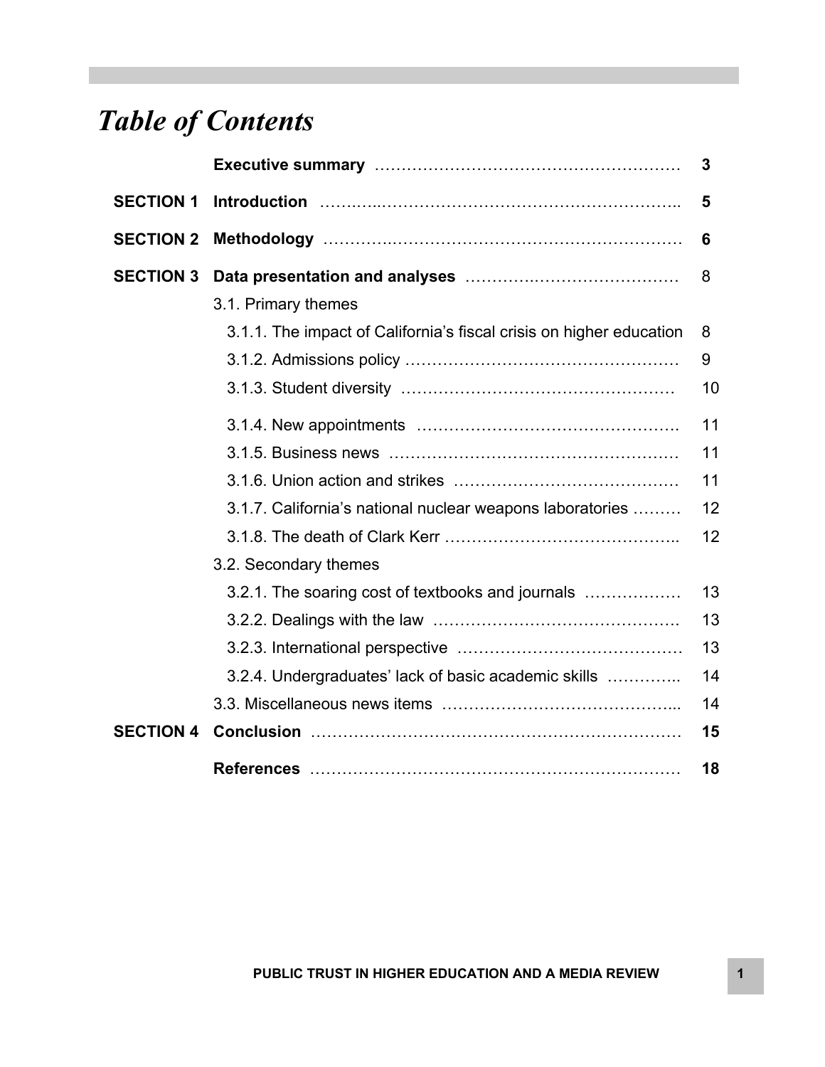# *Table of Contents*

| | | |
|---|---|---|
| | **Executive summary** | **3** |
| **SECTION 1** | **Introduction** | **5** |
| **SECTION 2** | **Methodology** | **6** |
| **SECTION 3** | **Data presentation and analyses** | 8 |
| | 3.1. Primary themes | |
| | 3.1.1. The impact of California's fiscal crisis on higher education | 8 |
| | 3.1.2. Admissions policy | 9 |
| | 3.1.3. Student diversity | 10 |
| | 3.1.4. New appointments | 11 |
| | 3.1.5. Business news | 11 |
| | 3.1.6. Union action and strikes | 11 |
| | 3.1.7. California's national nuclear weapons laboratories | 12 |
| | 3.1.8. The death of Clark Kerr | 12 |
| | 3.2. Secondary themes | |
| | 3.2.1. The soaring cost of textbooks and journals | 13 |
| | 3.2.2. Dealings with the law | 13 |
| | 3.2.3. International perspective | 13 |
| | 3.2.4. Undergraduates' lack of basic academic skills | 14 |
| | 3.3. Miscellaneous news items | 14 |
| **SECTION 4** | **Conclusion** | **15** |
| | **References** | **18** |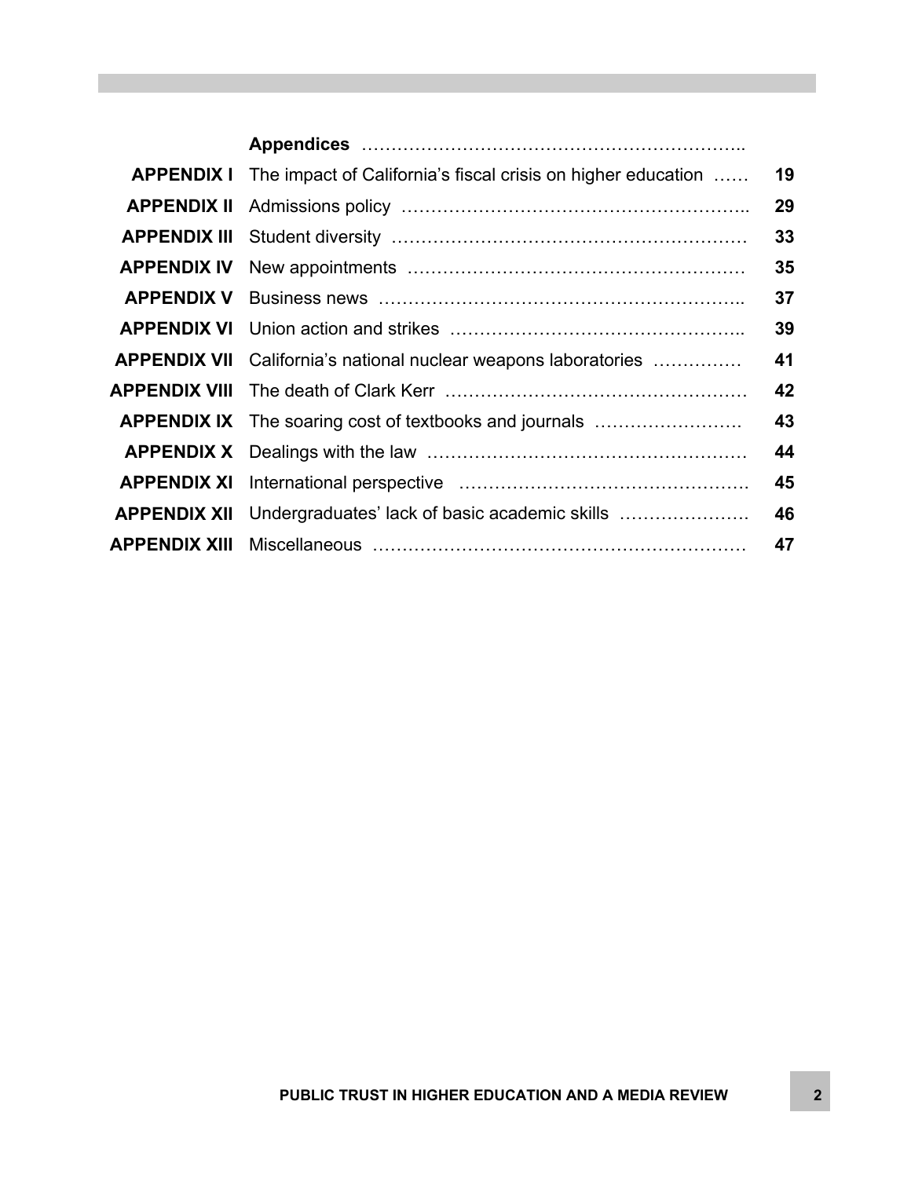| | **Appendices** | |
|---|---|---|
| **APPENDIX I** | The impact of California's fiscal crisis on higher education | **19** |
| **APPENDIX II** | Admissions policy | **29** |
| **APPENDIX III** | Student diversity | **33** |
| **APPENDIX IV** | New appointments | **35** |
| **APPENDIX V** | Business news | **37** |
| **APPENDIX VI** | Union action and strikes | **39** |
| **APPENDIX VII** | California's national nuclear weapons laboratories | **41** |
| **APPENDIX VIII** | The death of Clark Kerr | **42** |
| **APPENDIX IX** | The soaring cost of textbooks and journals | **43** |
| **APPENDIX X** | Dealings with the law | **44** |
| **APPENDIX XI** | International perspective | **45** |
| **APPENDIX XII** | Undergraduates' lack of basic academic skills | **46** |
| **APPENDIX XIII** | Miscellaneous | **47** |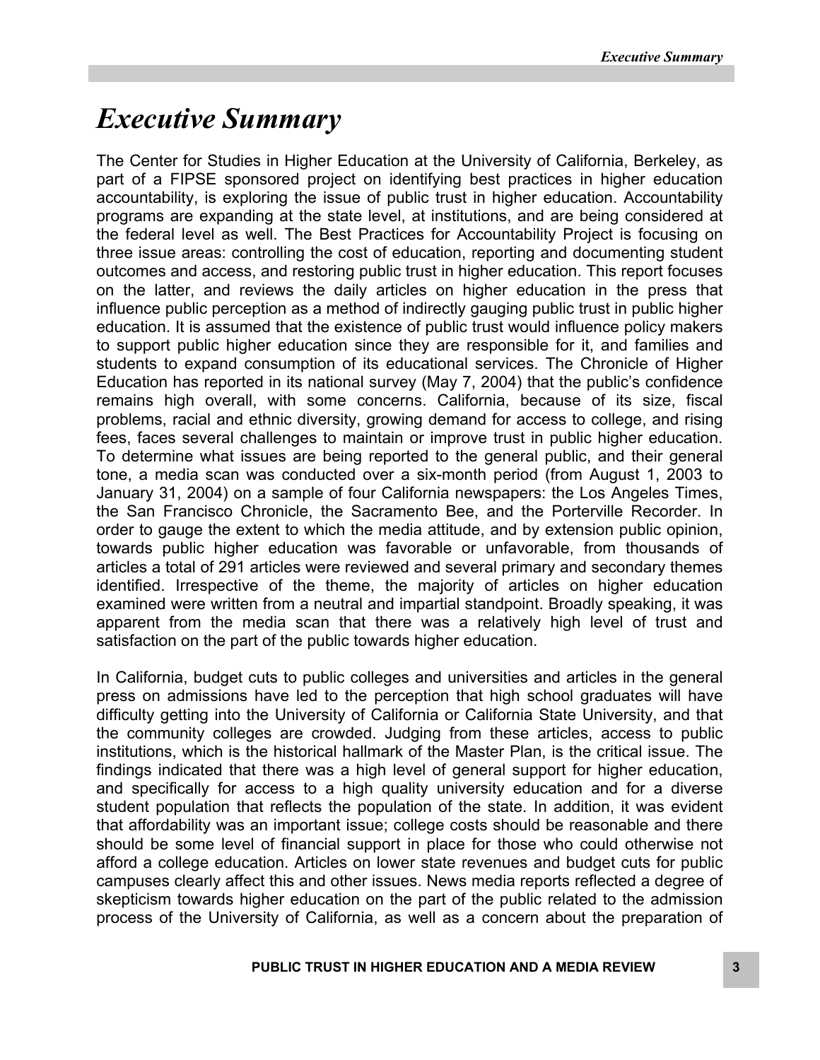# *Executive Summary*

The Center for Studies in Higher Education at the University of California, Berkeley, as part of a FIPSE sponsored project on identifying best practices in higher education accountability, is exploring the issue of public trust in higher education. Accountability programs are expanding at the state level, at institutions, and are being considered at the federal level as well. The Best Practices for Accountability Project is focusing on three issue areas: controlling the cost of education, reporting and documenting student outcomes and access, and restoring public trust in higher education. This report focuses on the latter, and reviews the daily articles on higher education in the press that influence public perception as a method of indirectly gauging public trust in public higher education. It is assumed that the existence of public trust would influence policy makers to support public higher education since they are responsible for it, and families and students to expand consumption of its educational services. The Chronicle of Higher Education has reported in its national survey (May 7, 2004) that the public's confidence remains high overall, with some concerns. California, because of its size, fiscal problems, racial and ethnic diversity, growing demand for access to college, and rising fees, faces several challenges to maintain or improve trust in public higher education. To determine what issues are being reported to the general public, and their general tone, a media scan was conducted over a six-month period (from August 1, 2003 to January 31, 2004) on a sample of four California newspapers: the Los Angeles Times, the San Francisco Chronicle, the Sacramento Bee, and the Porterville Recorder. In order to gauge the extent to which the media attitude, and by extension public opinion, towards public higher education was favorable or unfavorable, from thousands of articles a total of 291 articles were reviewed and several primary and secondary themes identified. Irrespective of the theme, the majority of articles on higher education examined were written from a neutral and impartial standpoint. Broadly speaking, it was apparent from the media scan that there was a relatively high level of trust and satisfaction on the part of the public towards higher education.

In California, budget cuts to public colleges and universities and articles in the general press on admissions have led to the perception that high school graduates will have difficulty getting into the University of California or California State University, and that the community colleges are crowded. Judging from these articles, access to public institutions, which is the historical hallmark of the Master Plan, is the critical issue. The findings indicated that there was a high level of general support for higher education, and specifically for access to a high quality university education and for a diverse student population that reflects the population of the state. In addition, it was evident that affordability was an important issue; college costs should be reasonable and there should be some level of financial support in place for those who could otherwise not afford a college education. Articles on lower state revenues and budget cuts for public campuses clearly affect this and other issues. News media reports reflected a degree of skepticism towards higher education on the part of the public related to the admission process of the University of California, as well as a concern about the preparation of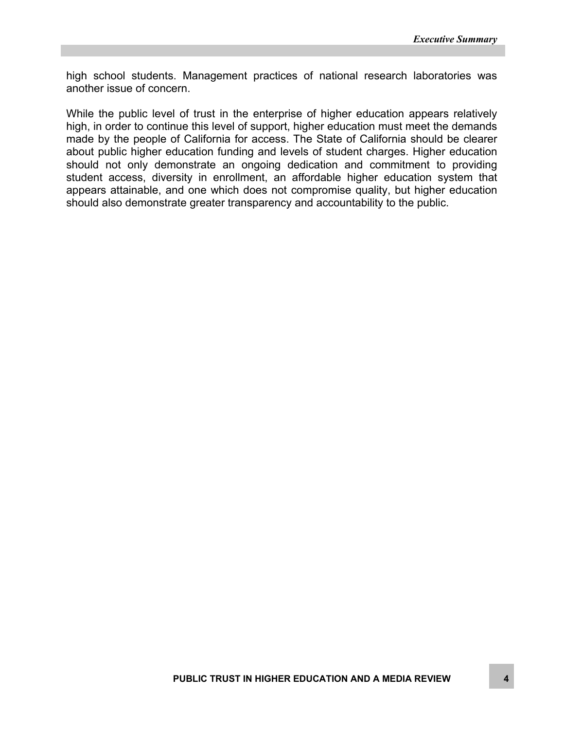high school students. Management practices of national research laboratories was another issue of concern.

While the public level of trust in the enterprise of higher education appears relatively high, in order to continue this level of support, higher education must meet the demands made by the people of California for access. The State of California should be clearer about public higher education funding and levels of student charges. Higher education should not only demonstrate an ongoing dedication and commitment to providing student access, diversity in enrollment, an affordable higher education system that appears attainable, and one which does not compromise quality, but higher education should also demonstrate greater transparency and accountability to the public.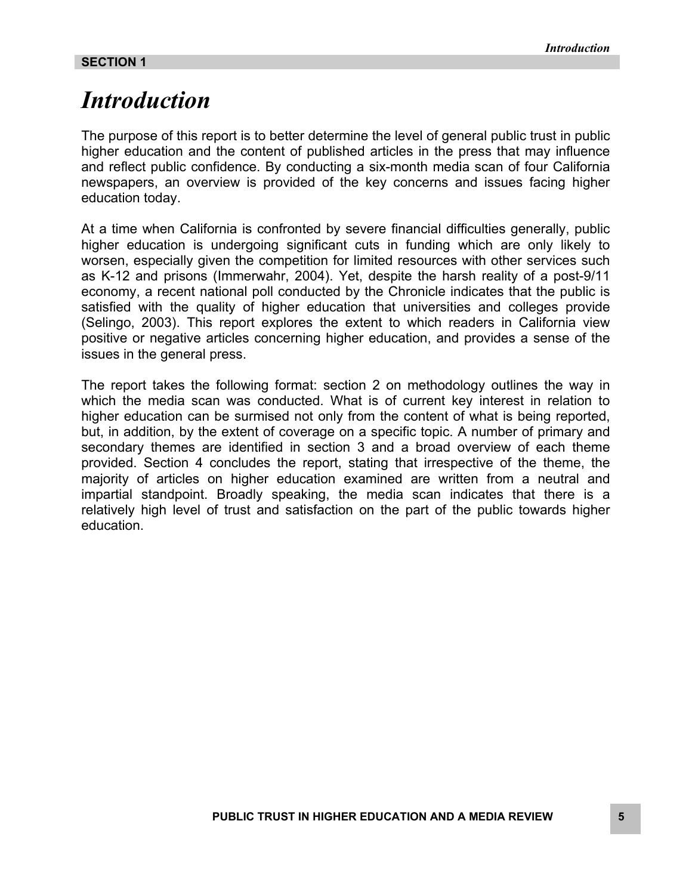**SECTION 1**

# *Introduction*

The purpose of this report is to better determine the level of general public trust in public higher education and the content of published articles in the press that may influence and reflect public confidence. By conducting a six-month media scan of four California newspapers, an overview is provided of the key concerns and issues facing higher education today.

At a time when California is confronted by severe financial difficulties generally, public higher education is undergoing significant cuts in funding which are only likely to worsen, especially given the competition for limited resources with other services such as K-12 and prisons (Immerwahr, 2004). Yet, despite the harsh reality of a post-9/11 economy, a recent national poll conducted by the Chronicle indicates that the public is satisfied with the quality of higher education that universities and colleges provide (Selingo, 2003). This report explores the extent to which readers in California view positive or negative articles concerning higher education, and provides a sense of the issues in the general press.

The report takes the following format: section 2 on methodology outlines the way in which the media scan was conducted. What is of current key interest in relation to higher education can be surmised not only from the content of what is being reported, but, in addition, by the extent of coverage on a specific topic. A number of primary and secondary themes are identified in section 3 and a broad overview of each theme provided. Section 4 concludes the report, stating that irrespective of the theme, the majority of articles on higher education examined are written from a neutral and impartial standpoint. Broadly speaking, the media scan indicates that there is a relatively high level of trust and satisfaction on the part of the public towards higher education.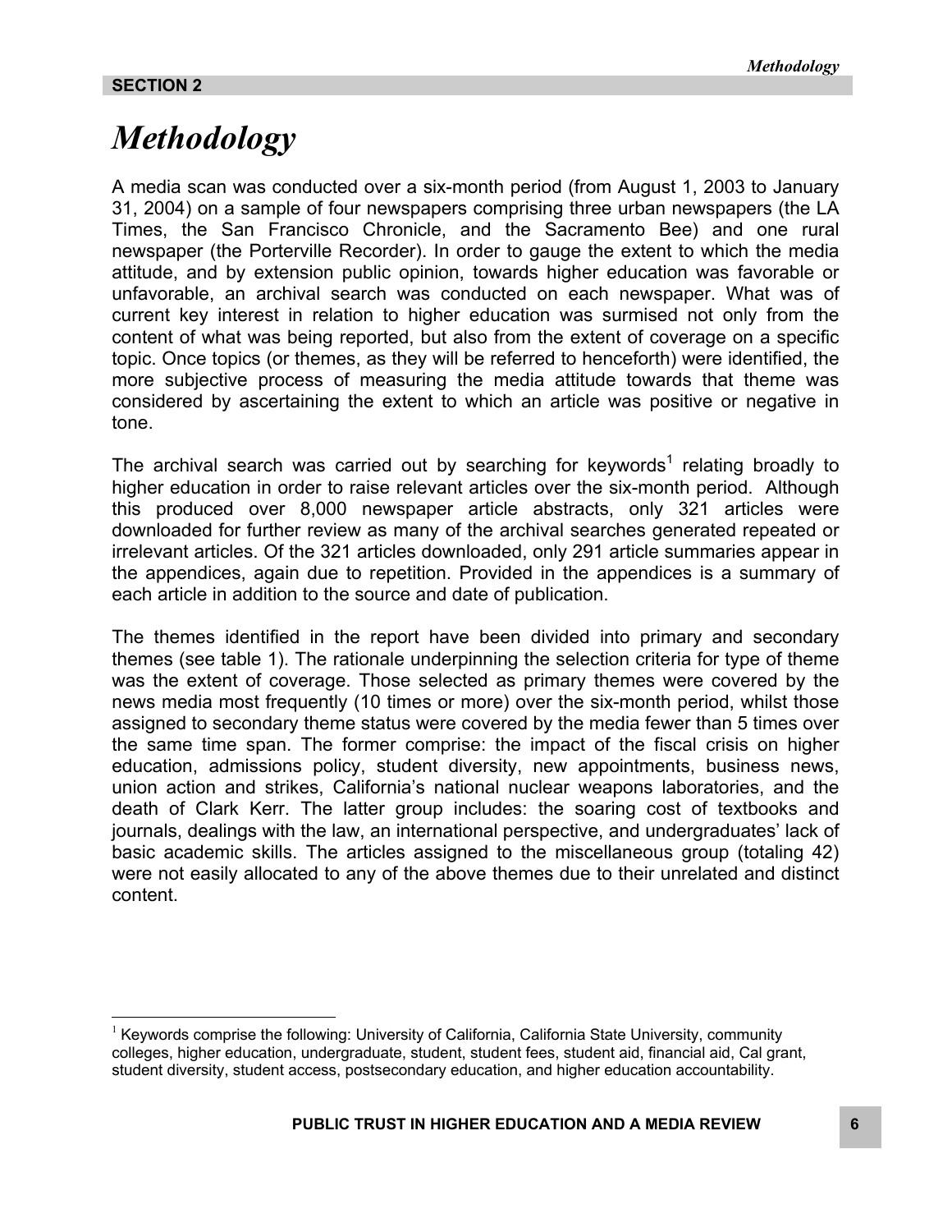**SECTION 2**

# *Methodology*

A media scan was conducted over a six-month period (from August 1, 2003 to January 31, 2004) on a sample of four newspapers comprising three urban newspapers (the LA Times, the San Francisco Chronicle, and the Sacramento Bee) and one rural newspaper (the Porterville Recorder). In order to gauge the extent to which the media attitude, and by extension public opinion, towards higher education was favorable or unfavorable, an archival search was conducted on each newspaper. What was of current key interest in relation to higher education was surmised not only from the content of what was being reported, but also from the extent of coverage on a specific topic. Once topics (or themes, as they will be referred to henceforth) were identified, the more subjective process of measuring the media attitude towards that theme was considered by ascertaining the extent to which an article was positive or negative in tone.

The archival search was carried out by searching for keywords[1] relating broadly to higher education in order to raise relevant articles over the six-month period. Although this produced over 8,000 newspaper article abstracts, only 321 articles were downloaded for further review as many of the archival searches generated repeated or irrelevant articles. Of the 321 articles downloaded, only 291 article summaries appear in the appendices, again due to repetition. Provided in the appendices is a summary of each article in addition to the source and date of publication.

The themes identified in the report have been divided into primary and secondary themes (see table 1). The rationale underpinning the selection criteria for type of theme was the extent of coverage. Those selected as primary themes were covered by the news media most frequently (10 times or more) over the six-month period, whilst those assigned to secondary theme status were covered by the media fewer than 5 times over the same time span. The former comprise: the impact of the fiscal crisis on higher education, admissions policy, student diversity, new appointments, business news, union action and strikes, California's national nuclear weapons laboratories, and the death of Clark Kerr. The latter group includes: the soaring cost of textbooks and journals, dealings with the law, an international perspective, and undergraduates' lack of basic academic skills. The articles assigned to the miscellaneous group (totaling 42) were not easily allocated to any of the above themes due to their unrelated and distinct content.

---

[1] Keywords comprise the following: University of California, California State University, community colleges, higher education, undergraduate, student, student fees, student aid, financial aid, Cal grant, student diversity, student access, postsecondary education, and higher education accountability.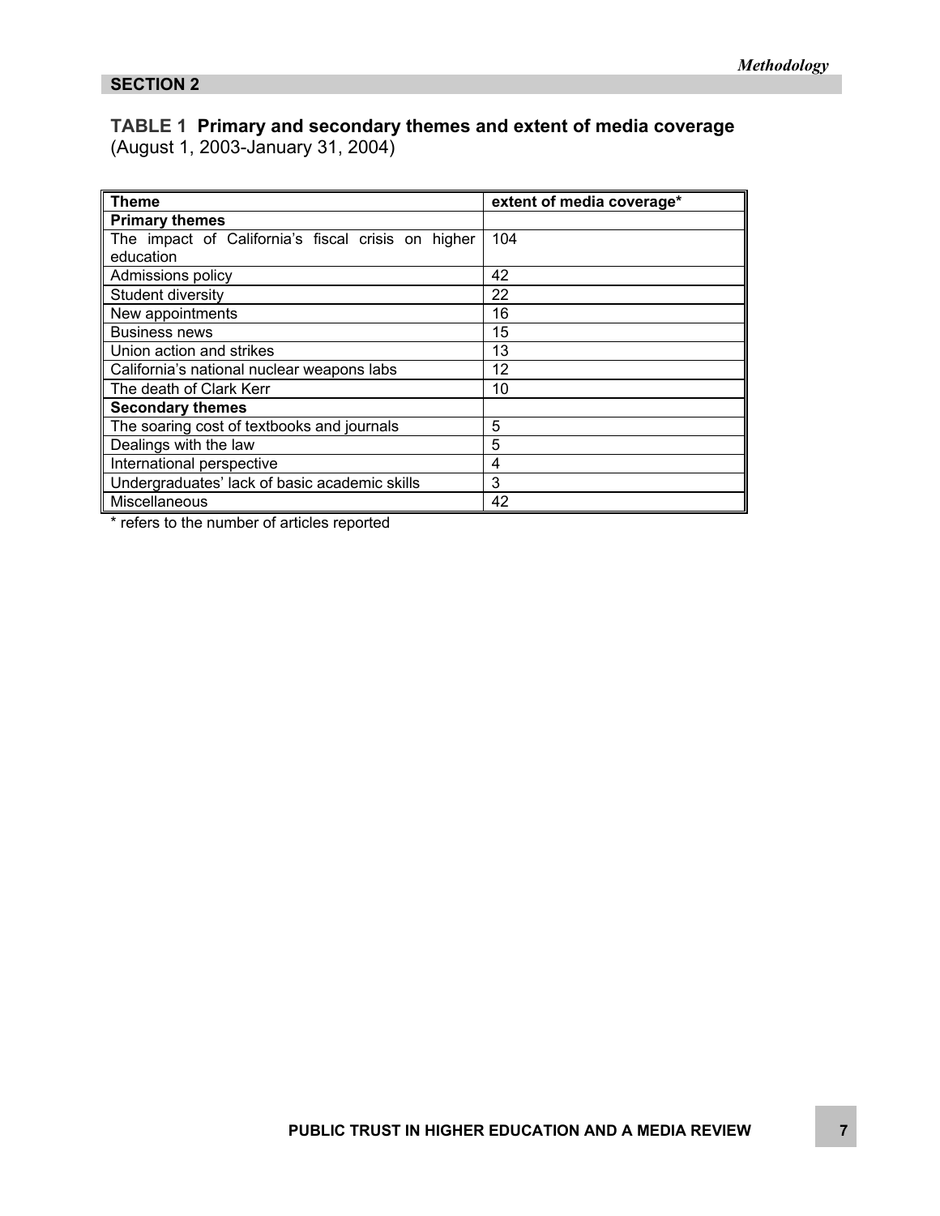## SECTION 2

### TABLE 1 Primary and secondary themes and extent of media coverage
(August 1, 2003-January 31, 2004)

| Theme | extent of media coverage* |
|---|---|
| **Primary themes** | |
| The impact of California's fiscal crisis on higher education | 104 |
| Admissions policy | 42 |
| Student diversity | 22 |
| New appointments | 16 |
| Business news | 15 |
| Union action and strikes | 13 |
| California's national nuclear weapons labs | 12 |
| The death of Clark Kerr | 10 |
| **Secondary themes** | |
| The soaring cost of textbooks and journals | 5 |
| Dealings with the law | 5 |
| International perspective | 4 |
| Undergraduates' lack of basic academic skills | 3 |
| Miscellaneous | 42 |

* refers to the number of articles reported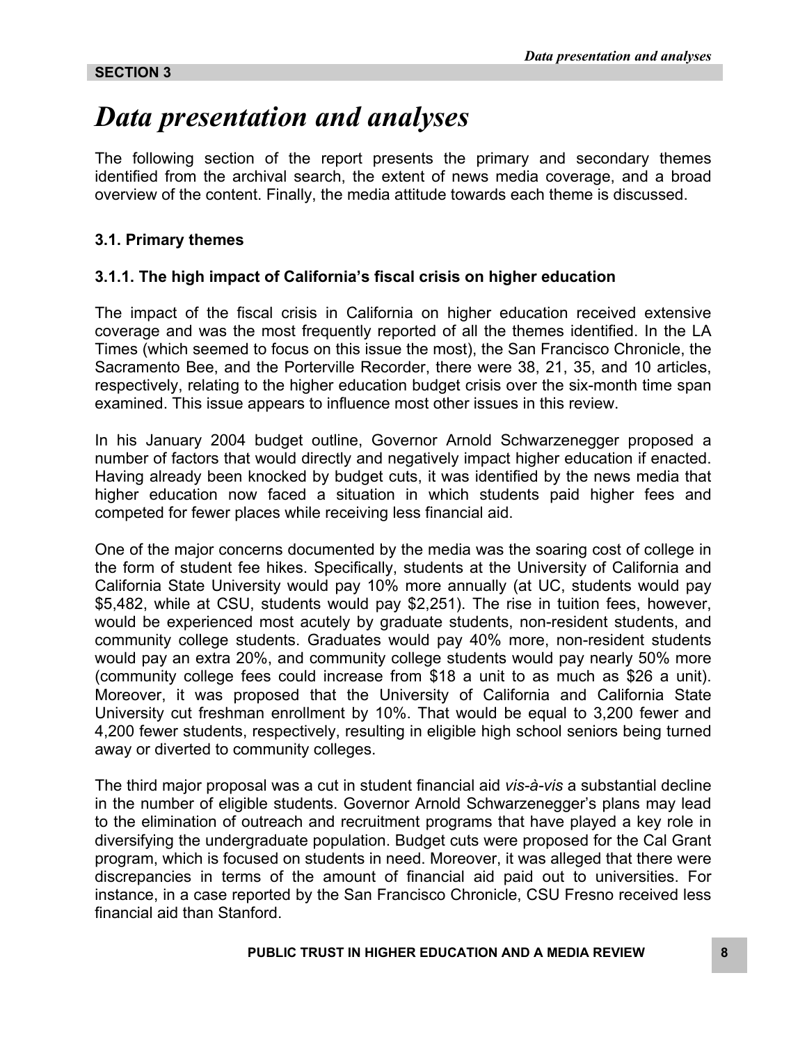**SECTION 3**

# *Data presentation and analyses*

The following section of the report presents the primary and secondary themes identified from the archival search, the extent of news media coverage, and a broad overview of the content. Finally, the media attitude towards each theme is discussed.

### 3.1. Primary themes

### 3.1.1. The high impact of California's fiscal crisis on higher education

The impact of the fiscal crisis in California on higher education received extensive coverage and was the most frequently reported of all the themes identified. In the LA Times (which seemed to focus on this issue the most), the San Francisco Chronicle, the Sacramento Bee, and the Porterville Recorder, there were 38, 21, 35, and 10 articles, respectively, relating to the higher education budget crisis over the six-month time span examined. This issue appears to influence most other issues in this review.

In his January 2004 budget outline, Governor Arnold Schwarzenegger proposed a number of factors that would directly and negatively impact higher education if enacted. Having already been knocked by budget cuts, it was identified by the news media that higher education now faced a situation in which students paid higher fees and competed for fewer places while receiving less financial aid.

One of the major concerns documented by the media was the soaring cost of college in the form of student fee hikes. Specifically, students at the University of California and California State University would pay 10% more annually (at UC, students would pay $5,482, while at CSU, students would pay $2,251). The rise in tuition fees, however, would be experienced most acutely by graduate students, non-resident students, and community college students. Graduates would pay 40% more, non-resident students would pay an extra 20%, and community college students would pay nearly 50% more (community college fees could increase from $18 a unit to as much as $26 a unit). Moreover, it was proposed that the University of California and California State University cut freshman enrollment by 10%. That would be equal to 3,200 fewer and 4,200 fewer students, respectively, resulting in eligible high school seniors being turned away or diverted to community colleges.

The third major proposal was a cut in student financial aid *vis-à-vis* a substantial decline in the number of eligible students. Governor Arnold Schwarzenegger's plans may lead to the elimination of outreach and recruitment programs that have played a key role in diversifying the undergraduate population. Budget cuts were proposed for the Cal Grant program, which is focused on students in need. Moreover, it was alleged that there were discrepancies in terms of the amount of financial aid paid out to universities. For instance, in a case reported by the San Francisco Chronicle, CSU Fresno received less financial aid than Stanford.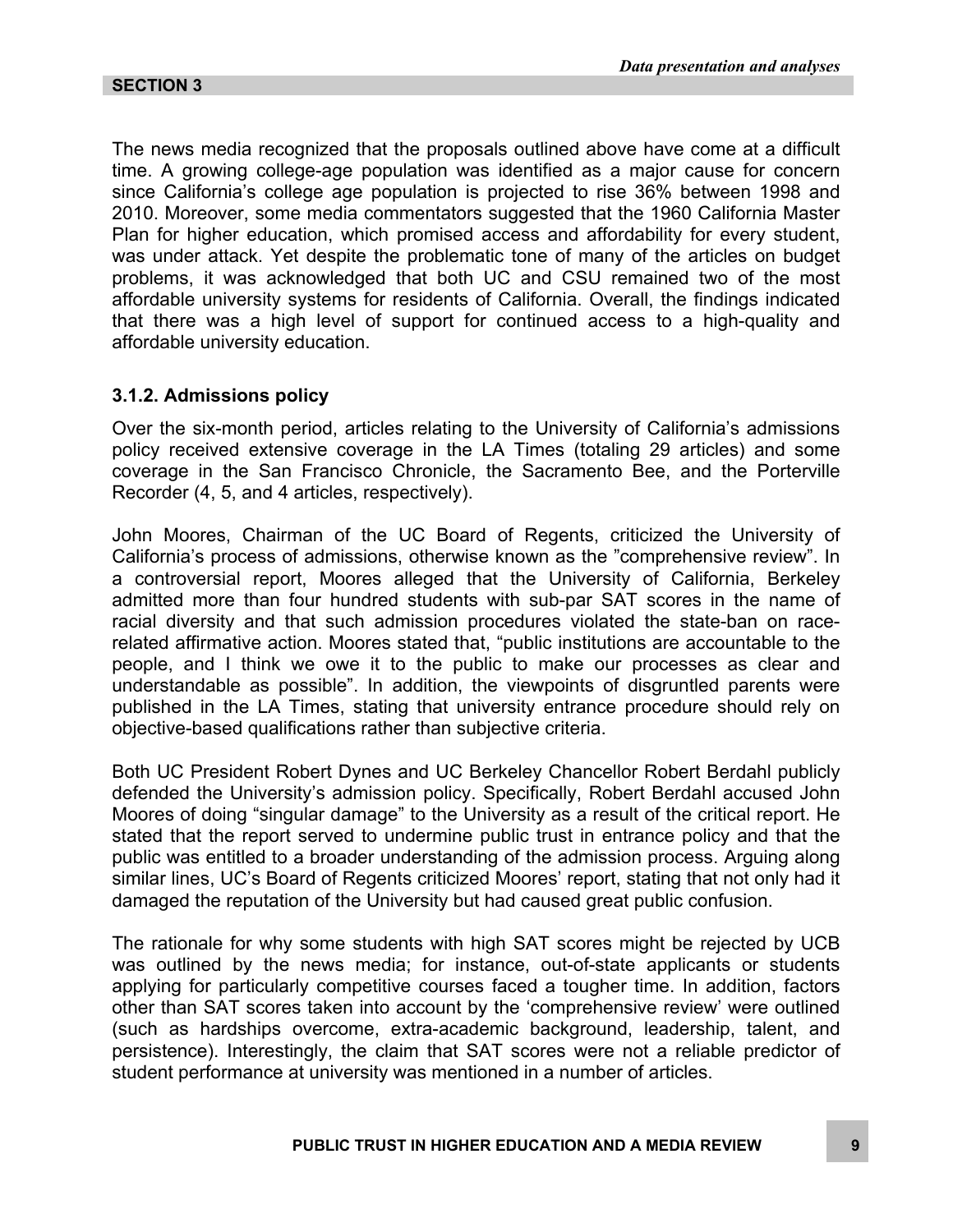The news media recognized that the proposals outlined above have come at a difficult time. A growing college-age population was identified as a major cause for concern since California's college age population is projected to rise 36% between 1998 and 2010. Moreover, some media commentators suggested that the 1960 California Master Plan for higher education, which promised access and affordability for every student, was under attack. Yet despite the problematic tone of many of the articles on budget problems, it was acknowledged that both UC and CSU remained two of the most affordable university systems for residents of California. Overall, the findings indicated that there was a high level of support for continued access to a high-quality and affordable university education.

### 3.1.2. Admissions policy

Over the six-month period, articles relating to the University of California's admissions policy received extensive coverage in the LA Times (totaling 29 articles) and some coverage in the San Francisco Chronicle, the Sacramento Bee, and the Porterville Recorder (4, 5, and 4 articles, respectively).

John Moores, Chairman of the UC Board of Regents, criticized the University of California's process of admissions, otherwise known as the "comprehensive review". In a controversial report, Moores alleged that the University of California, Berkeley admitted more than four hundred students with sub-par SAT scores in the name of racial diversity and that such admission procedures violated the state-ban on race-related affirmative action. Moores stated that, "public institutions are accountable to the people, and I think we owe it to the public to make our processes as clear and understandable as possible". In addition, the viewpoints of disgruntled parents were published in the LA Times, stating that university entrance procedure should rely on objective-based qualifications rather than subjective criteria.

Both UC President Robert Dynes and UC Berkeley Chancellor Robert Berdahl publicly defended the University's admission policy. Specifically, Robert Berdahl accused John Moores of doing "singular damage" to the University as a result of the critical report. He stated that the report served to undermine public trust in entrance policy and that the public was entitled to a broader understanding of the admission process. Arguing along similar lines, UC's Board of Regents criticized Moores' report, stating that not only had it damaged the reputation of the University but had caused great public confusion.

The rationale for why some students with high SAT scores might be rejected by UCB was outlined by the news media; for instance, out-of-state applicants or students applying for particularly competitive courses faced a tougher time. In addition, factors other than SAT scores taken into account by the 'comprehensive review' were outlined (such as hardships overcome, extra-academic background, leadership, talent, and persistence). Interestingly, the claim that SAT scores were not a reliable predictor of student performance at university was mentioned in a number of articles.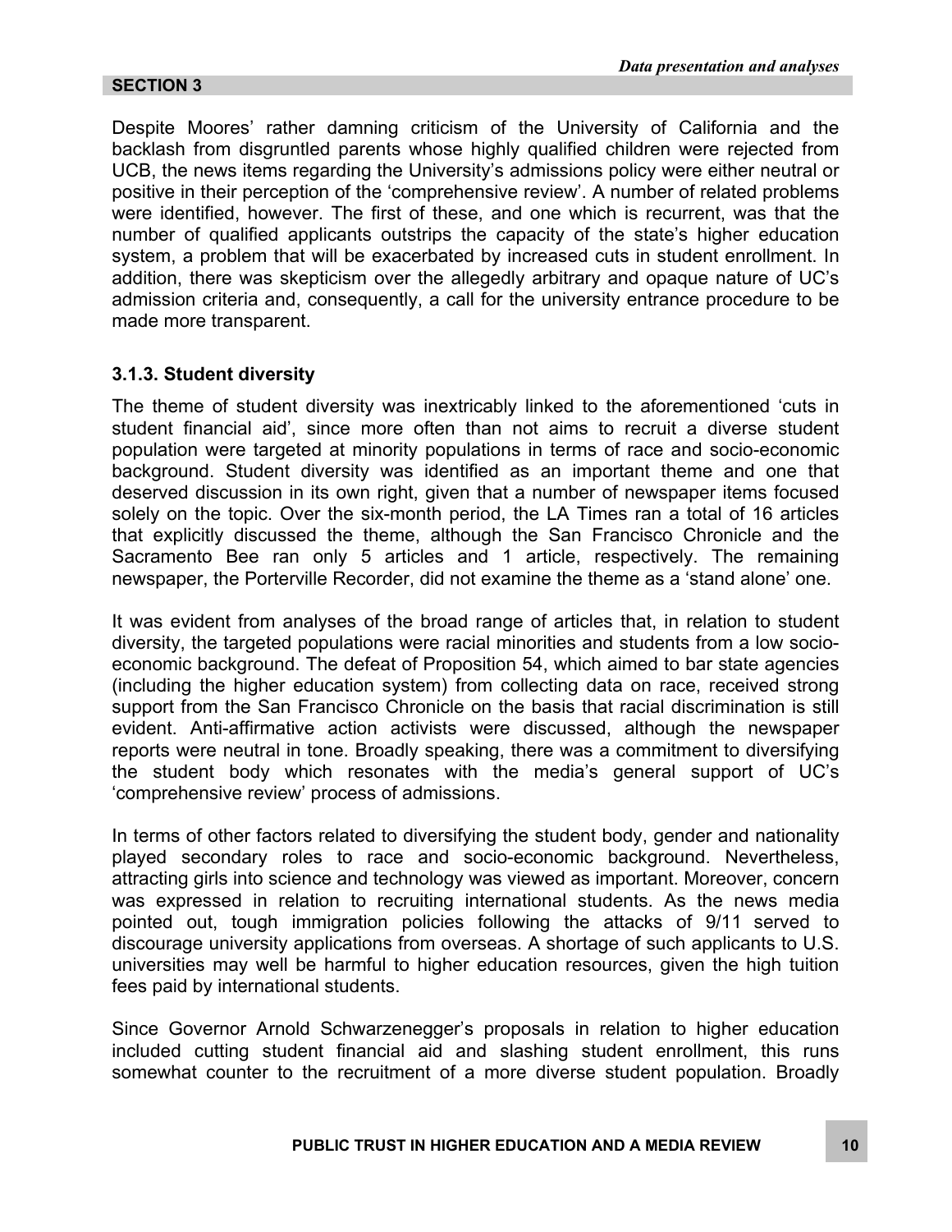Despite Moores' rather damning criticism of the University of California and the backlash from disgruntled parents whose highly qualified children were rejected from UCB, the news items regarding the University's admissions policy were either neutral or positive in their perception of the 'comprehensive review'. A number of related problems were identified, however. The first of these, and one which is recurrent, was that the number of qualified applicants outstrips the capacity of the state's higher education system, a problem that will be exacerbated by increased cuts in student enrollment. In addition, there was skepticism over the allegedly arbitrary and opaque nature of UC's admission criteria and, consequently, a call for the university entrance procedure to be made more transparent.

### 3.1.3. Student diversity

The theme of student diversity was inextricably linked to the aforementioned 'cuts in student financial aid', since more often than not aims to recruit a diverse student population were targeted at minority populations in terms of race and socio-economic background. Student diversity was identified as an important theme and one that deserved discussion in its own right, given that a number of newspaper items focused solely on the topic. Over the six-month period, the LA Times ran a total of 16 articles that explicitly discussed the theme, although the San Francisco Chronicle and the Sacramento Bee ran only 5 articles and 1 article, respectively. The remaining newspaper, the Porterville Recorder, did not examine the theme as a 'stand alone' one.

It was evident from analyses of the broad range of articles that, in relation to student diversity, the targeted populations were racial minorities and students from a low socio-economic background. The defeat of Proposition 54, which aimed to bar state agencies (including the higher education system) from collecting data on race, received strong support from the San Francisco Chronicle on the basis that racial discrimination is still evident. Anti-affirmative action activists were discussed, although the newspaper reports were neutral in tone. Broadly speaking, there was a commitment to diversifying the student body which resonates with the media's general support of UC's 'comprehensive review' process of admissions.

In terms of other factors related to diversifying the student body, gender and nationality played secondary roles to race and socio-economic background. Nevertheless, attracting girls into science and technology was viewed as important. Moreover, concern was expressed in relation to recruiting international students. As the news media pointed out, tough immigration policies following the attacks of 9/11 served to discourage university applications from overseas. A shortage of such applicants to U.S. universities may well be harmful to higher education resources, given the high tuition fees paid by international students.

Since Governor Arnold Schwarzenegger's proposals in relation to higher education included cutting student financial aid and slashing student enrollment, this runs somewhat counter to the recruitment of a more diverse student population. Broadly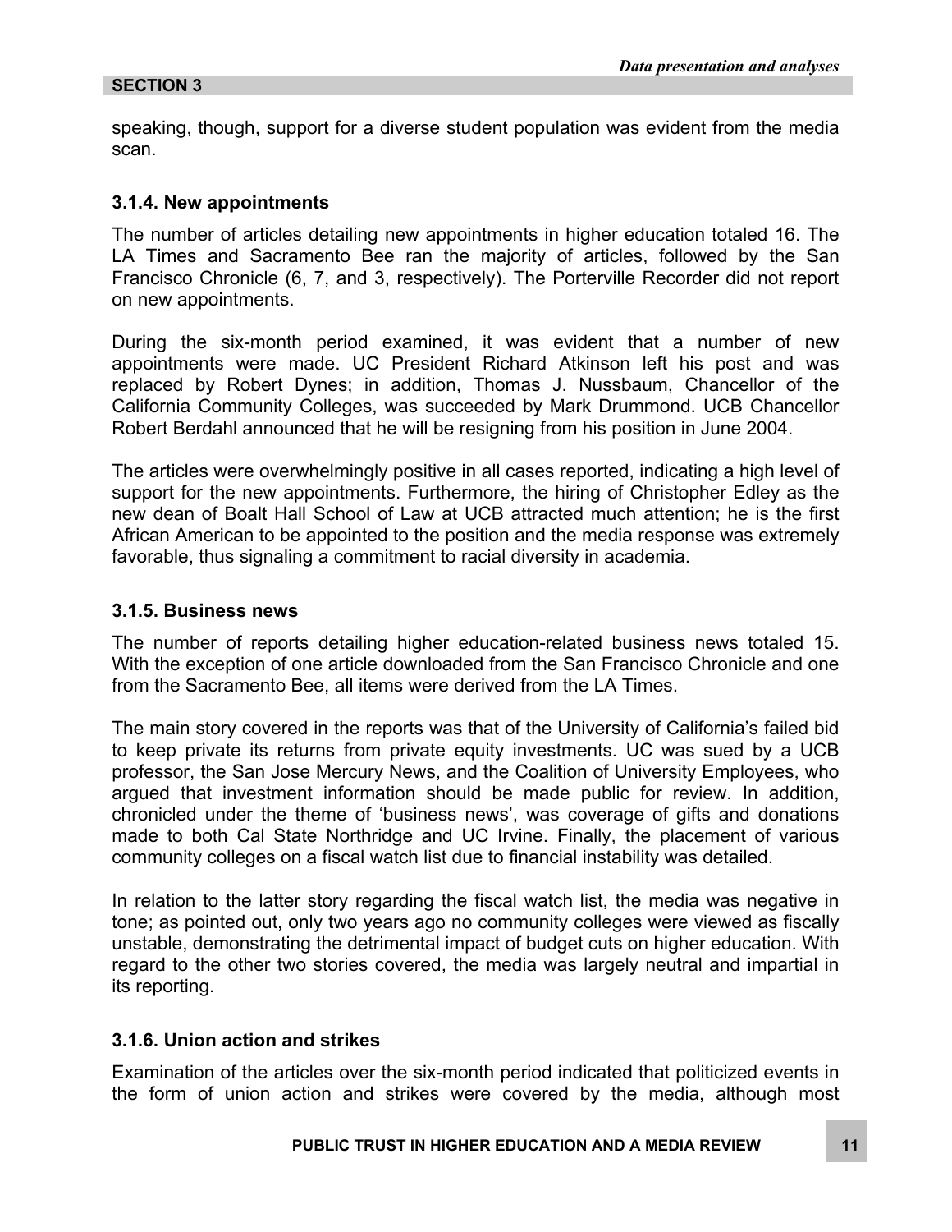speaking, though, support for a diverse student population was evident from the media scan.

### 3.1.4. New appointments

The number of articles detailing new appointments in higher education totaled 16. The LA Times and Sacramento Bee ran the majority of articles, followed by the San Francisco Chronicle (6, 7, and 3, respectively). The Porterville Recorder did not report on new appointments.

During the six-month period examined, it was evident that a number of new appointments were made. UC President Richard Atkinson left his post and was replaced by Robert Dynes; in addition, Thomas J. Nussbaum, Chancellor of the California Community Colleges, was succeeded by Mark Drummond. UCB Chancellor Robert Berdahl announced that he will be resigning from his position in June 2004.

The articles were overwhelmingly positive in all cases reported, indicating a high level of support for the new appointments. Furthermore, the hiring of Christopher Edley as the new dean of Boalt Hall School of Law at UCB attracted much attention; he is the first African American to be appointed to the position and the media response was extremely favorable, thus signaling a commitment to racial diversity in academia.

### 3.1.5. Business news

The number of reports detailing higher education-related business news totaled 15. With the exception of one article downloaded from the San Francisco Chronicle and one from the Sacramento Bee, all items were derived from the LA Times.

The main story covered in the reports was that of the University of California's failed bid to keep private its returns from private equity investments. UC was sued by a UCB professor, the San Jose Mercury News, and the Coalition of University Employees, who argued that investment information should be made public for review. In addition, chronicled under the theme of 'business news', was coverage of gifts and donations made to both Cal State Northridge and UC Irvine. Finally, the placement of various community colleges on a fiscal watch list due to financial instability was detailed.

In relation to the latter story regarding the fiscal watch list, the media was negative in tone; as pointed out, only two years ago no community colleges were viewed as fiscally unstable, demonstrating the detrimental impact of budget cuts on higher education. With regard to the other two stories covered, the media was largely neutral and impartial in its reporting.

### 3.1.6. Union action and strikes

Examination of the articles over the six-month period indicated that politicized events in the form of union action and strikes were covered by the media, although most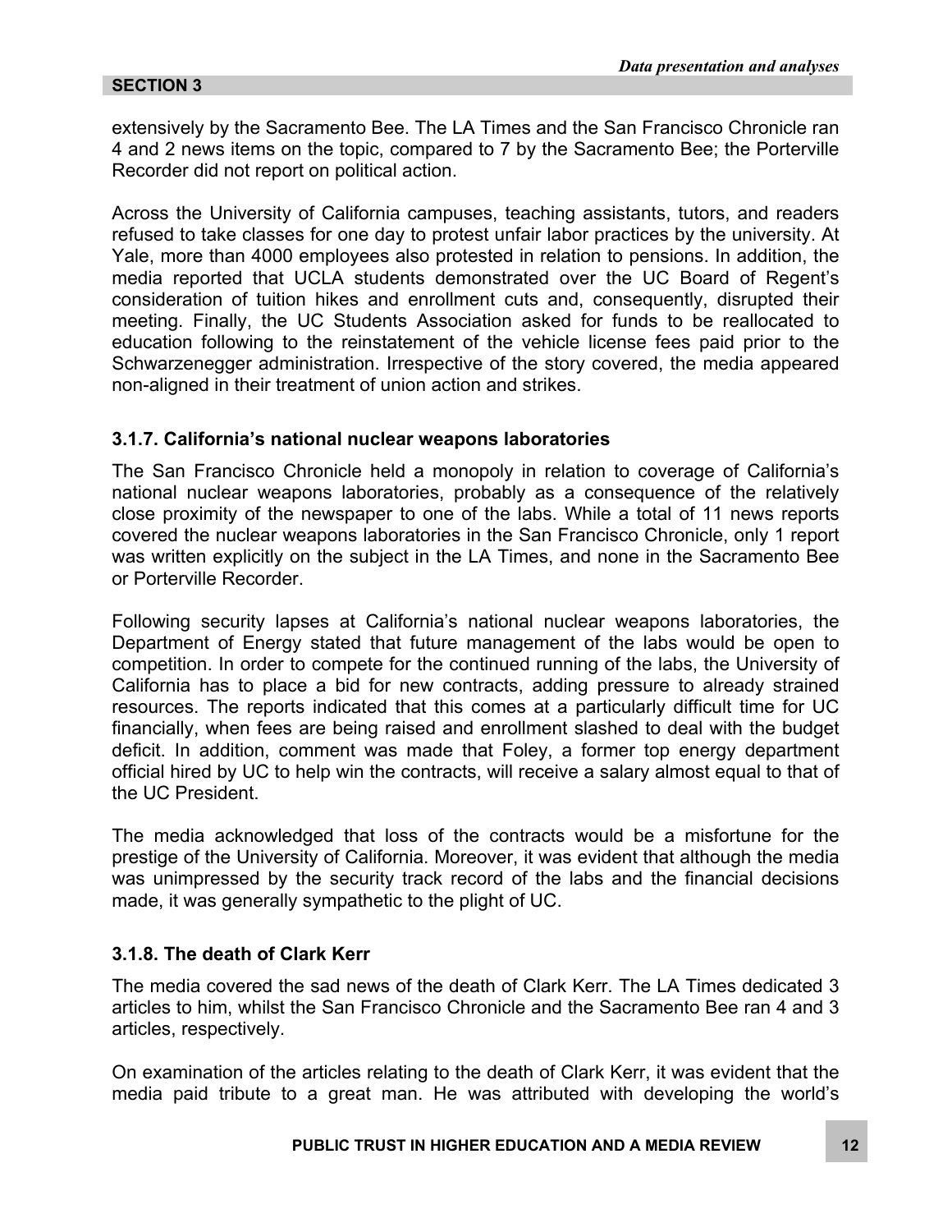extensively by the Sacramento Bee. The LA Times and the San Francisco Chronicle ran 4 and 2 news items on the topic, compared to 7 by the Sacramento Bee; the Porterville Recorder did not report on political action.

Across the University of California campuses, teaching assistants, tutors, and readers refused to take classes for one day to protest unfair labor practices by the university. At Yale, more than 4000 employees also protested in relation to pensions. In addition, the media reported that UCLA students demonstrated over the UC Board of Regent's consideration of tuition hikes and enrollment cuts and, consequently, disrupted their meeting. Finally, the UC Students Association asked for funds to be reallocated to education following to the reinstatement of the vehicle license fees paid prior to the Schwarzenegger administration. Irrespective of the story covered, the media appeared non-aligned in their treatment of union action and strikes.

### 3.1.7. California's national nuclear weapons laboratories

The San Francisco Chronicle held a monopoly in relation to coverage of California's national nuclear weapons laboratories, probably as a consequence of the relatively close proximity of the newspaper to one of the labs. While a total of 11 news reports covered the nuclear weapons laboratories in the San Francisco Chronicle, only 1 report was written explicitly on the subject in the LA Times, and none in the Sacramento Bee or Porterville Recorder.

Following security lapses at California's national nuclear weapons laboratories, the Department of Energy stated that future management of the labs would be open to competition. In order to compete for the continued running of the labs, the University of California has to place a bid for new contracts, adding pressure to already strained resources. The reports indicated that this comes at a particularly difficult time for UC financially, when fees are being raised and enrollment slashed to deal with the budget deficit. In addition, comment was made that Foley, a former top energy department official hired by UC to help win the contracts, will receive a salary almost equal to that of the UC President.

The media acknowledged that loss of the contracts would be a misfortune for the prestige of the University of California. Moreover, it was evident that although the media was unimpressed by the security track record of the labs and the financial decisions made, it was generally sympathetic to the plight of UC.

### 3.1.8. The death of Clark Kerr

The media covered the sad news of the death of Clark Kerr. The LA Times dedicated 3 articles to him, whilst the San Francisco Chronicle and the Sacramento Bee ran 4 and 3 articles, respectively.

On examination of the articles relating to the death of Clark Kerr, it was evident that the media paid tribute to a great man. He was attributed with developing the world's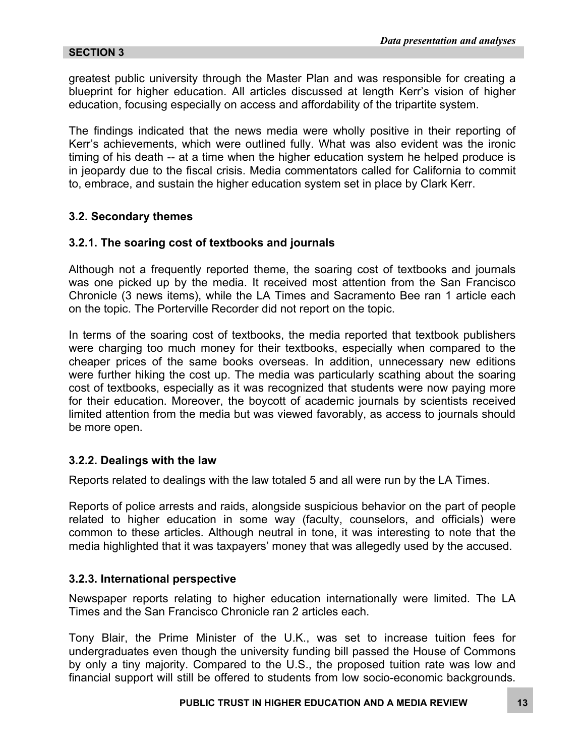greatest public university through the Master Plan and was responsible for creating a blueprint for higher education. All articles discussed at length Kerr's vision of higher education, focusing especially on access and affordability of the tripartite system.

The findings indicated that the news media were wholly positive in their reporting of Kerr's achievements, which were outlined fully. What was also evident was the ironic timing of his death -- at a time when the higher education system he helped produce is in jeopardy due to the fiscal crisis. Media commentators called for California to commit to, embrace, and sustain the higher education system set in place by Clark Kerr.

### 3.2. Secondary themes

#### 3.2.1. The soaring cost of textbooks and journals

Although not a frequently reported theme, the soaring cost of textbooks and journals was one picked up by the media. It received most attention from the San Francisco Chronicle (3 news items), while the LA Times and Sacramento Bee ran 1 article each on the topic. The Porterville Recorder did not report on the topic.

In terms of the soaring cost of textbooks, the media reported that textbook publishers were charging too much money for their textbooks, especially when compared to the cheaper prices of the same books overseas. In addition, unnecessary new editions were further hiking the cost up. The media was particularly scathing about the soaring cost of textbooks, especially as it was recognized that students were now paying more for their education. Moreover, the boycott of academic journals by scientists received limited attention from the media but was viewed favorably, as access to journals should be more open.

#### 3.2.2. Dealings with the law

Reports related to dealings with the law totaled 5 and all were run by the LA Times.

Reports of police arrests and raids, alongside suspicious behavior on the part of people related to higher education in some way (faculty, counselors, and officials) were common to these articles. Although neutral in tone, it was interesting to note that the media highlighted that it was taxpayers' money that was allegedly used by the accused.

#### 3.2.3. International perspective

Newspaper reports relating to higher education internationally were limited. The LA Times and the San Francisco Chronicle ran 2 articles each.

Tony Blair, the Prime Minister of the U.K., was set to increase tuition fees for undergraduates even though the university funding bill passed the House of Commons by only a tiny majority. Compared to the U.S., the proposed tuition rate was low and financial support will still be offered to students from low socio-economic backgrounds.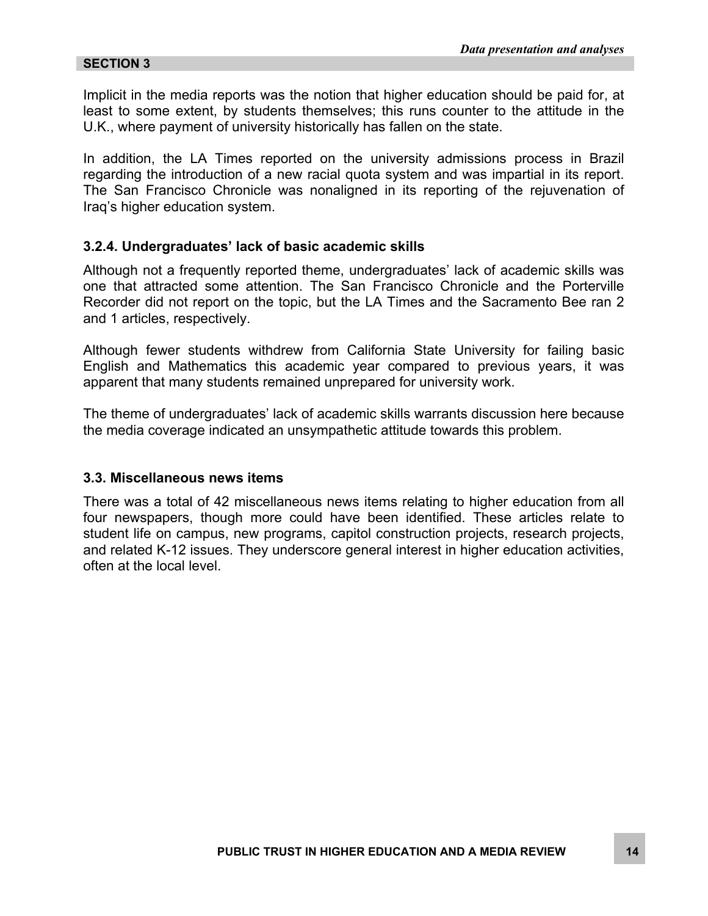Implicit in the media reports was the notion that higher education should be paid for, at least to some extent, by students themselves; this runs counter to the attitude in the U.K., where payment of university historically has fallen on the state.

In addition, the LA Times reported on the university admissions process in Brazil regarding the introduction of a new racial quota system and was impartial in its report. The San Francisco Chronicle was nonaligned in its reporting of the rejuvenation of Iraq's higher education system.

### 3.2.4. Undergraduates' lack of basic academic skills

Although not a frequently reported theme, undergraduates' lack of academic skills was one that attracted some attention. The San Francisco Chronicle and the Porterville Recorder did not report on the topic, but the LA Times and the Sacramento Bee ran 2 and 1 articles, respectively.

Although fewer students withdrew from California State University for failing basic English and Mathematics this academic year compared to previous years, it was apparent that many students remained unprepared for university work.

The theme of undergraduates' lack of academic skills warrants discussion here because the media coverage indicated an unsympathetic attitude towards this problem.

## 3.3. Miscellaneous news items

There was a total of 42 miscellaneous news items relating to higher education from all four newspapers, though more could have been identified. These articles relate to student life on campus, new programs, capitol construction projects, research projects, and related K-12 issues. They underscore general interest in higher education activities, often at the local level.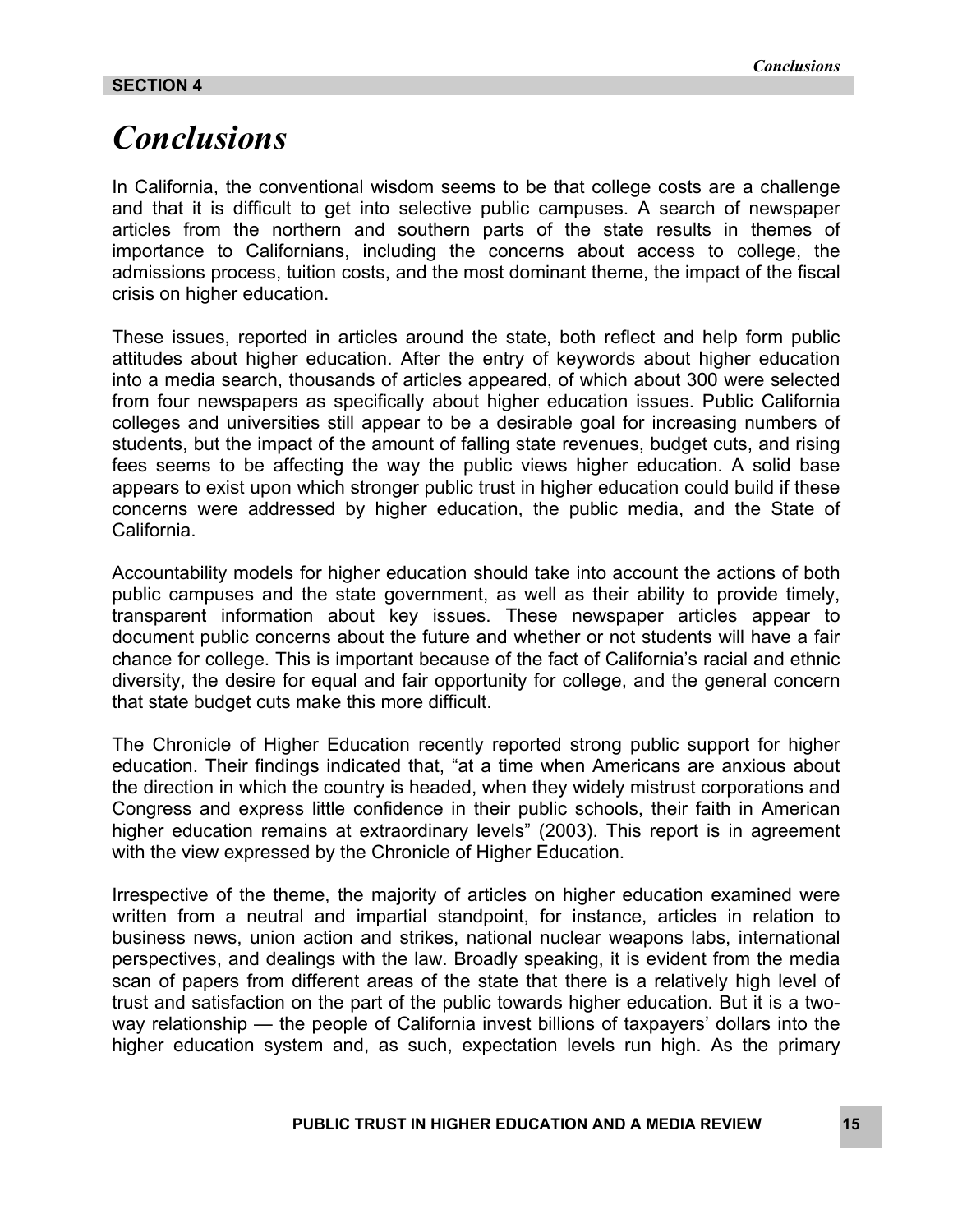**SECTION 4**

# *Conclusions*

In California, the conventional wisdom seems to be that college costs are a challenge and that it is difficult to get into selective public campuses. A search of newspaper articles from the northern and southern parts of the state results in themes of importance to Californians, including the concerns about access to college, the admissions process, tuition costs, and the most dominant theme, the impact of the fiscal crisis on higher education.

These issues, reported in articles around the state, both reflect and help form public attitudes about higher education. After the entry of keywords about higher education into a media search, thousands of articles appeared, of which about 300 were selected from four newspapers as specifically about higher education issues. Public California colleges and universities still appear to be a desirable goal for increasing numbers of students, but the impact of the amount of falling state revenues, budget cuts, and rising fees seems to be affecting the way the public views higher education. A solid base appears to exist upon which stronger public trust in higher education could build if these concerns were addressed by higher education, the public media, and the State of California.

Accountability models for higher education should take into account the actions of both public campuses and the state government, as well as their ability to provide timely, transparent information about key issues. These newspaper articles appear to document public concerns about the future and whether or not students will have a fair chance for college. This is important because of the fact of California's racial and ethnic diversity, the desire for equal and fair opportunity for college, and the general concern that state budget cuts make this more difficult.

The Chronicle of Higher Education recently reported strong public support for higher education. Their findings indicated that, "at a time when Americans are anxious about the direction in which the country is headed, when they widely mistrust corporations and Congress and express little confidence in their public schools, their faith in American higher education remains at extraordinary levels" (2003). This report is in agreement with the view expressed by the Chronicle of Higher Education.

Irrespective of the theme, the majority of articles on higher education examined were written from a neutral and impartial standpoint, for instance, articles in relation to business news, union action and strikes, national nuclear weapons labs, international perspectives, and dealings with the law. Broadly speaking, it is evident from the media scan of papers from different areas of the state that there is a relatively high level of trust and satisfaction on the part of the public towards higher education. But it is a two-way relationship — the people of California invest billions of taxpayers' dollars into the higher education system and, as such, expectation levels run high. As the primary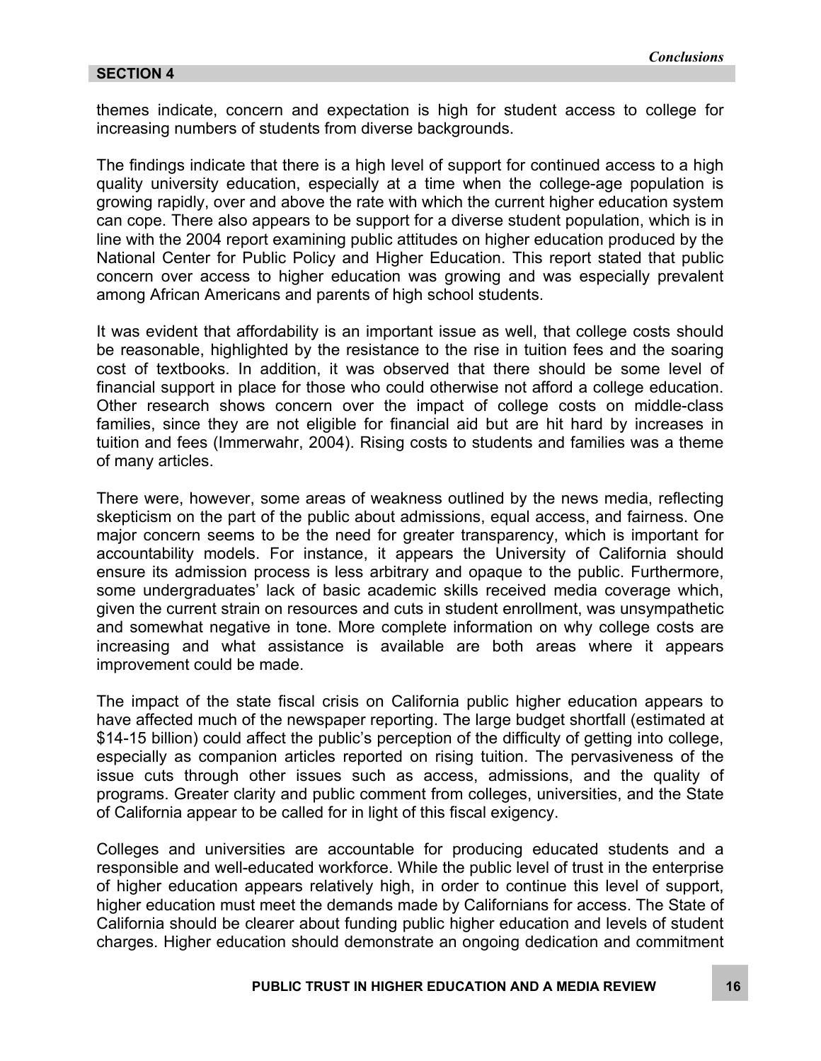themes indicate, concern and expectation is high for student access to college for increasing numbers of students from diverse backgrounds.

The findings indicate that there is a high level of support for continued access to a high quality university education, especially at a time when the college-age population is growing rapidly, over and above the rate with which the current higher education system can cope. There also appears to be support for a diverse student population, which is in line with the 2004 report examining public attitudes on higher education produced by the National Center for Public Policy and Higher Education. This report stated that public concern over access to higher education was growing and was especially prevalent among African Americans and parents of high school students.

It was evident that affordability is an important issue as well, that college costs should be reasonable, highlighted by the resistance to the rise in tuition fees and the soaring cost of textbooks. In addition, it was observed that there should be some level of financial support in place for those who could otherwise not afford a college education. Other research shows concern over the impact of college costs on middle-class families, since they are not eligible for financial aid but are hit hard by increases in tuition and fees (Immerwahr, 2004). Rising costs to students and families was a theme of many articles.

There were, however, some areas of weakness outlined by the news media, reflecting skepticism on the part of the public about admissions, equal access, and fairness. One major concern seems to be the need for greater transparency, which is important for accountability models. For instance, it appears the University of California should ensure its admission process is less arbitrary and opaque to the public. Furthermore, some undergraduates' lack of basic academic skills received media coverage which, given the current strain on resources and cuts in student enrollment, was unsympathetic and somewhat negative in tone. More complete information on why college costs are increasing and what assistance is available are both areas where it appears improvement could be made.

The impact of the state fiscal crisis on California public higher education appears to have affected much of the newspaper reporting. The large budget shortfall (estimated at $14-15 billion) could affect the public's perception of the difficulty of getting into college, especially as companion articles reported on rising tuition. The pervasiveness of the issue cuts through other issues such as access, admissions, and the quality of programs. Greater clarity and public comment from colleges, universities, and the State of California appear to be called for in light of this fiscal exigency.

Colleges and universities are accountable for producing educated students and a responsible and well-educated workforce. While the public level of trust in the enterprise of higher education appears relatively high, in order to continue this level of support, higher education must meet the demands made by Californians for access. The State of California should be clearer about funding public higher education and levels of student charges. Higher education should demonstrate an ongoing dedication and commitment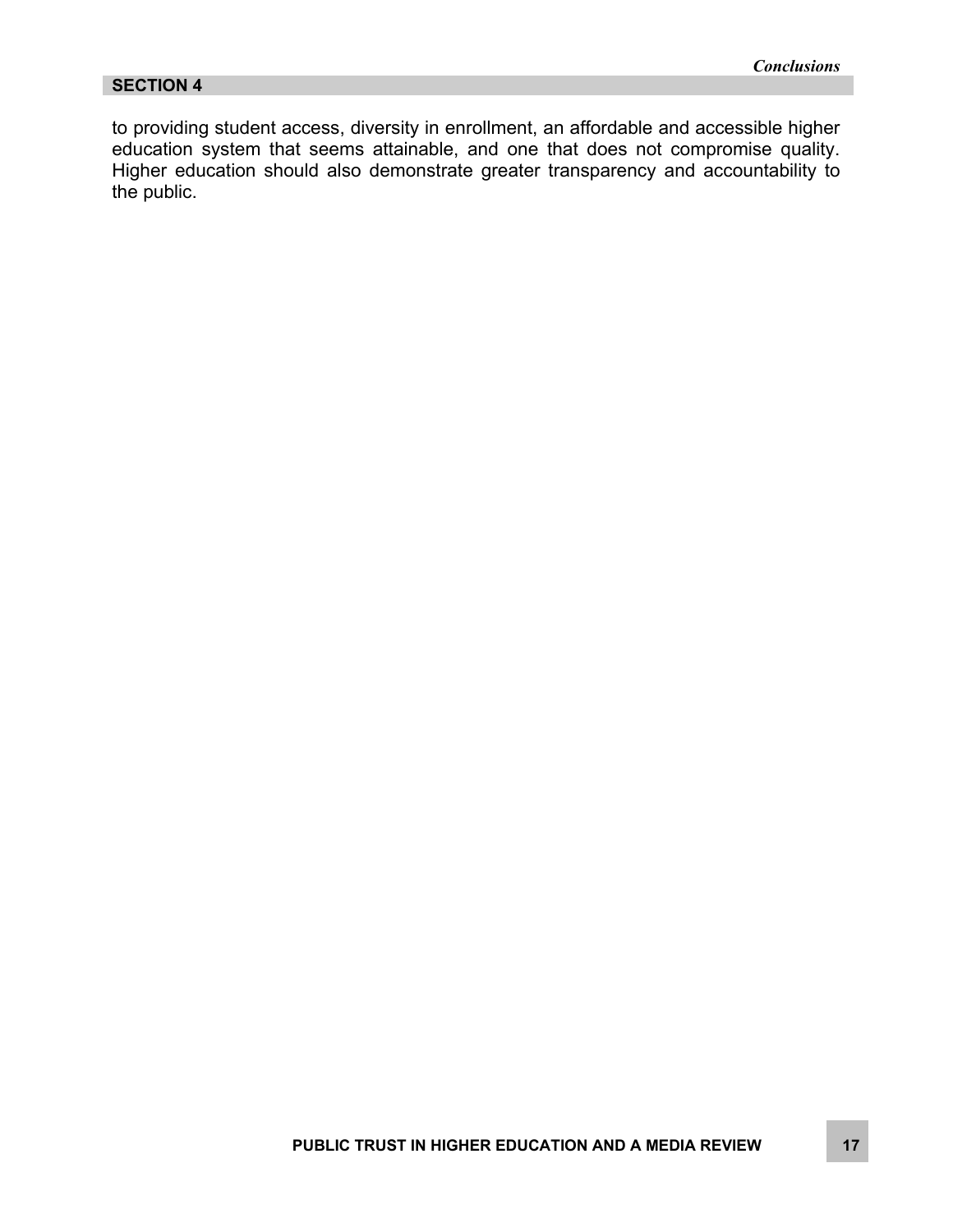to providing student access, diversity in enrollment, an affordable and accessible higher education system that seems attainable, and one that does not compromise quality. Higher education should also demonstrate greater transparency and accountability to the public.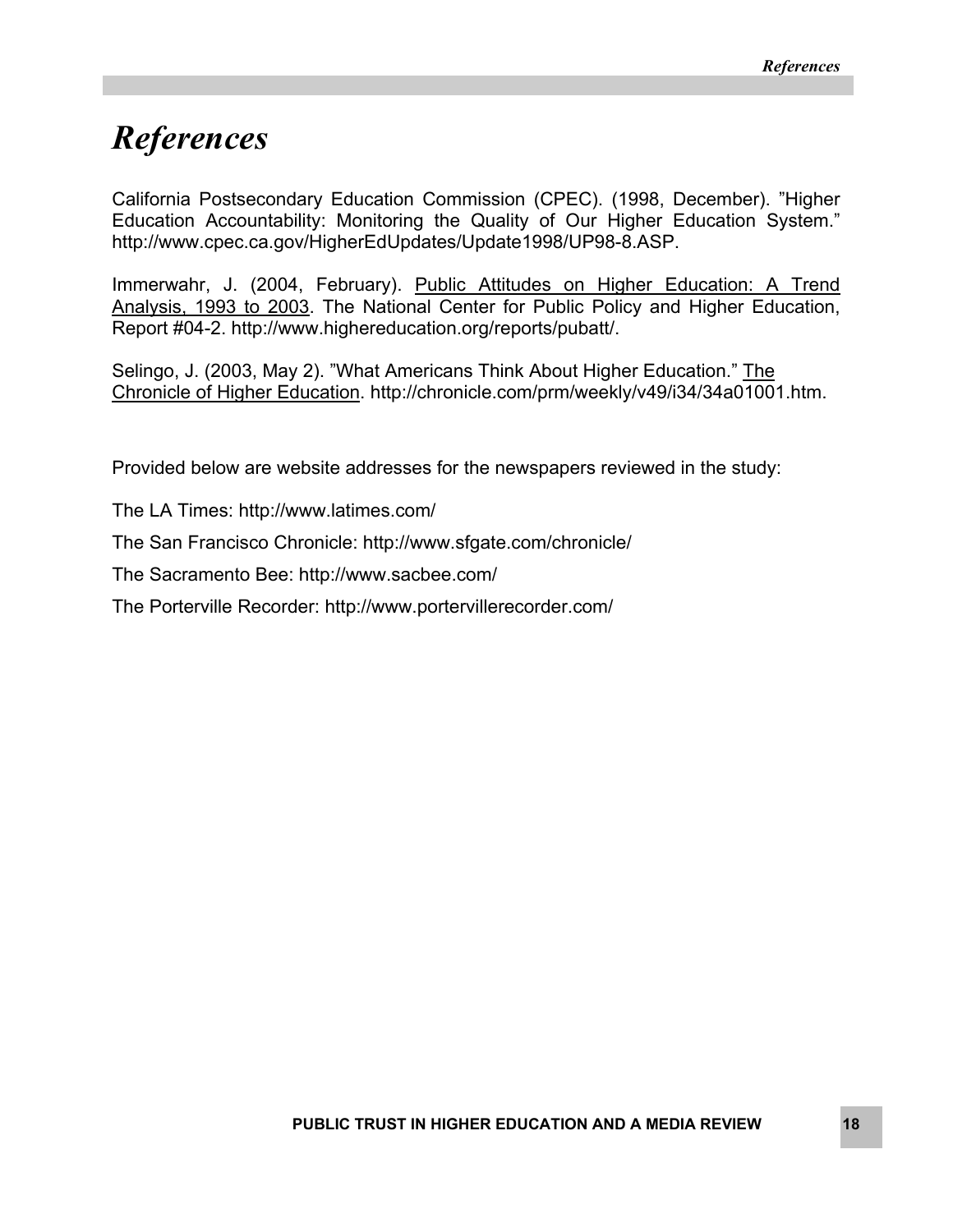# *References*

California Postsecondary Education Commission (CPEC). (1998, December). "Higher Education Accountability: Monitoring the Quality of Our Higher Education System." http://www.cpec.ca.gov/HigherEdUpdates/Update1998/UP98-8.ASP.

Immerwahr, J. (2004, February). Public Attitudes on Higher Education: A Trend Analysis, 1993 to 2003. The National Center for Public Policy and Higher Education, Report #04-2. http://www.highereducation.org/reports/pubatt/.

Selingo, J. (2003, May 2). "What Americans Think About Higher Education." The Chronicle of Higher Education. http://chronicle.com/prm/weekly/v49/i34/34a01001.htm.

Provided below are website addresses for the newspapers reviewed in the study:

The LA Times: http://www.latimes.com/

The San Francisco Chronicle: http://www.sfgate.com/chronicle/

The Sacramento Bee: http://www.sacbee.com/

The Porterville Recorder: http://www.portervillerecorder.com/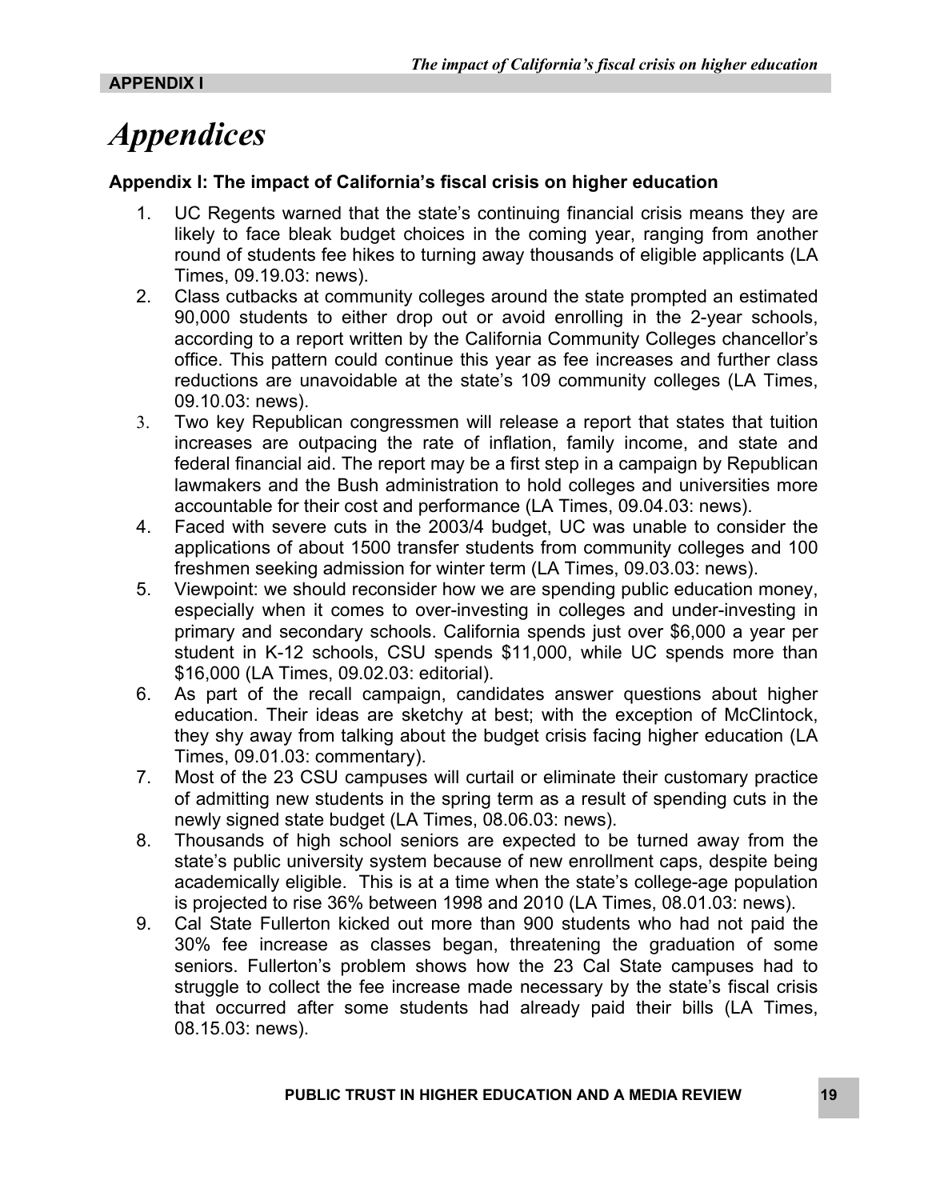**APPENDIX I**

# *Appendices*

### Appendix I: The impact of California's fiscal crisis on higher education

1. UC Regents warned that the state's continuing financial crisis means they are likely to face bleak budget choices in the coming year, ranging from another round of students fee hikes to turning away thousands of eligible applicants (LA Times, 09.19.03: news).
2. Class cutbacks at community colleges around the state prompted an estimated 90,000 students to either drop out or avoid enrolling in the 2-year schools, according to a report written by the California Community Colleges chancellor's office. This pattern could continue this year as fee increases and further class reductions are unavoidable at the state's 109 community colleges (LA Times, 09.10.03: news).
3. Two key Republican congressmen will release a report that states that tuition increases are outpacing the rate of inflation, family income, and state and federal financial aid. The report may be a first step in a campaign by Republican lawmakers and the Bush administration to hold colleges and universities more accountable for their cost and performance (LA Times, 09.04.03: news).
4. Faced with severe cuts in the 2003/4 budget, UC was unable to consider the applications of about 1500 transfer students from community colleges and 100 freshmen seeking admission for winter term (LA Times, 09.03.03: news).
5. Viewpoint: we should reconsider how we are spending public education money, especially when it comes to over-investing in colleges and under-investing in primary and secondary schools. California spends just over $6,000 a year per student in K-12 schools, CSU spends $11,000, while UC spends more than $16,000 (LA Times, 09.02.03: editorial).
6. As part of the recall campaign, candidates answer questions about higher education. Their ideas are sketchy at best; with the exception of McClintock, they shy away from talking about the budget crisis facing higher education (LA Times, 09.01.03: commentary).
7. Most of the 23 CSU campuses will curtail or eliminate their customary practice of admitting new students in the spring term as a result of spending cuts in the newly signed state budget (LA Times, 08.06.03: news).
8. Thousands of high school seniors are expected to be turned away from the state's public university system because of new enrollment caps, despite being academically eligible. This is at a time when the state's college-age population is projected to rise 36% between 1998 and 2010 (LA Times, 08.01.03: news).
9. Cal State Fullerton kicked out more than 900 students who had not paid the 30% fee increase as classes began, threatening the graduation of some seniors. Fullerton's problem shows how the 23 Cal State campuses had to struggle to collect the fee increase made necessary by the state's fiscal crisis that occurred after some students had already paid their bills (LA Times, 08.15.03: news).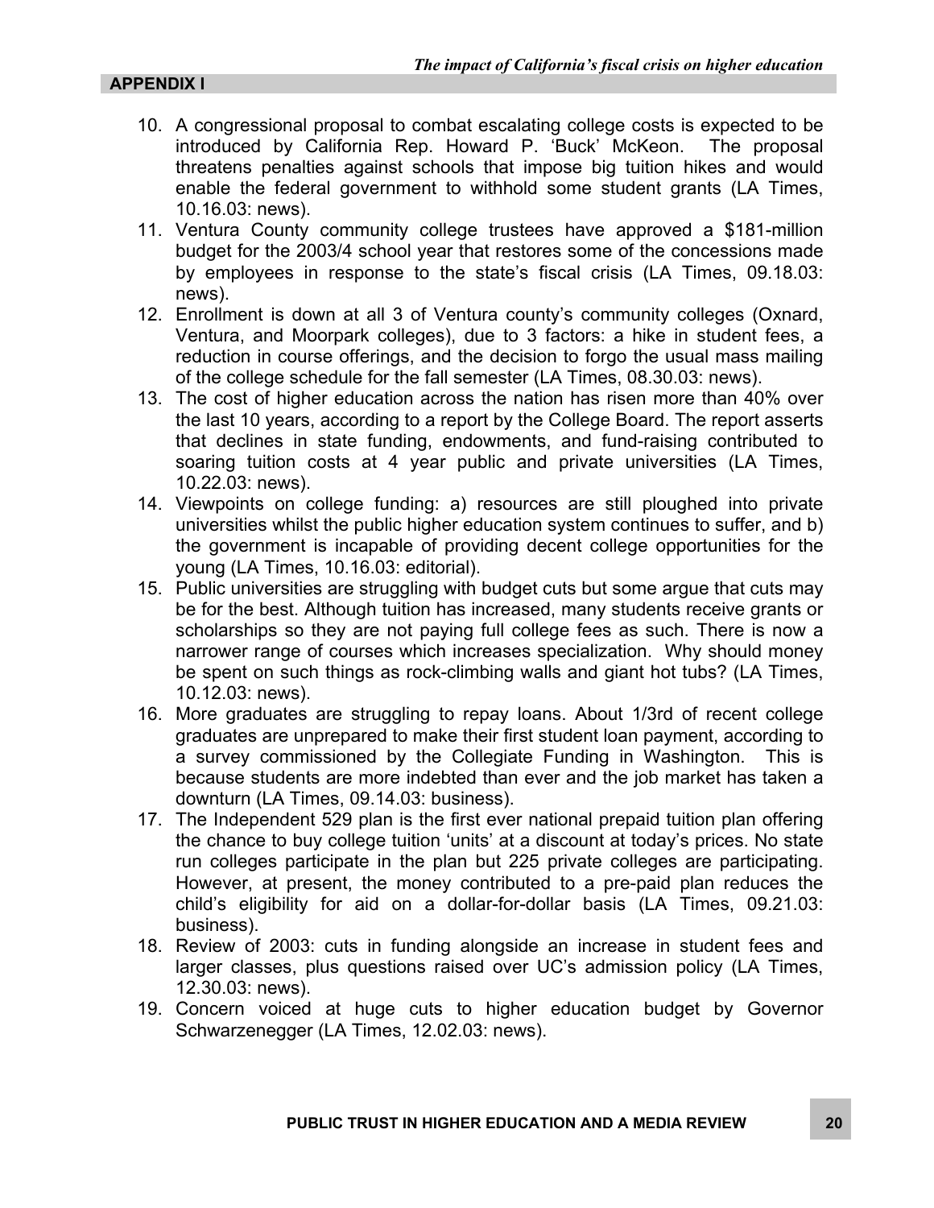**APPENDIX I**

10. A congressional proposal to combat escalating college costs is expected to be introduced by California Rep. Howard P. 'Buck' McKeon. The proposal threatens penalties against schools that impose big tuition hikes and would enable the federal government to withhold some student grants (LA Times, 10.16.03: news).
11. Ventura County community college trustees have approved a $181-million budget for the 2003/4 school year that restores some of the concessions made by employees in response to the state's fiscal crisis (LA Times, 09.18.03: news).
12. Enrollment is down at all 3 of Ventura county's community colleges (Oxnard, Ventura, and Moorpark colleges), due to 3 factors: a hike in student fees, a reduction in course offerings, and the decision to forgo the usual mass mailing of the college schedule for the fall semester (LA Times, 08.30.03: news).
13. The cost of higher education across the nation has risen more than 40% over the last 10 years, according to a report by the College Board. The report asserts that declines in state funding, endowments, and fund-raising contributed to soaring tuition costs at 4 year public and private universities (LA Times, 10.22.03: news).
14. Viewpoints on college funding: a) resources are still ploughed into private universities whilst the public higher education system continues to suffer, and b) the government is incapable of providing decent college opportunities for the young (LA Times, 10.16.03: editorial).
15. Public universities are struggling with budget cuts but some argue that cuts may be for the best. Although tuition has increased, many students receive grants or scholarships so they are not paying full college fees as such. There is now a narrower range of courses which increases specialization. Why should money be spent on such things as rock-climbing walls and giant hot tubs? (LA Times, 10.12.03: news).
16. More graduates are struggling to repay loans. About 1/3rd of recent college graduates are unprepared to make their first student loan payment, according to a survey commissioned by the Collegiate Funding in Washington. This is because students are more indebted than ever and the job market has taken a downturn (LA Times, 09.14.03: business).
17. The Independent 529 plan is the first ever national prepaid tuition plan offering the chance to buy college tuition 'units' at a discount at today's prices. No state run colleges participate in the plan but 225 private colleges are participating. However, at present, the money contributed to a pre-paid plan reduces the child's eligibility for aid on a dollar-for-dollar basis (LA Times, 09.21.03: business).
18. Review of 2003: cuts in funding alongside an increase in student fees and larger classes, plus questions raised over UC's admission policy (LA Times, 12.30.03: news).
19. Concern voiced at huge cuts to higher education budget by Governor Schwarzenegger (LA Times, 12.02.03: news).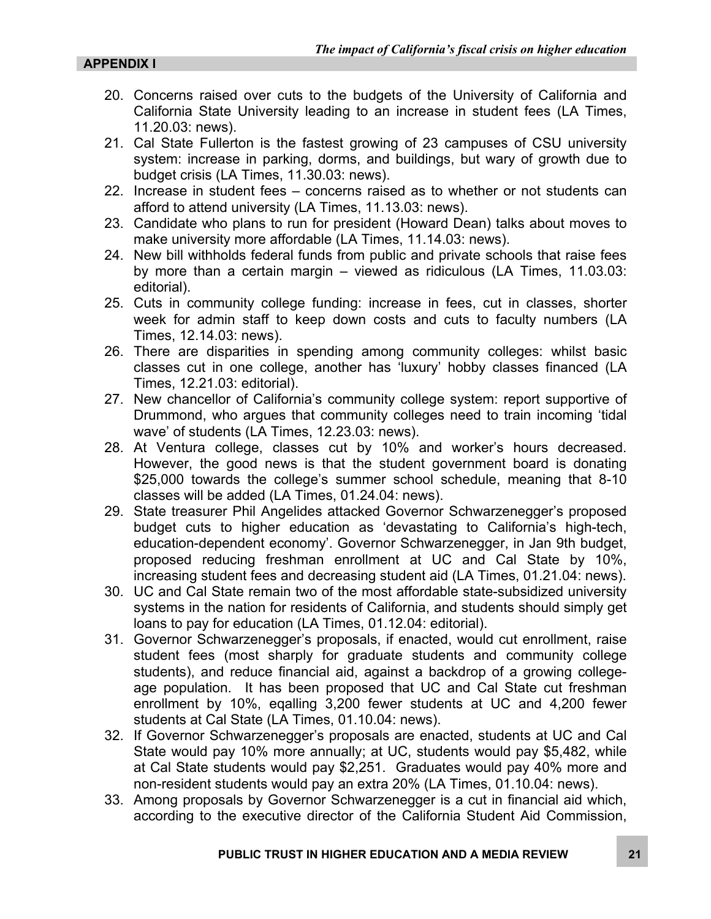**APPENDIX I**

20. Concerns raised over cuts to the budgets of the University of California and California State University leading to an increase in student fees (LA Times, 11.20.03: news).
21. Cal State Fullerton is the fastest growing of 23 campuses of CSU university system: increase in parking, dorms, and buildings, but wary of growth due to budget crisis (LA Times, 11.30.03: news).
22. Increase in student fees – concerns raised as to whether or not students can afford to attend university (LA Times, 11.13.03: news).
23. Candidate who plans to run for president (Howard Dean) talks about moves to make university more affordable (LA Times, 11.14.03: news).
24. New bill withholds federal funds from public and private schools that raise fees by more than a certain margin – viewed as ridiculous (LA Times, 11.03.03: editorial).
25. Cuts in community college funding: increase in fees, cut in classes, shorter week for admin staff to keep down costs and cuts to faculty numbers (LA Times, 12.14.03: news).
26. There are disparities in spending among community colleges: whilst basic classes cut in one college, another has 'luxury' hobby classes financed (LA Times, 12.21.03: editorial).
27. New chancellor of California's community college system: report supportive of Drummond, who argues that community colleges need to train incoming 'tidal wave' of students (LA Times, 12.23.03: news).
28. At Ventura college, classes cut by 10% and worker's hours decreased. However, the good news is that the student government board is donating $25,000 towards the college's summer school schedule, meaning that 8-10 classes will be added (LA Times, 01.24.04: news).
29. State treasurer Phil Angelides attacked Governor Schwarzenegger's proposed budget cuts to higher education as 'devastating to California's high-tech, education-dependent economy'. Governor Schwarzenegger, in Jan 9th budget, proposed reducing freshman enrollment at UC and Cal State by 10%, increasing student fees and decreasing student aid (LA Times, 01.21.04: news).
30. UC and Cal State remain two of the most affordable state-subsidized university systems in the nation for residents of California, and students should simply get loans to pay for education (LA Times, 01.12.04: editorial).
31. Governor Schwarzenegger's proposals, if enacted, would cut enrollment, raise student fees (most sharply for graduate students and community college students), and reduce financial aid, against a backdrop of a growing college-age population. It has been proposed that UC and Cal State cut freshman enrollment by 10%, eqalling 3,200 fewer students at UC and 4,200 fewer students at Cal State (LA Times, 01.10.04: news).
32. If Governor Schwarzenegger's proposals are enacted, students at UC and Cal State would pay 10% more annually; at UC, students would pay $5,482, while at Cal State students would pay $2,251. Graduates would pay 40% more and non-resident students would pay an extra 20% (LA Times, 01.10.04: news).
33. Among proposals by Governor Schwarzenegger is a cut in financial aid which, according to the executive director of the California Student Aid Commission,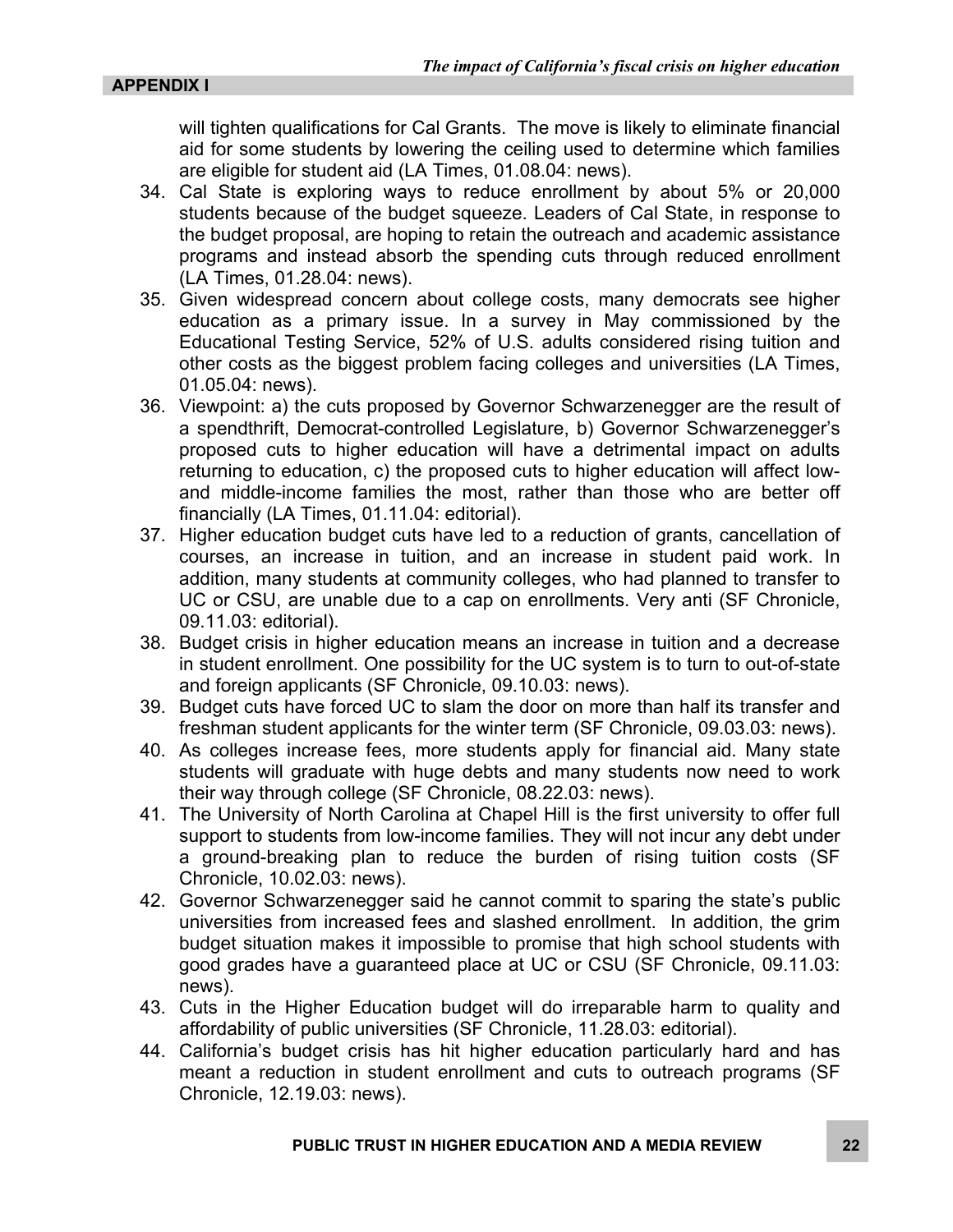will tighten qualifications for Cal Grants. The move is likely to eliminate financial aid for some students by lowering the ceiling used to determine which families are eligible for student aid (LA Times, 01.08.04: news).

34. Cal State is exploring ways to reduce enrollment by about 5% or 20,000 students because of the budget squeeze. Leaders of Cal State, in response to the budget proposal, are hoping to retain the outreach and academic assistance programs and instead absorb the spending cuts through reduced enrollment (LA Times, 01.28.04: news).
35. Given widespread concern about college costs, many democrats see higher education as a primary issue. In a survey in May commissioned by the Educational Testing Service, 52% of U.S. adults considered rising tuition and other costs as the biggest problem facing colleges and universities (LA Times, 01.05.04: news).
36. Viewpoint: a) the cuts proposed by Governor Schwarzenegger are the result of a spendthrift, Democrat-controlled Legislature, b) Governor Schwarzenegger's proposed cuts to higher education will have a detrimental impact on adults returning to education, c) the proposed cuts to higher education will affect low- and middle-income families the most, rather than those who are better off financially (LA Times, 01.11.04: editorial).
37. Higher education budget cuts have led to a reduction of grants, cancellation of courses, an increase in tuition, and an increase in student paid work. In addition, many students at community colleges, who had planned to transfer to UC or CSU, are unable due to a cap on enrollments. Very anti (SF Chronicle, 09.11.03: editorial).
38. Budget crisis in higher education means an increase in tuition and a decrease in student enrollment. One possibility for the UC system is to turn to out-of-state and foreign applicants (SF Chronicle, 09.10.03: news).
39. Budget cuts have forced UC to slam the door on more than half its transfer and freshman student applicants for the winter term (SF Chronicle, 09.03.03: news).
40. As colleges increase fees, more students apply for financial aid. Many state students will graduate with huge debts and many students now need to work their way through college (SF Chronicle, 08.22.03: news).
41. The University of North Carolina at Chapel Hill is the first university to offer full support to students from low-income families. They will not incur any debt under a ground-breaking plan to reduce the burden of rising tuition costs (SF Chronicle, 10.02.03: news).
42. Governor Schwarzenegger said he cannot commit to sparing the state's public universities from increased fees and slashed enrollment. In addition, the grim budget situation makes it impossible to promise that high school students with good grades have a guaranteed place at UC or CSU (SF Chronicle, 09.11.03: news).
43. Cuts in the Higher Education budget will do irreparable harm to quality and affordability of public universities (SF Chronicle, 11.28.03: editorial).
44. California's budget crisis has hit higher education particularly hard and has meant a reduction in student enrollment and cuts to outreach programs (SF Chronicle, 12.19.03: news).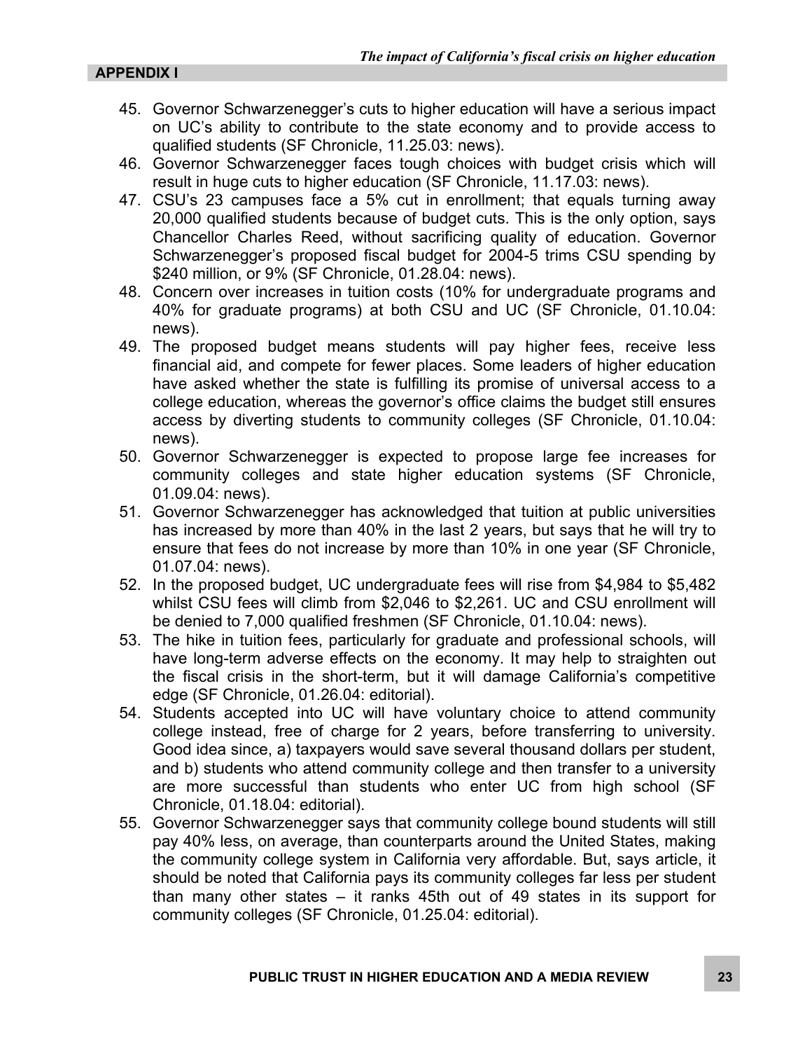**APPENDIX I**

45. Governor Schwarzenegger's cuts to higher education will have a serious impact on UC's ability to contribute to the state economy and to provide access to qualified students (SF Chronicle, 11.25.03: news).
46. Governor Schwarzenegger faces tough choices with budget crisis which will result in huge cuts to higher education (SF Chronicle, 11.17.03: news).
47. CSU's 23 campuses face a 5% cut in enrollment; that equals turning away 20,000 qualified students because of budget cuts. This is the only option, says Chancellor Charles Reed, without sacrificing quality of education. Governor Schwarzenegger's proposed fiscal budget for 2004-5 trims CSU spending by $240 million, or 9% (SF Chronicle, 01.28.04: news).
48. Concern over increases in tuition costs (10% for undergraduate programs and 40% for graduate programs) at both CSU and UC (SF Chronicle, 01.10.04: news).
49. The proposed budget means students will pay higher fees, receive less financial aid, and compete for fewer places. Some leaders of higher education have asked whether the state is fulfilling its promise of universal access to a college education, whereas the governor's office claims the budget still ensures access by diverting students to community colleges (SF Chronicle, 01.10.04: news).
50. Governor Schwarzenegger is expected to propose large fee increases for community colleges and state higher education systems (SF Chronicle, 01.09.04: news).
51. Governor Schwarzenegger has acknowledged that tuition at public universities has increased by more than 40% in the last 2 years, but says that he will try to ensure that fees do not increase by more than 10% in one year (SF Chronicle, 01.07.04: news).
52. In the proposed budget, UC undergraduate fees will rise from $4,984 to $5,482 whilst CSU fees will climb from $2,046 to $2,261. UC and CSU enrollment will be denied to 7,000 qualified freshmen (SF Chronicle, 01.10.04: news).
53. The hike in tuition fees, particularly for graduate and professional schools, will have long-term adverse effects on the economy. It may help to straighten out the fiscal crisis in the short-term, but it will damage California's competitive edge (SF Chronicle, 01.26.04: editorial).
54. Students accepted into UC will have voluntary choice to attend community college instead, free of charge for 2 years, before transferring to university. Good idea since, a) taxpayers would save several thousand dollars per student, and b) students who attend community college and then transfer to a university are more successful than students who enter UC from high school (SF Chronicle, 01.18.04: editorial).
55. Governor Schwarzenegger says that community college bound students will still pay 40% less, on average, than counterparts around the United States, making the community college system in California very affordable. But, says article, it should be noted that California pays its community colleges far less per student than many other states – it ranks 45th out of 49 states in its support for community colleges (SF Chronicle, 01.25.04: editorial).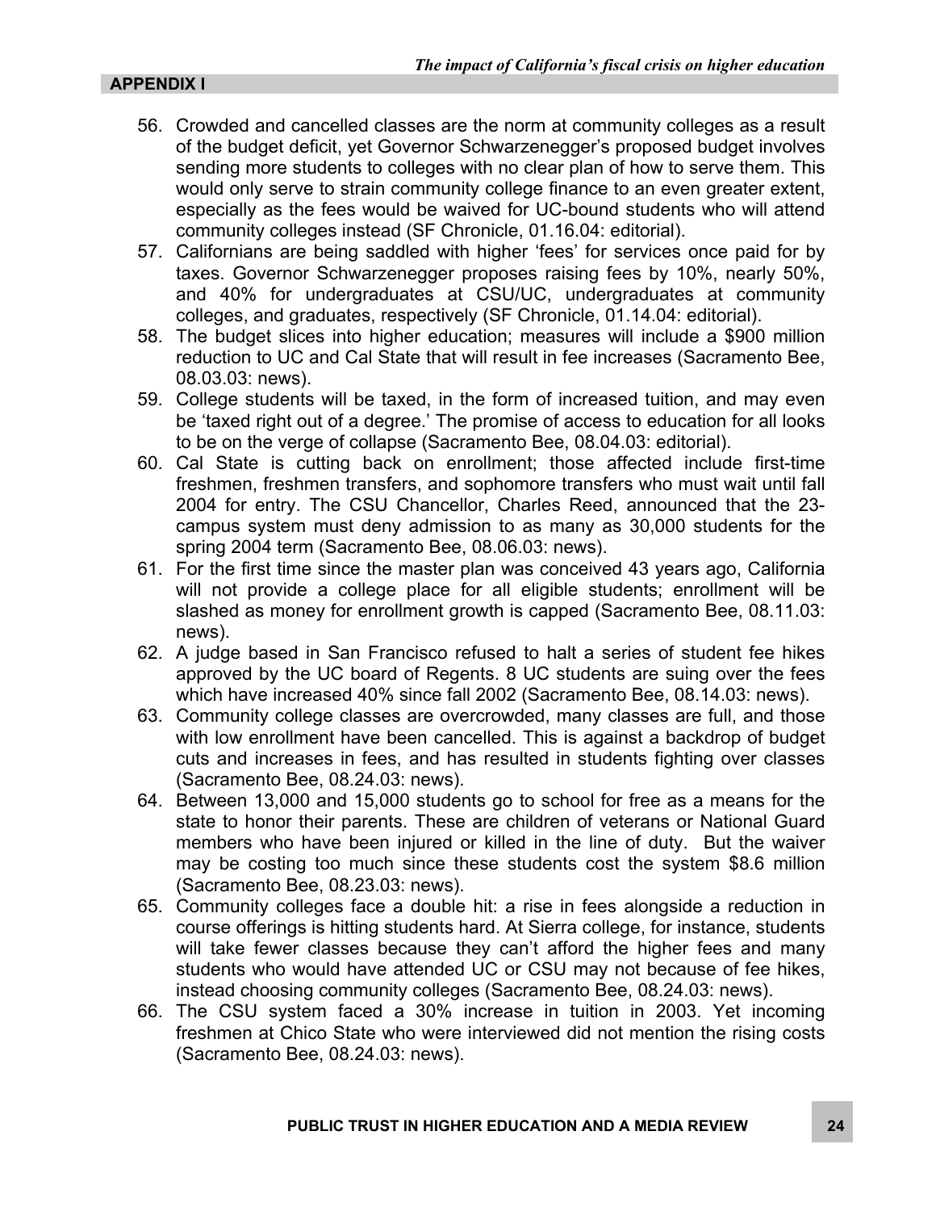56. Crowded and cancelled classes are the norm at community colleges as a result of the budget deficit, yet Governor Schwarzenegger's proposed budget involves sending more students to colleges with no clear plan of how to serve them. This would only serve to strain community college finance to an even greater extent, especially as the fees would be waived for UC-bound students who will attend community colleges instead (SF Chronicle, 01.16.04: editorial).
57. Californians are being saddled with higher 'fees' for services once paid for by taxes. Governor Schwarzenegger proposes raising fees by 10%, nearly 50%, and 40% for undergraduates at CSU/UC, undergraduates at community colleges, and graduates, respectively (SF Chronicle, 01.14.04: editorial).
58. The budget slices into higher education; measures will include a $900 million reduction to UC and Cal State that will result in fee increases (Sacramento Bee, 08.03.03: news).
59. College students will be taxed, in the form of increased tuition, and may even be 'taxed right out of a degree.' The promise of access to education for all looks to be on the verge of collapse (Sacramento Bee, 08.04.03: editorial).
60. Cal State is cutting back on enrollment; those affected include first-time freshmen, freshmen transfers, and sophomore transfers who must wait until fall 2004 for entry. The CSU Chancellor, Charles Reed, announced that the 23-campus system must deny admission to as many as 30,000 students for the spring 2004 term (Sacramento Bee, 08.06.03: news).
61. For the first time since the master plan was conceived 43 years ago, California will not provide a college place for all eligible students; enrollment will be slashed as money for enrollment growth is capped (Sacramento Bee, 08.11.03: news).
62. A judge based in San Francisco refused to halt a series of student fee hikes approved by the UC board of Regents. 8 UC students are suing over the fees which have increased 40% since fall 2002 (Sacramento Bee, 08.14.03: news).
63. Community college classes are overcrowded, many classes are full, and those with low enrollment have been cancelled. This is against a backdrop of budget cuts and increases in fees, and has resulted in students fighting over classes (Sacramento Bee, 08.24.03: news).
64. Between 13,000 and 15,000 students go to school for free as a means for the state to honor their parents. These are children of veterans or National Guard members who have been injured or killed in the line of duty. But the waiver may be costing too much since these students cost the system $8.6 million (Sacramento Bee, 08.23.03: news).
65. Community colleges face a double hit: a rise in fees alongside a reduction in course offerings is hitting students hard. At Sierra college, for instance, students will take fewer classes because they can't afford the higher fees and many students who would have attended UC or CSU may not because of fee hikes, instead choosing community colleges (Sacramento Bee, 08.24.03: news).
66. The CSU system faced a 30% increase in tuition in 2003. Yet incoming freshmen at Chico State who were interviewed did not mention the rising costs (Sacramento Bee, 08.24.03: news).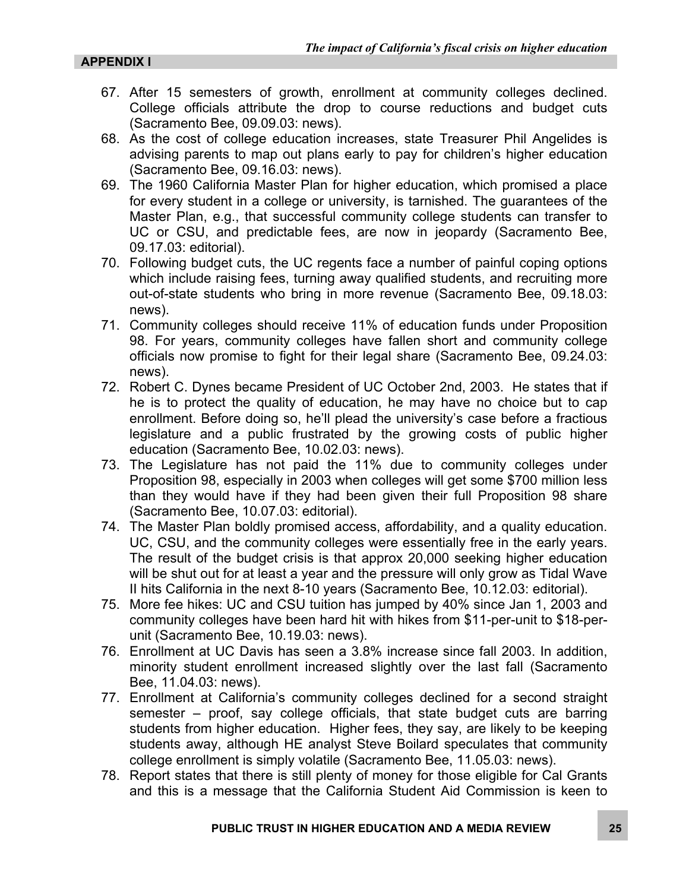**APPENDIX I**

67. After 15 semesters of growth, enrollment at community colleges declined. College officials attribute the drop to course reductions and budget cuts (Sacramento Bee, 09.09.03: news).
68. As the cost of college education increases, state Treasurer Phil Angelides is advising parents to map out plans early to pay for children's higher education (Sacramento Bee, 09.16.03: news).
69. The 1960 California Master Plan for higher education, which promised a place for every student in a college or university, is tarnished. The guarantees of the Master Plan, e.g., that successful community college students can transfer to UC or CSU, and predictable fees, are now in jeopardy (Sacramento Bee, 09.17.03: editorial).
70. Following budget cuts, the UC regents face a number of painful coping options which include raising fees, turning away qualified students, and recruiting more out-of-state students who bring in more revenue (Sacramento Bee, 09.18.03: news).
71. Community colleges should receive 11% of education funds under Proposition 98. For years, community colleges have fallen short and community college officials now promise to fight for their legal share (Sacramento Bee, 09.24.03: news).
72. Robert C. Dynes became President of UC October 2nd, 2003. He states that if he is to protect the quality of education, he may have no choice but to cap enrollment. Before doing so, he'll plead the university's case before a fractious legislature and a public frustrated by the growing costs of public higher education (Sacramento Bee, 10.02.03: news).
73. The Legislature has not paid the 11% due to community colleges under Proposition 98, especially in 2003 when colleges will get some $700 million less than they would have if they had been given their full Proposition 98 share (Sacramento Bee, 10.07.03: editorial).
74. The Master Plan boldly promised access, affordability, and a quality education. UC, CSU, and the community colleges were essentially free in the early years. The result of the budget crisis is that approx 20,000 seeking higher education will be shut out for at least a year and the pressure will only grow as Tidal Wave II hits California in the next 8-10 years (Sacramento Bee, 10.12.03: editorial).
75. More fee hikes: UC and CSU tuition has jumped by 40% since Jan 1, 2003 and community colleges have been hard hit with hikes from $11-per-unit to $18-per-unit (Sacramento Bee, 10.19.03: news).
76. Enrollment at UC Davis has seen a 3.8% increase since fall 2003. In addition, minority student enrollment increased slightly over the last fall (Sacramento Bee, 11.04.03: news).
77. Enrollment at California's community colleges declined for a second straight semester – proof, say college officials, that state budget cuts are barring students from higher education. Higher fees, they say, are likely to be keeping students away, although HE analyst Steve Boilard speculates that community college enrollment is simply volatile (Sacramento Bee, 11.05.03: news).
78. Report states that there is still plenty of money for those eligible for Cal Grants and this is a message that the California Student Aid Commission is keen to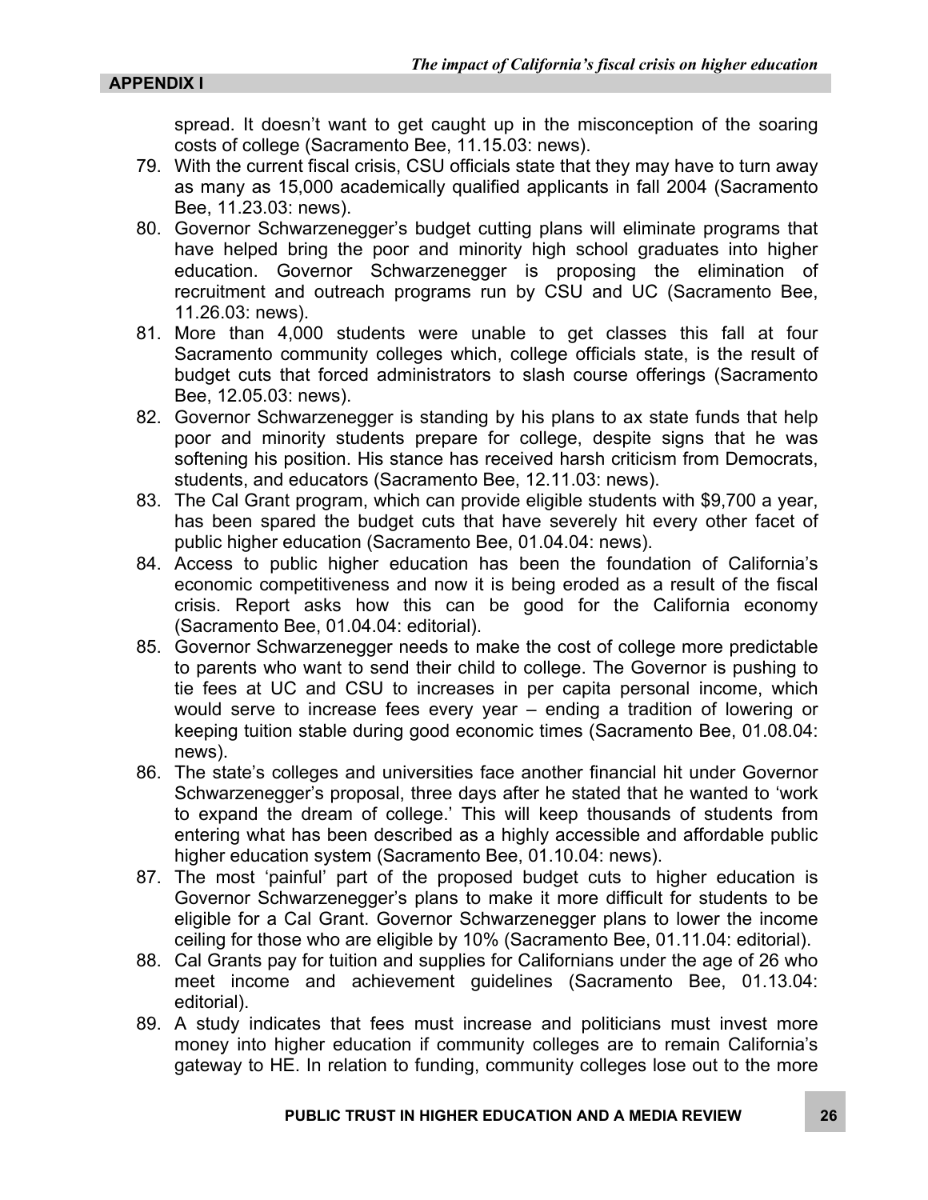spread. It doesn't want to get caught up in the misconception of the soaring costs of college (Sacramento Bee, 11.15.03: news).

79. With the current fiscal crisis, CSU officials state that they may have to turn away as many as 15,000 academically qualified applicants in fall 2004 (Sacramento Bee, 11.23.03: news).
80. Governor Schwarzenegger's budget cutting plans will eliminate programs that have helped bring the poor and minority high school graduates into higher education. Governor Schwarzenegger is proposing the elimination of recruitment and outreach programs run by CSU and UC (Sacramento Bee, 11.26.03: news).
81. More than 4,000 students were unable to get classes this fall at four Sacramento community colleges which, college officials state, is the result of budget cuts that forced administrators to slash course offerings (Sacramento Bee, 12.05.03: news).
82. Governor Schwarzenegger is standing by his plans to ax state funds that help poor and minority students prepare for college, despite signs that he was softening his position. His stance has received harsh criticism from Democrats, students, and educators (Sacramento Bee, 12.11.03: news).
83. The Cal Grant program, which can provide eligible students with $9,700 a year, has been spared the budget cuts that have severely hit every other facet of public higher education (Sacramento Bee, 01.04.04: news).
84. Access to public higher education has been the foundation of California's economic competitiveness and now it is being eroded as a result of the fiscal crisis. Report asks how this can be good for the California economy (Sacramento Bee, 01.04.04: editorial).
85. Governor Schwarzenegger needs to make the cost of college more predictable to parents who want to send their child to college. The Governor is pushing to tie fees at UC and CSU to increases in per capita personal income, which would serve to increase fees every year – ending a tradition of lowering or keeping tuition stable during good economic times (Sacramento Bee, 01.08.04: news).
86. The state's colleges and universities face another financial hit under Governor Schwarzenegger's proposal, three days after he stated that he wanted to 'work to expand the dream of college.' This will keep thousands of students from entering what has been described as a highly accessible and affordable public higher education system (Sacramento Bee, 01.10.04: news).
87. The most 'painful' part of the proposed budget cuts to higher education is Governor Schwarzenegger's plans to make it more difficult for students to be eligible for a Cal Grant. Governor Schwarzenegger plans to lower the income ceiling for those who are eligible by 10% (Sacramento Bee, 01.11.04: editorial).
88. Cal Grants pay for tuition and supplies for Californians under the age of 26 who meet income and achievement guidelines (Sacramento Bee, 01.13.04: editorial).
89. A study indicates that fees must increase and politicians must invest more money into higher education if community colleges are to remain California's gateway to HE. In relation to funding, community colleges lose out to the more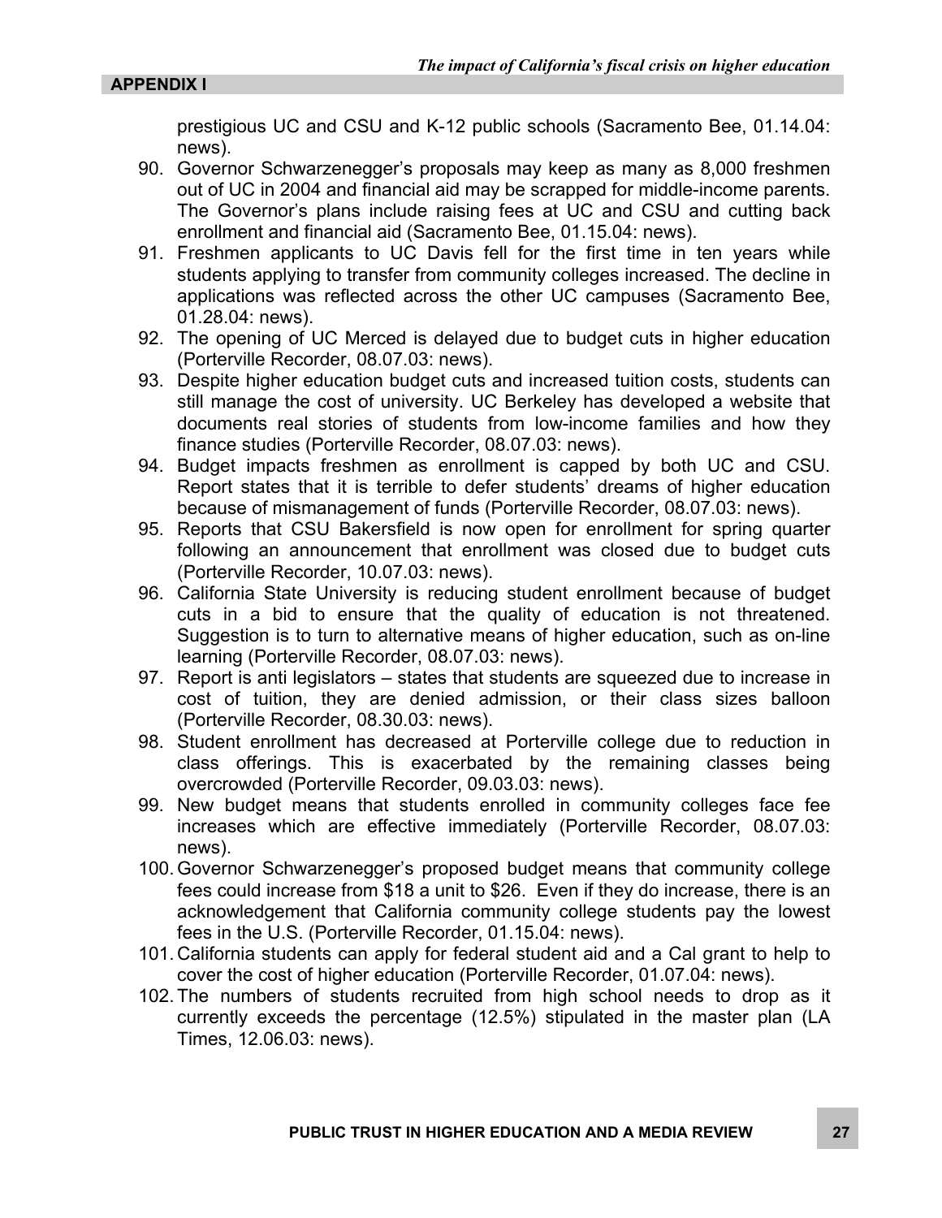prestigious UC and CSU and K-12 public schools (Sacramento Bee, 01.14.04: news).

90. Governor Schwarzenegger's proposals may keep as many as 8,000 freshmen out of UC in 2004 and financial aid may be scrapped for middle-income parents. The Governor's plans include raising fees at UC and CSU and cutting back enrollment and financial aid (Sacramento Bee, 01.15.04: news).
91. Freshmen applicants to UC Davis fell for the first time in ten years while students applying to transfer from community colleges increased. The decline in applications was reflected across the other UC campuses (Sacramento Bee, 01.28.04: news).
92. The opening of UC Merced is delayed due to budget cuts in higher education (Porterville Recorder, 08.07.03: news).
93. Despite higher education budget cuts and increased tuition costs, students can still manage the cost of university. UC Berkeley has developed a website that documents real stories of students from low-income families and how they finance studies (Porterville Recorder, 08.07.03: news).
94. Budget impacts freshmen as enrollment is capped by both UC and CSU. Report states that it is terrible to defer students' dreams of higher education because of mismanagement of funds (Porterville Recorder, 08.07.03: news).
95. Reports that CSU Bakersfield is now open for enrollment for spring quarter following an announcement that enrollment was closed due to budget cuts (Porterville Recorder, 10.07.03: news).
96. California State University is reducing student enrollment because of budget cuts in a bid to ensure that the quality of education is not threatened. Suggestion is to turn to alternative means of higher education, such as on-line learning (Porterville Recorder, 08.07.03: news).
97. Report is anti legislators – states that students are squeezed due to increase in cost of tuition, they are denied admission, or their class sizes balloon (Porterville Recorder, 08.30.03: news).
98. Student enrollment has decreased at Porterville college due to reduction in class offerings. This is exacerbated by the remaining classes being overcrowded (Porterville Recorder, 09.03.03: news).
99. New budget means that students enrolled in community colleges face fee increases which are effective immediately (Porterville Recorder, 08.07.03: news).
100. Governor Schwarzenegger's proposed budget means that community college fees could increase from $18 a unit to $26. Even if they do increase, there is an acknowledgement that California community college students pay the lowest fees in the U.S. (Porterville Recorder, 01.15.04: news).
101. California students can apply for federal student aid and a Cal grant to help to cover the cost of higher education (Porterville Recorder, 01.07.04: news).
102. The numbers of students recruited from high school needs to drop as it currently exceeds the percentage (12.5%) stipulated in the master plan (LA Times, 12.06.03: news).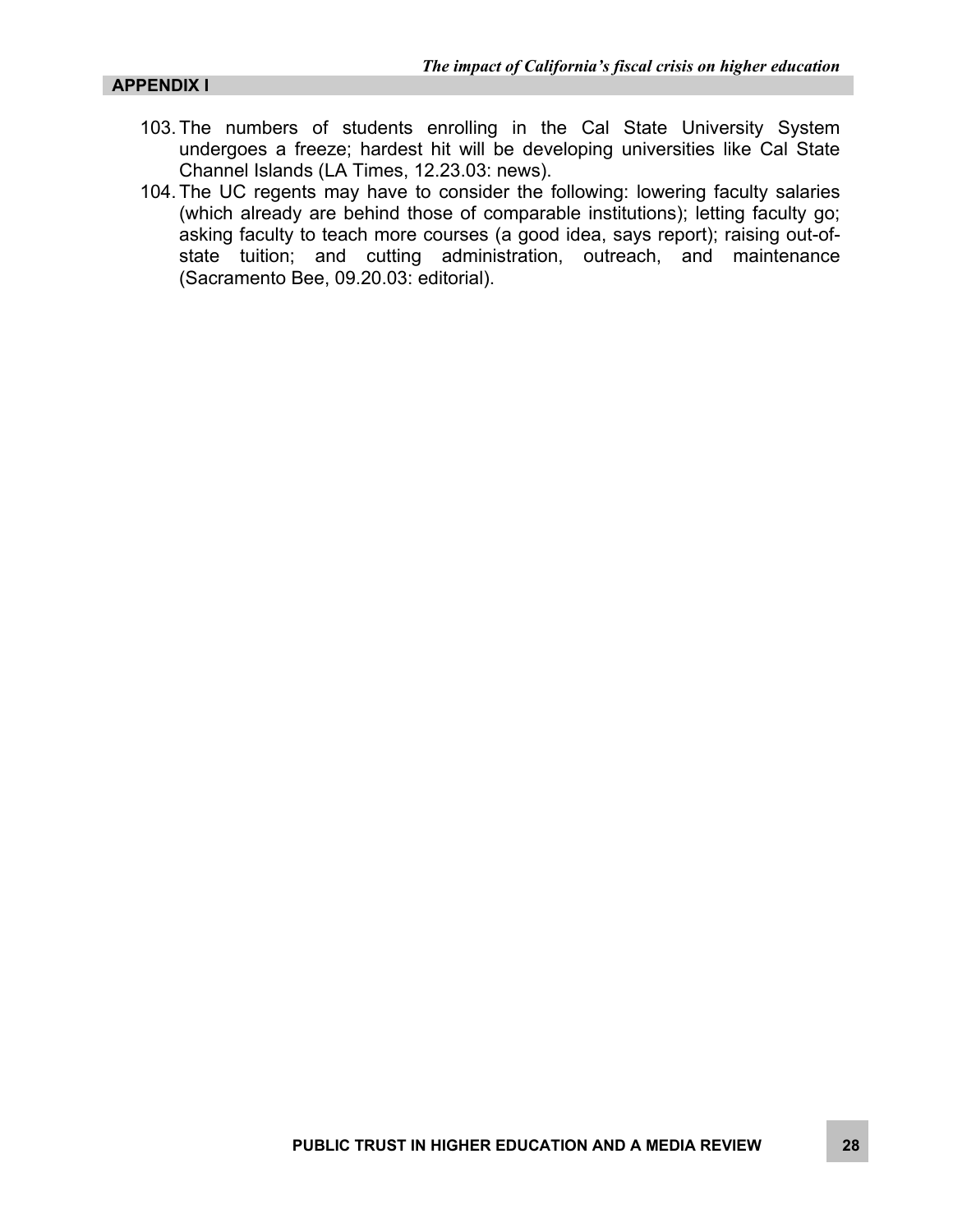## APPENDIX I

103. The numbers of students enrolling in the Cal State University System undergoes a freeze; hardest hit will be developing universities like Cal State Channel Islands (LA Times, 12.23.03: news).
104. The UC regents may have to consider the following: lowering faculty salaries (which already are behind those of comparable institutions); letting faculty go; asking faculty to teach more courses (a good idea, says report); raising out-of-state tuition; and cutting administration, outreach, and maintenance (Sacramento Bee, 09.20.03: editorial).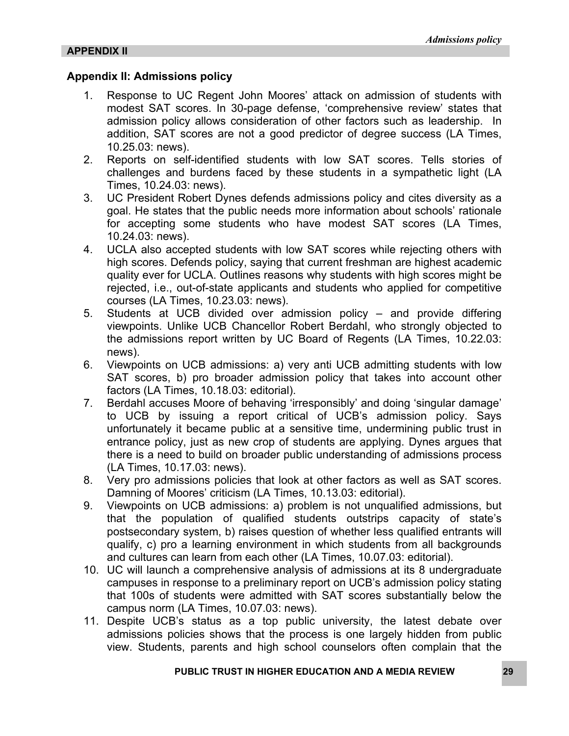**APPENDIX II**

## Appendix II: Admissions policy

1. Response to UC Regent John Moores' attack on admission of students with modest SAT scores. In 30-page defense, 'comprehensive review' states that admission policy allows consideration of other factors such as leadership. In addition, SAT scores are not a good predictor of degree success (LA Times, 10.25.03: news).
2. Reports on self-identified students with low SAT scores. Tells stories of challenges and burdens faced by these students in a sympathetic light (LA Times, 10.24.03: news).
3. UC President Robert Dynes defends admissions policy and cites diversity as a goal. He states that the public needs more information about schools' rationale for accepting some students who have modest SAT scores (LA Times, 10.24.03: news).
4. UCLA also accepted students with low SAT scores while rejecting others with high scores. Defends policy, saying that current freshman are highest academic quality ever for UCLA. Outlines reasons why students with high scores might be rejected, i.e., out-of-state applicants and students who applied for competitive courses (LA Times, 10.23.03: news).
5. Students at UCB divided over admission policy – and provide differing viewpoints. Unlike UCB Chancellor Robert Berdahl, who strongly objected to the admissions report written by UC Board of Regents (LA Times, 10.22.03: news).
6. Viewpoints on UCB admissions: a) very anti UCB admitting students with low SAT scores, b) pro broader admission policy that takes into account other factors (LA Times, 10.18.03: editorial).
7. Berdahl accuses Moore of behaving 'irresponsibly' and doing 'singular damage' to UCB by issuing a report critical of UCB's admission policy. Says unfortunately it became public at a sensitive time, undermining public trust in entrance policy, just as new crop of students are applying. Dynes argues that there is a need to build on broader public understanding of admissions process (LA Times, 10.17.03: news).
8. Very pro admissions policies that look at other factors as well as SAT scores. Damning of Moores' criticism (LA Times, 10.13.03: editorial).
9. Viewpoints on UCB admissions: a) problem is not unqualified admissions, but that the population of qualified students outstrips capacity of state's postsecondary system, b) raises question of whether less qualified entrants will qualify, c) pro a learning environment in which students from all backgrounds and cultures can learn from each other (LA Times, 10.07.03: editorial).
10. UC will launch a comprehensive analysis of admissions at its 8 undergraduate campuses in response to a preliminary report on UCB's admission policy stating that 100s of students were admitted with SAT scores substantially below the campus norm (LA Times, 10.07.03: news).
11. Despite UCB's status as a top public university, the latest debate over admissions policies shows that the process is one largely hidden from public view. Students, parents and high school counselors often complain that the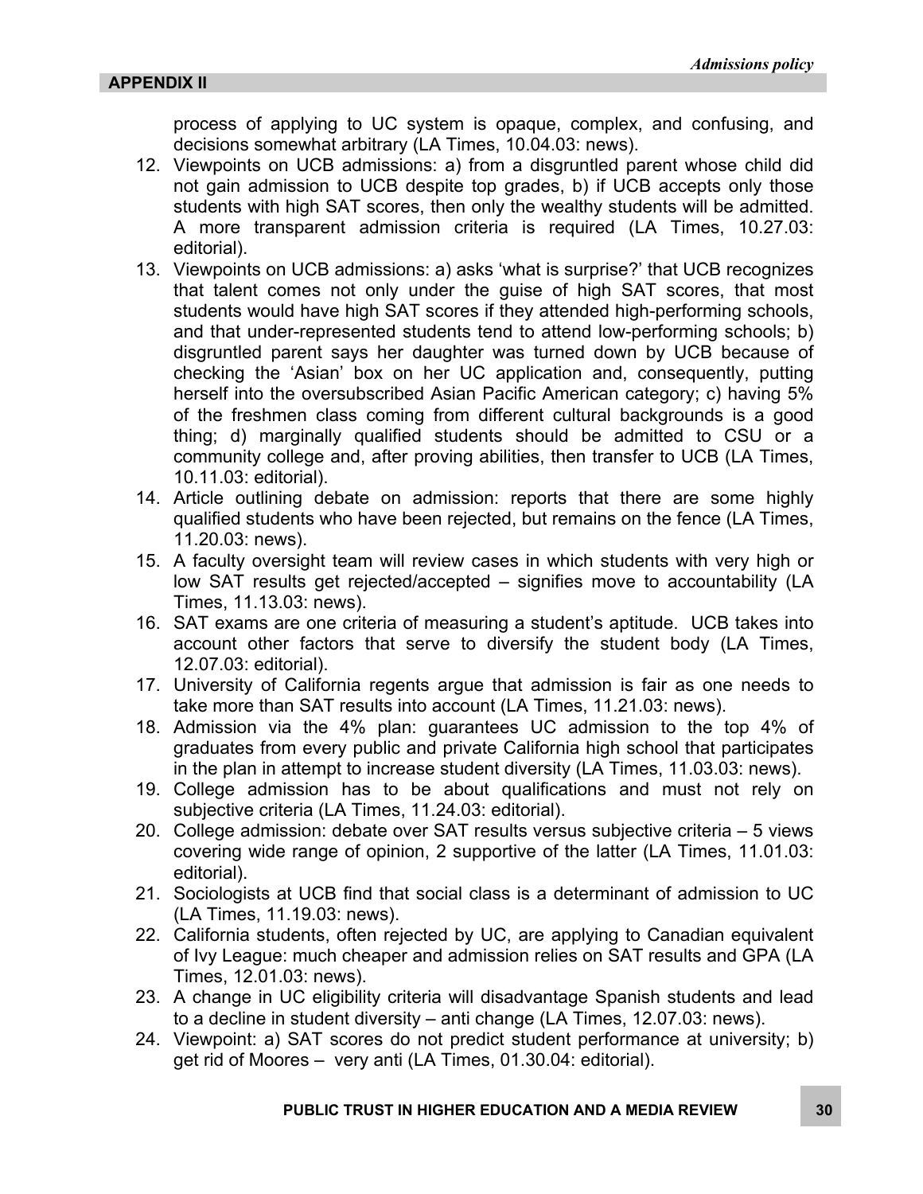process of applying to UC system is opaque, complex, and confusing, and decisions somewhat arbitrary (LA Times, 10.04.03: news).

12. Viewpoints on UCB admissions: a) from a disgruntled parent whose child did not gain admission to UCB despite top grades, b) if UCB accepts only those students with high SAT scores, then only the wealthy students will be admitted. A more transparent admission criteria is required (LA Times, 10.27.03: editorial).
13. Viewpoints on UCB admissions: a) asks 'what is surprise?' that UCB recognizes that talent comes not only under the guise of high SAT scores, that most students would have high SAT scores if they attended high-performing schools, and that under-represented students tend to attend low-performing schools; b) disgruntled parent says her daughter was turned down by UCB because of checking the 'Asian' box on her UC application and, consequently, putting herself into the oversubscribed Asian Pacific American category; c) having 5% of the freshmen class coming from different cultural backgrounds is a good thing; d) marginally qualified students should be admitted to CSU or a community college and, after proving abilities, then transfer to UCB (LA Times, 10.11.03: editorial).
14. Article outlining debate on admission: reports that there are some highly qualified students who have been rejected, but remains on the fence (LA Times, 11.20.03: news).
15. A faculty oversight team will review cases in which students with very high or low SAT results get rejected/accepted – signifies move to accountability (LA Times, 11.13.03: news).
16. SAT exams are one criteria of measuring a student's aptitude. UCB takes into account other factors that serve to diversify the student body (LA Times, 12.07.03: editorial).
17. University of California regents argue that admission is fair as one needs to take more than SAT results into account (LA Times, 11.21.03: news).
18. Admission via the 4% plan: guarantees UC admission to the top 4% of graduates from every public and private California high school that participates in the plan in attempt to increase student diversity (LA Times, 11.03.03: news).
19. College admission has to be about qualifications and must not rely on subjective criteria (LA Times, 11.24.03: editorial).
20. College admission: debate over SAT results versus subjective criteria – 5 views covering wide range of opinion, 2 supportive of the latter (LA Times, 11.01.03: editorial).
21. Sociologists at UCB find that social class is a determinant of admission to UC (LA Times, 11.19.03: news).
22. California students, often rejected by UC, are applying to Canadian equivalent of Ivy League: much cheaper and admission relies on SAT results and GPA (LA Times, 12.01.03: news).
23. A change in UC eligibility criteria will disadvantage Spanish students and lead to a decline in student diversity – anti change (LA Times, 12.07.03: news).
24. Viewpoint: a) SAT scores do not predict student performance at university; b) get rid of Moores – very anti (LA Times, 01.30.04: editorial).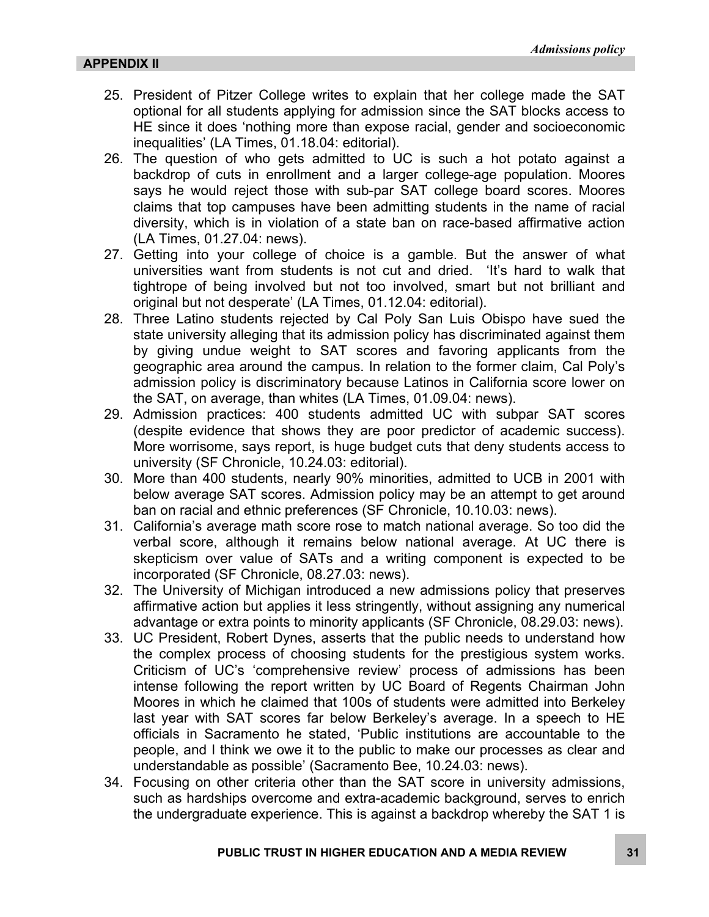## APPENDIX II

25. President of Pitzer College writes to explain that her college made the SAT optional for all students applying for admission since the SAT blocks access to HE since it does 'nothing more than expose racial, gender and socioeconomic inequalities' (LA Times, 01.18.04: editorial).
26. The question of who gets admitted to UC is such a hot potato against a backdrop of cuts in enrollment and a larger college-age population. Moores says he would reject those with sub-par SAT college board scores. Moores claims that top campuses have been admitting students in the name of racial diversity, which is in violation of a state ban on race-based affirmative action (LA Times, 01.27.04: news).
27. Getting into your college of choice is a gamble. But the answer of what universities want from students is not cut and dried. 'It's hard to walk that tightrope of being involved but not too involved, smart but not brilliant and original but not desperate' (LA Times, 01.12.04: editorial).
28. Three Latino students rejected by Cal Poly San Luis Obispo have sued the state university alleging that its admission policy has discriminated against them by giving undue weight to SAT scores and favoring applicants from the geographic area around the campus. In relation to the former claim, Cal Poly's admission policy is discriminatory because Latinos in California score lower on the SAT, on average, than whites (LA Times, 01.09.04: news).
29. Admission practices: 400 students admitted UC with subpar SAT scores (despite evidence that shows they are poor predictor of academic success). More worrisome, says report, is huge budget cuts that deny students access to university (SF Chronicle, 10.24.03: editorial).
30. More than 400 students, nearly 90% minorities, admitted to UCB in 2001 with below average SAT scores. Admission policy may be an attempt to get around ban on racial and ethnic preferences (SF Chronicle, 10.10.03: news).
31. California's average math score rose to match national average. So too did the verbal score, although it remains below national average. At UC there is skepticism over value of SATs and a writing component is expected to be incorporated (SF Chronicle, 08.27.03: news).
32. The University of Michigan introduced a new admissions policy that preserves affirmative action but applies it less stringently, without assigning any numerical advantage or extra points to minority applicants (SF Chronicle, 08.29.03: news).
33. UC President, Robert Dynes, asserts that the public needs to understand how the complex process of choosing students for the prestigious system works. Criticism of UC's 'comprehensive review' process of admissions has been intense following the report written by UC Board of Regents Chairman John Moores in which he claimed that 100s of students were admitted into Berkeley last year with SAT scores far below Berkeley's average. In a speech to HE officials in Sacramento he stated, 'Public institutions are accountable to the people, and I think we owe it to the public to make our processes as clear and understandable as possible' (Sacramento Bee, 10.24.03: news).
34. Focusing on other criteria other than the SAT score in university admissions, such as hardships overcome and extra-academic background, serves to enrich the undergraduate experience. This is against a backdrop whereby the SAT 1 is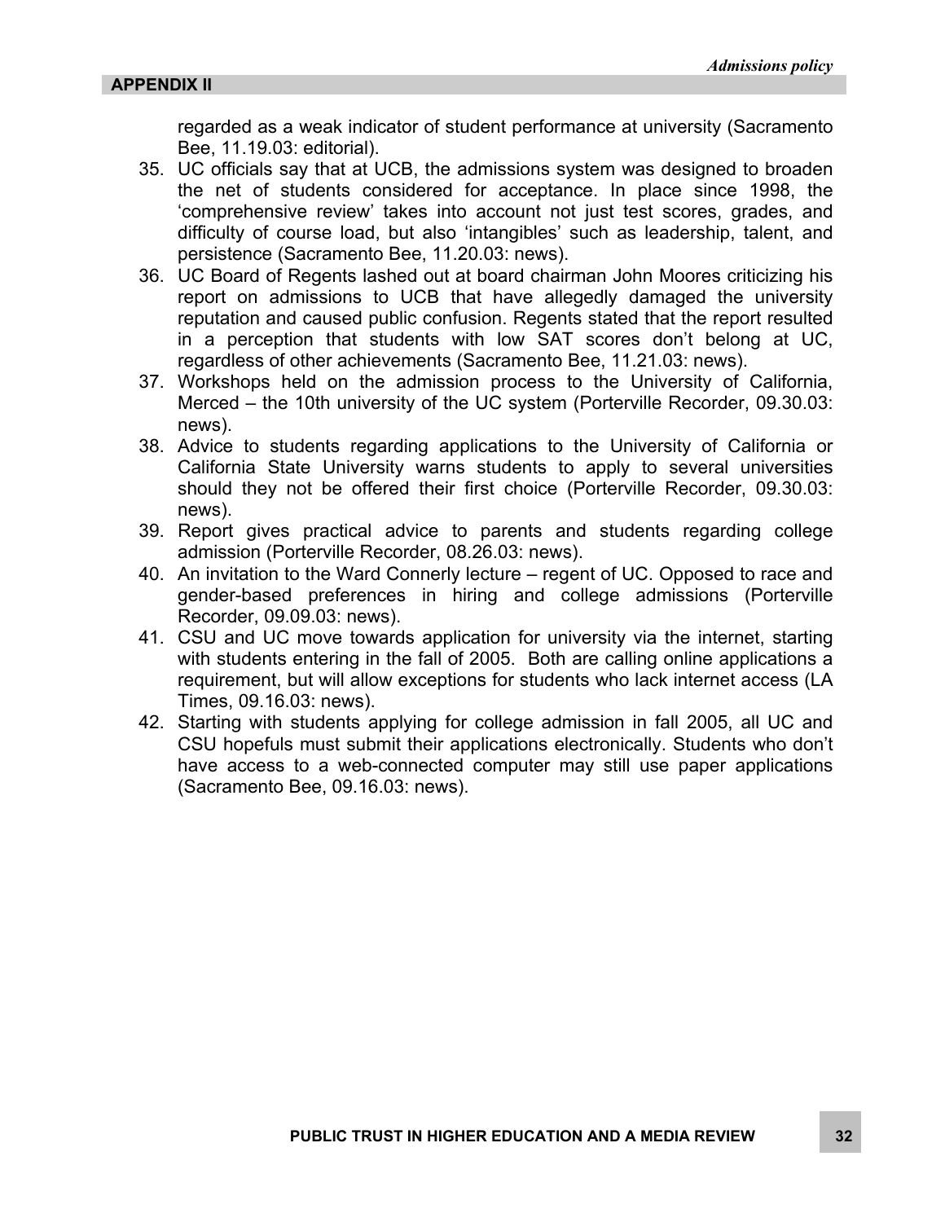regarded as a weak indicator of student performance at university (Sacramento Bee, 11.19.03: editorial).

35. UC officials say that at UCB, the admissions system was designed to broaden the net of students considered for acceptance. In place since 1998, the 'comprehensive review' takes into account not just test scores, grades, and difficulty of course load, but also 'intangibles' such as leadership, talent, and persistence (Sacramento Bee, 11.20.03: news).
36. UC Board of Regents lashed out at board chairman John Moores criticizing his report on admissions to UCB that have allegedly damaged the university reputation and caused public confusion. Regents stated that the report resulted in a perception that students with low SAT scores don't belong at UC, regardless of other achievements (Sacramento Bee, 11.21.03: news).
37. Workshops held on the admission process to the University of California, Merced – the 10th university of the UC system (Porterville Recorder, 09.30.03: news).
38. Advice to students regarding applications to the University of California or California State University warns students to apply to several universities should they not be offered their first choice (Porterville Recorder, 09.30.03: news).
39. Report gives practical advice to parents and students regarding college admission (Porterville Recorder, 08.26.03: news).
40. An invitation to the Ward Connerly lecture – regent of UC. Opposed to race and gender-based preferences in hiring and college admissions (Porterville Recorder, 09.09.03: news).
41. CSU and UC move towards application for university via the internet, starting with students entering in the fall of 2005. Both are calling online applications a requirement, but will allow exceptions for students who lack internet access (LA Times, 09.16.03: news).
42. Starting with students applying for college admission in fall 2005, all UC and CSU hopefuls must submit their applications electronically. Students who don't have access to a web-connected computer may still use paper applications (Sacramento Bee, 09.16.03: news).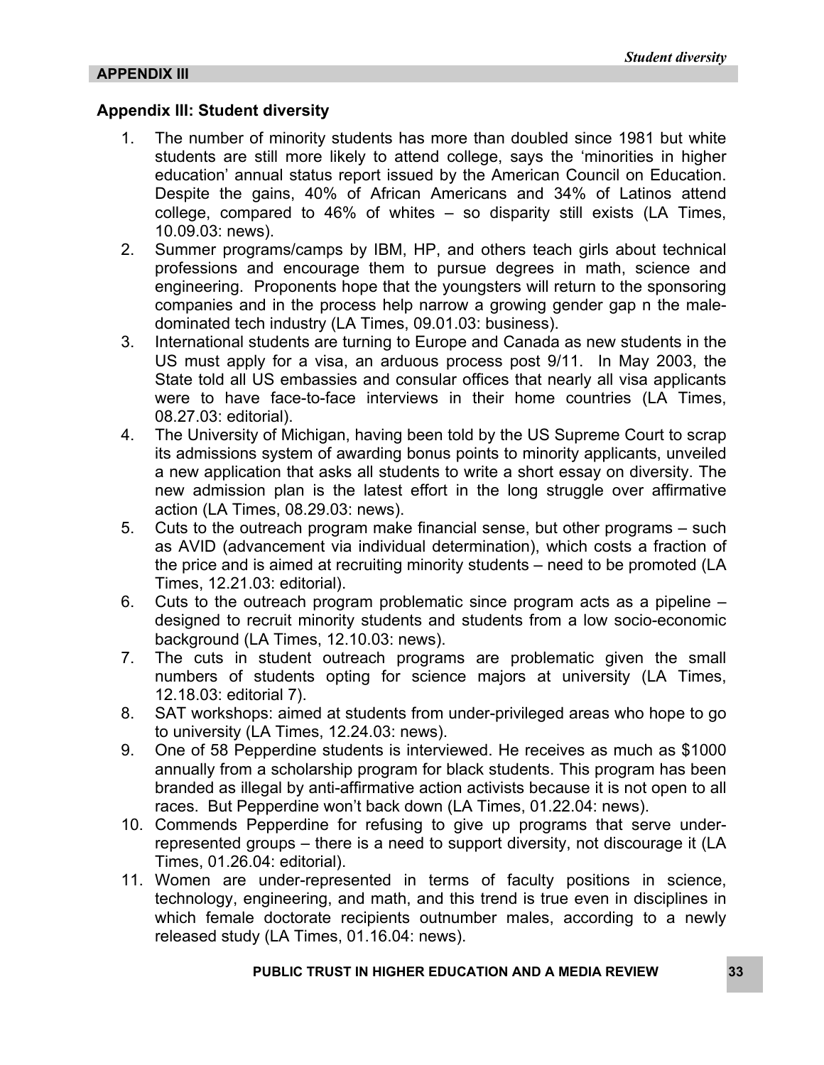**APPENDIX III**

## Appendix III: Student diversity

1. The number of minority students has more than doubled since 1981 but white students are still more likely to attend college, says the 'minorities in higher education' annual status report issued by the American Council on Education. Despite the gains, 40% of African Americans and 34% of Latinos attend college, compared to 46% of whites – so disparity still exists (LA Times, 10.09.03: news).
2. Summer programs/camps by IBM, HP, and others teach girls about technical professions and encourage them to pursue degrees in math, science and engineering. Proponents hope that the youngsters will return to the sponsoring companies and in the process help narrow a growing gender gap n the male-dominated tech industry (LA Times, 09.01.03: business).
3. International students are turning to Europe and Canada as new students in the US must apply for a visa, an arduous process post 9/11. In May 2003, the State told all US embassies and consular offices that nearly all visa applicants were to have face-to-face interviews in their home countries (LA Times, 08.27.03: editorial).
4. The University of Michigan, having been told by the US Supreme Court to scrap its admissions system of awarding bonus points to minority applicants, unveiled a new application that asks all students to write a short essay on diversity. The new admission plan is the latest effort in the long struggle over affirmative action (LA Times, 08.29.03: news).
5. Cuts to the outreach program make financial sense, but other programs – such as AVID (advancement via individual determination), which costs a fraction of the price and is aimed at recruiting minority students – need to be promoted (LA Times, 12.21.03: editorial).
6. Cuts to the outreach program problematic since program acts as a pipeline – designed to recruit minority students and students from a low socio-economic background (LA Times, 12.10.03: news).
7. The cuts in student outreach programs are problematic given the small numbers of students opting for science majors at university (LA Times, 12.18.03: editorial 7).
8. SAT workshops: aimed at students from under-privileged areas who hope to go to university (LA Times, 12.24.03: news).
9. One of 58 Pepperdine students is interviewed. He receives as much as $1000 annually from a scholarship program for black students. This program has been branded as illegal by anti-affirmative action activists because it is not open to all races. But Pepperdine won't back down (LA Times, 01.22.04: news).
10. Commends Pepperdine for refusing to give up programs that serve under-represented groups – there is a need to support diversity, not discourage it (LA Times, 01.26.04: editorial).
11. Women are under-represented in terms of faculty positions in science, technology, engineering, and math, and this trend is true even in disciplines in which female doctorate recipients outnumber males, according to a newly released study (LA Times, 01.16.04: news).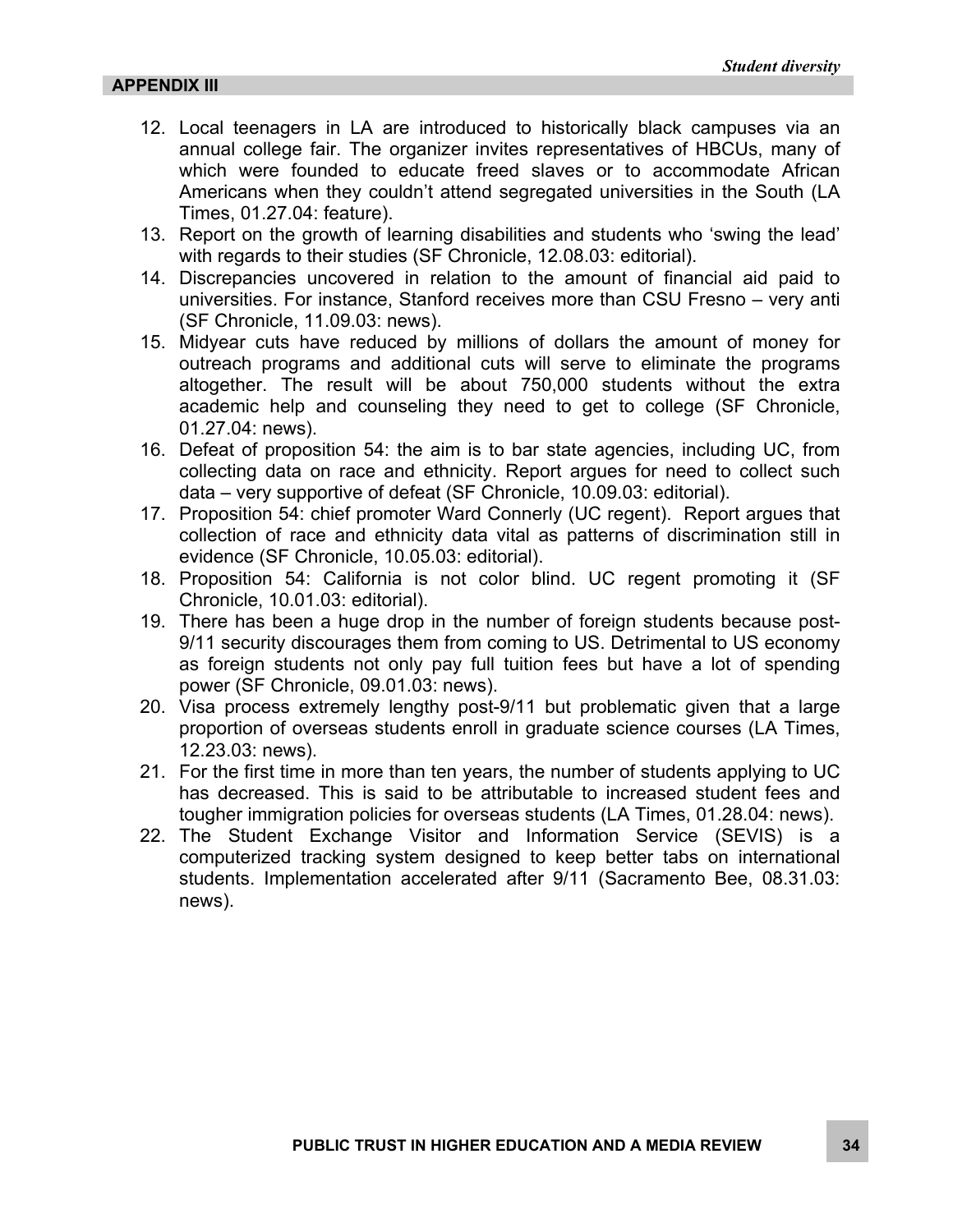## APPENDIX III

12. Local teenagers in LA are introduced to historically black campuses via an annual college fair. The organizer invites representatives of HBCUs, many of which were founded to educate freed slaves or to accommodate African Americans when they couldn't attend segregated universities in the South (LA Times, 01.27.04: feature).
13. Report on the growth of learning disabilities and students who 'swing the lead' with regards to their studies (SF Chronicle, 12.08.03: editorial).
14. Discrepancies uncovered in relation to the amount of financial aid paid to universities. For instance, Stanford receives more than CSU Fresno – very anti (SF Chronicle, 11.09.03: news).
15. Midyear cuts have reduced by millions of dollars the amount of money for outreach programs and additional cuts will serve to eliminate the programs altogether. The result will be about 750,000 students without the extra academic help and counseling they need to get to college (SF Chronicle, 01.27.04: news).
16. Defeat of proposition 54: the aim is to bar state agencies, including UC, from collecting data on race and ethnicity. Report argues for need to collect such data – very supportive of defeat (SF Chronicle, 10.09.03: editorial).
17. Proposition 54: chief promoter Ward Connerly (UC regent). Report argues that collection of race and ethnicity data vital as patterns of discrimination still in evidence (SF Chronicle, 10.05.03: editorial).
18. Proposition 54: California is not color blind. UC regent promoting it (SF Chronicle, 10.01.03: editorial).
19. There has been a huge drop in the number of foreign students because post-9/11 security discourages them from coming to US. Detrimental to US economy as foreign students not only pay full tuition fees but have a lot of spending power (SF Chronicle, 09.01.03: news).
20. Visa process extremely lengthy post-9/11 but problematic given that a large proportion of overseas students enroll in graduate science courses (LA Times, 12.23.03: news).
21. For the first time in more than ten years, the number of students applying to UC has decreased. This is said to be attributable to increased student fees and tougher immigration policies for overseas students (LA Times, 01.28.04: news).
22. The Student Exchange Visitor and Information Service (SEVIS) is a computerized tracking system designed to keep better tabs on international students. Implementation accelerated after 9/11 (Sacramento Bee, 08.31.03: news).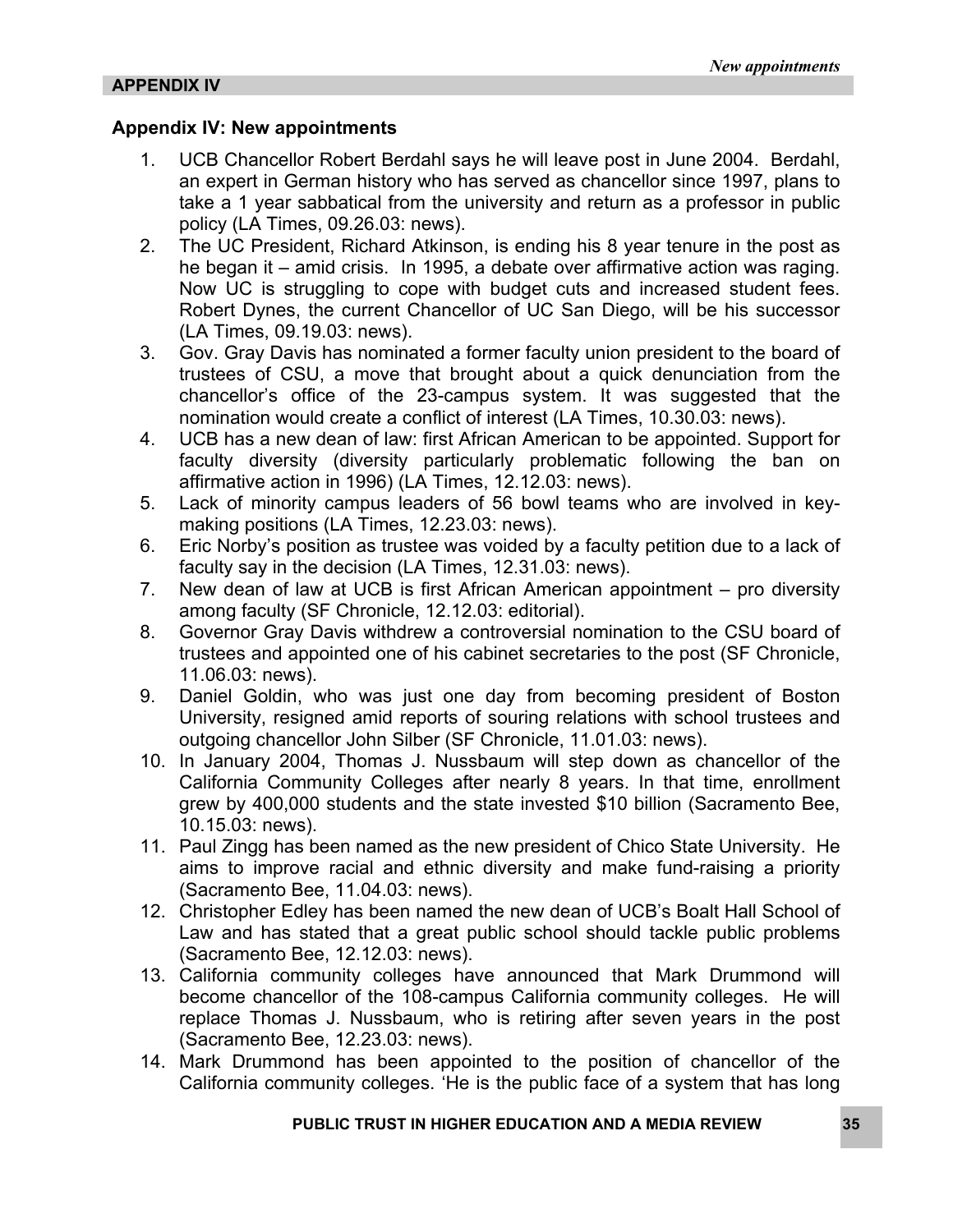## APPENDIX IV

### Appendix IV: New appointments

1. UCB Chancellor Robert Berdahl says he will leave post in June 2004. Berdahl, an expert in German history who has served as chancellor since 1997, plans to take a 1 year sabbatical from the university and return as a professor in public policy (LA Times, 09.26.03: news).
2. The UC President, Richard Atkinson, is ending his 8 year tenure in the post as he began it – amid crisis. In 1995, a debate over affirmative action was raging. Now UC is struggling to cope with budget cuts and increased student fees. Robert Dynes, the current Chancellor of UC San Diego, will be his successor (LA Times, 09.19.03: news).
3. Gov. Gray Davis has nominated a former faculty union president to the board of trustees of CSU, a move that brought about a quick denunciation from the chancellor's office of the 23-campus system. It was suggested that the nomination would create a conflict of interest (LA Times, 10.30.03: news).
4. UCB has a new dean of law: first African American to be appointed. Support for faculty diversity (diversity particularly problematic following the ban on affirmative action in 1996) (LA Times, 12.12.03: news).
5. Lack of minority campus leaders of 56 bowl teams who are involved in key-making positions (LA Times, 12.23.03: news).
6. Eric Norby's position as trustee was voided by a faculty petition due to a lack of faculty say in the decision (LA Times, 12.31.03: news).
7. New dean of law at UCB is first African American appointment – pro diversity among faculty (SF Chronicle, 12.12.03: editorial).
8. Governor Gray Davis withdrew a controversial nomination to the CSU board of trustees and appointed one of his cabinet secretaries to the post (SF Chronicle, 11.06.03: news).
9. Daniel Goldin, who was just one day from becoming president of Boston University, resigned amid reports of souring relations with school trustees and outgoing chancellor John Silber (SF Chronicle, 11.01.03: news).
10. In January 2004, Thomas J. Nussbaum will step down as chancellor of the California Community Colleges after nearly 8 years. In that time, enrollment grew by 400,000 students and the state invested $10 billion (Sacramento Bee, 10.15.03: news).
11. Paul Zingg has been named as the new president of Chico State University. He aims to improve racial and ethnic diversity and make fund-raising a priority (Sacramento Bee, 11.04.03: news).
12. Christopher Edley has been named the new dean of UCB's Boalt Hall School of Law and has stated that a great public school should tackle public problems (Sacramento Bee, 12.12.03: news).
13. California community colleges have announced that Mark Drummond will become chancellor of the 108-campus California community colleges. He will replace Thomas J. Nussbaum, who is retiring after seven years in the post (Sacramento Bee, 12.23.03: news).
14. Mark Drummond has been appointed to the position of chancellor of the California community colleges. 'He is the public face of a system that has long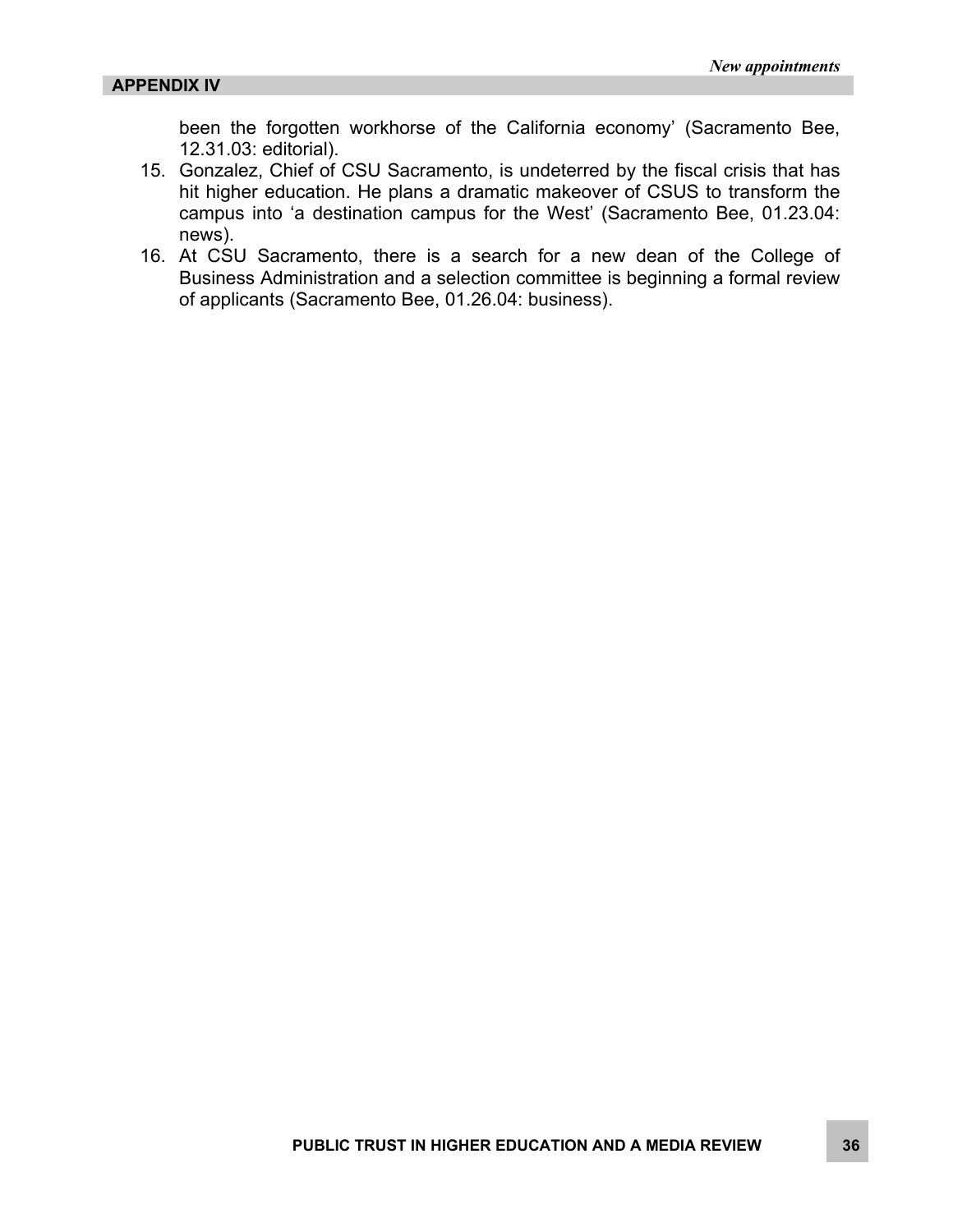been the forgotten workhorse of the California economy' (Sacramento Bee, 12.31.03: editorial).

15. Gonzalez, Chief of CSU Sacramento, is undeterred by the fiscal crisis that has hit higher education. He plans a dramatic makeover of CSUS to transform the campus into 'a destination campus for the West' (Sacramento Bee, 01.23.04: news).
16. At CSU Sacramento, there is a search for a new dean of the College of Business Administration and a selection committee is beginning a formal review of applicants (Sacramento Bee, 01.26.04: business).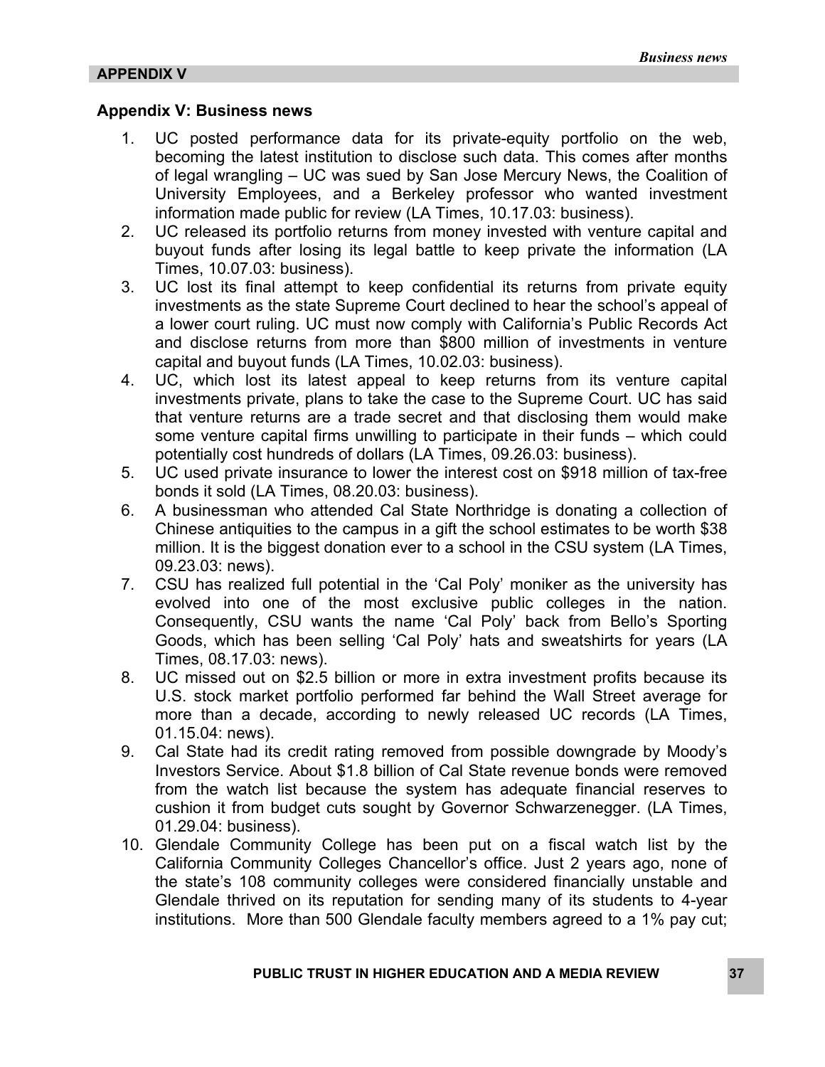**APPENDIX V**

## Appendix V: Business news

1. UC posted performance data for its private-equity portfolio on the web, becoming the latest institution to disclose such data. This comes after months of legal wrangling – UC was sued by San Jose Mercury News, the Coalition of University Employees, and a Berkeley professor who wanted investment information made public for review (LA Times, 10.17.03: business).
2. UC released its portfolio returns from money invested with venture capital and buyout funds after losing its legal battle to keep private the information (LA Times, 10.07.03: business).
3. UC lost its final attempt to keep confidential its returns from private equity investments as the state Supreme Court declined to hear the school's appeal of a lower court ruling. UC must now comply with California's Public Records Act and disclose returns from more than $800 million of investments in venture capital and buyout funds (LA Times, 10.02.03: business).
4. UC, which lost its latest appeal to keep returns from its venture capital investments private, plans to take the case to the Supreme Court. UC has said that venture returns are a trade secret and that disclosing them would make some venture capital firms unwilling to participate in their funds – which could potentially cost hundreds of dollars (LA Times, 09.26.03: business).
5. UC used private insurance to lower the interest cost on $918 million of tax-free bonds it sold (LA Times, 08.20.03: business).
6. A businessman who attended Cal State Northridge is donating a collection of Chinese antiquities to the campus in a gift the school estimates to be worth $38 million. It is the biggest donation ever to a school in the CSU system (LA Times, 09.23.03: news).
7. CSU has realized full potential in the 'Cal Poly' moniker as the university has evolved into one of the most exclusive public colleges in the nation. Consequently, CSU wants the name 'Cal Poly' back from Bello's Sporting Goods, which has been selling 'Cal Poly' hats and sweatshirts for years (LA Times, 08.17.03: news).
8. UC missed out on $2.5 billion or more in extra investment profits because its U.S. stock market portfolio performed far behind the Wall Street average for more than a decade, according to newly released UC records (LA Times, 01.15.04: news).
9. Cal State had its credit rating removed from possible downgrade by Moody's Investors Service. About $1.8 billion of Cal State revenue bonds were removed from the watch list because the system has adequate financial reserves to cushion it from budget cuts sought by Governor Schwarzenegger. (LA Times, 01.29.04: business).
10. Glendale Community College has been put on a fiscal watch list by the California Community Colleges Chancellor's office. Just 2 years ago, none of the state's 108 community colleges were considered financially unstable and Glendale thrived on its reputation for sending many of its students to 4-year institutions. More than 500 Glendale faculty members agreed to a 1% pay cut;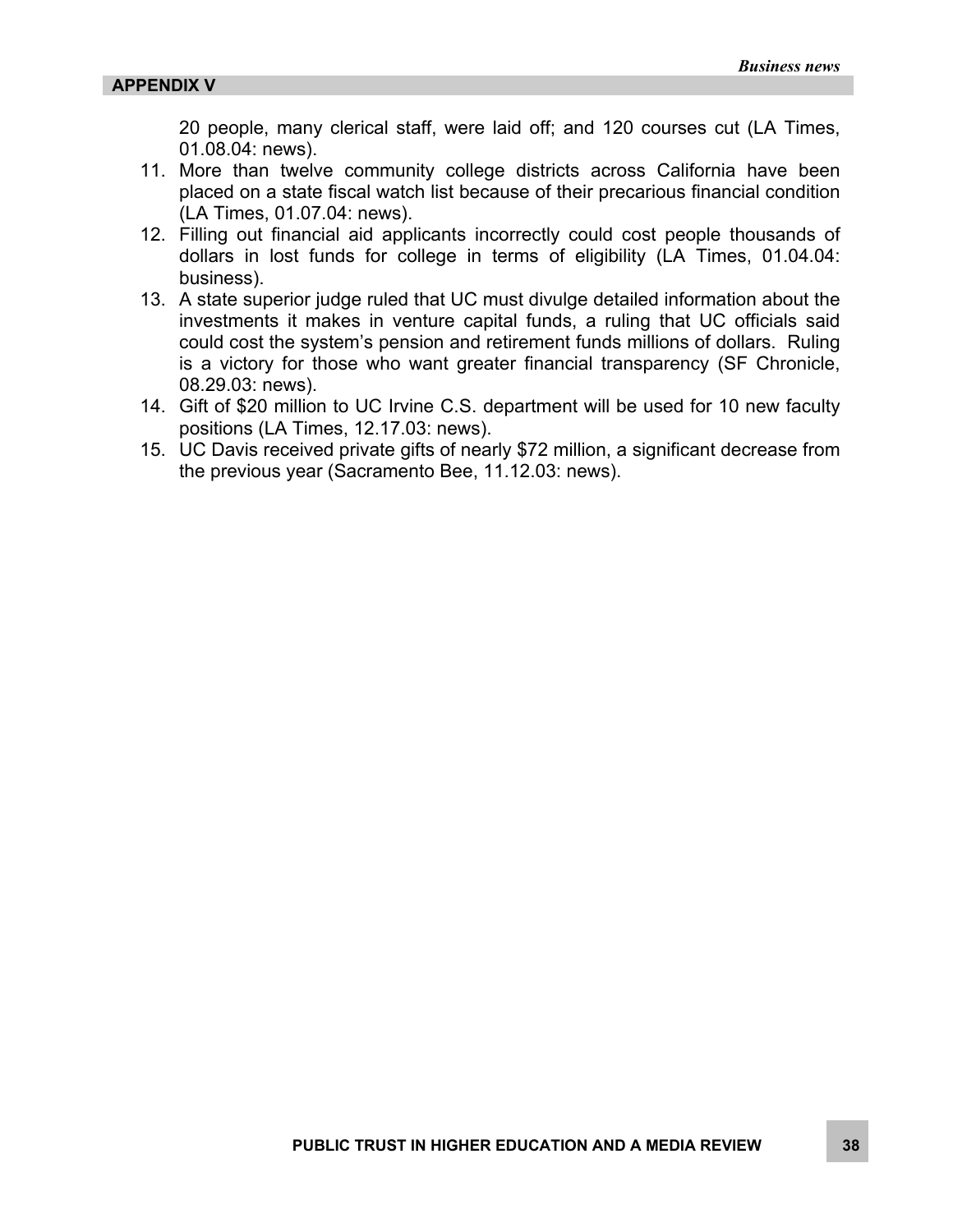20 people, many clerical staff, were laid off; and 120 courses cut (LA Times, 01.08.04: news).

11. More than twelve community college districts across California have been placed on a state fiscal watch list because of their precarious financial condition (LA Times, 01.07.04: news).
12. Filling out financial aid applicants incorrectly could cost people thousands of dollars in lost funds for college in terms of eligibility (LA Times, 01.04.04: business).
13. A state superior judge ruled that UC must divulge detailed information about the investments it makes in venture capital funds, a ruling that UC officials said could cost the system's pension and retirement funds millions of dollars. Ruling is a victory for those who want greater financial transparency (SF Chronicle, 08.29.03: news).
14. Gift of $20 million to UC Irvine C.S. department will be used for 10 new faculty positions (LA Times, 12.17.03: news).
15. UC Davis received private gifts of nearly $72 million, a significant decrease from the previous year (Sacramento Bee, 11.12.03: news).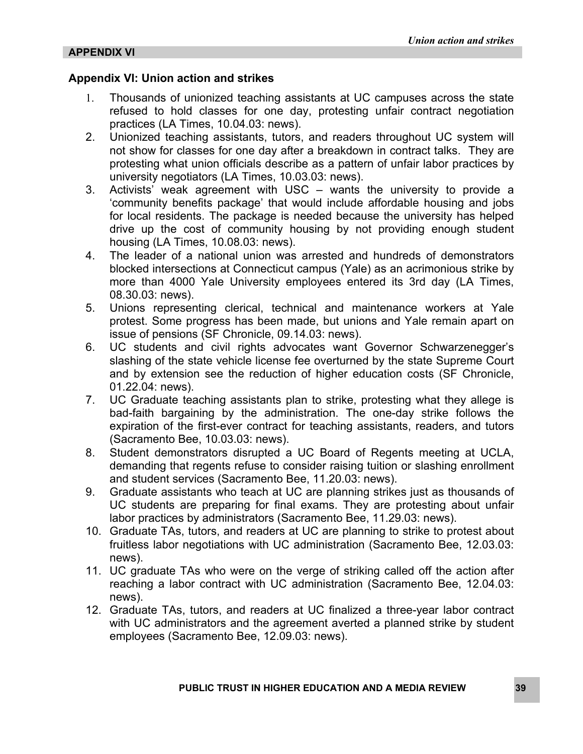**APPENDIX VI**

## Appendix VI: Union action and strikes

1. Thousands of unionized teaching assistants at UC campuses across the state refused to hold classes for one day, protesting unfair contract negotiation practices (LA Times, 10.04.03: news).
2. Unionized teaching assistants, tutors, and readers throughout UC system will not show for classes for one day after a breakdown in contract talks. They are protesting what union officials describe as a pattern of unfair labor practices by university negotiators (LA Times, 10.03.03: news).
3. Activists' weak agreement with USC – wants the university to provide a 'community benefits package' that would include affordable housing and jobs for local residents. The package is needed because the university has helped drive up the cost of community housing by not providing enough student housing (LA Times, 10.08.03: news).
4. The leader of a national union was arrested and hundreds of demonstrators blocked intersections at Connecticut campus (Yale) as an acrimonious strike by more than 4000 Yale University employees entered its 3rd day (LA Times, 08.30.03: news).
5. Unions representing clerical, technical and maintenance workers at Yale protest. Some progress has been made, but unions and Yale remain apart on issue of pensions (SF Chronicle, 09.14.03: news).
6. UC students and civil rights advocates want Governor Schwarzenegger's slashing of the state vehicle license fee overturned by the state Supreme Court and by extension see the reduction of higher education costs (SF Chronicle, 01.22.04: news).
7. UC Graduate teaching assistants plan to strike, protesting what they allege is bad-faith bargaining by the administration. The one-day strike follows the expiration of the first-ever contract for teaching assistants, readers, and tutors (Sacramento Bee, 10.03.03: news).
8. Student demonstrators disrupted a UC Board of Regents meeting at UCLA, demanding that regents refuse to consider raising tuition or slashing enrollment and student services (Sacramento Bee, 11.20.03: news).
9. Graduate assistants who teach at UC are planning strikes just as thousands of UC students are preparing for final exams. They are protesting about unfair labor practices by administrators (Sacramento Bee, 11.29.03: news).
10. Graduate TAs, tutors, and readers at UC are planning to strike to protest about fruitless labor negotiations with UC administration (Sacramento Bee, 12.03.03: news).
11. UC graduate TAs who were on the verge of striking called off the action after reaching a labor contract with UC administration (Sacramento Bee, 12.04.03: news).
12. Graduate TAs, tutors, and readers at UC finalized a three-year labor contract with UC administrators and the agreement averted a planned strike by student employees (Sacramento Bee, 12.09.03: news).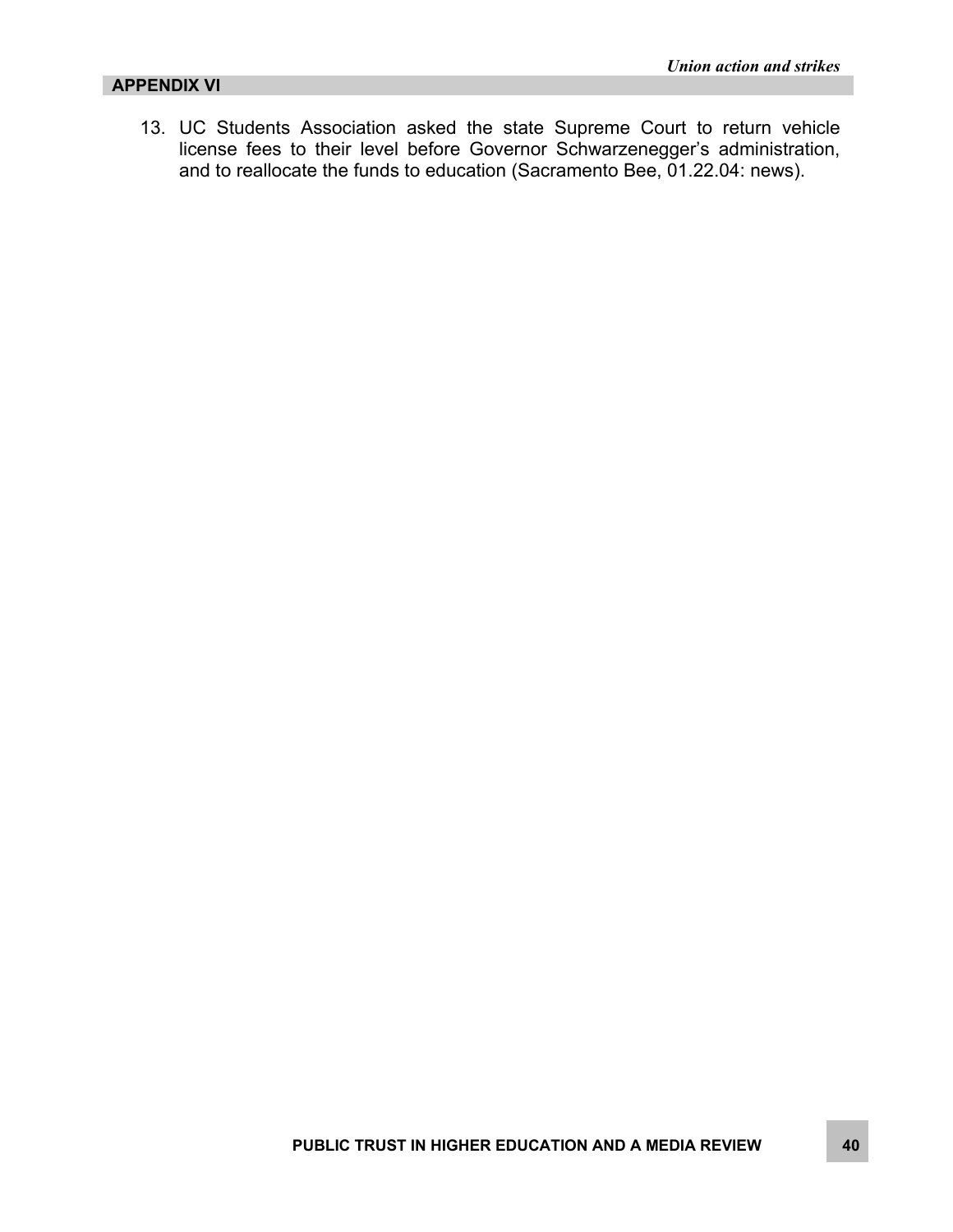13. UC Students Association asked the state Supreme Court to return vehicle license fees to their level before Governor Schwarzenegger's administration, and to reallocate the funds to education (Sacramento Bee, 01.22.04: news).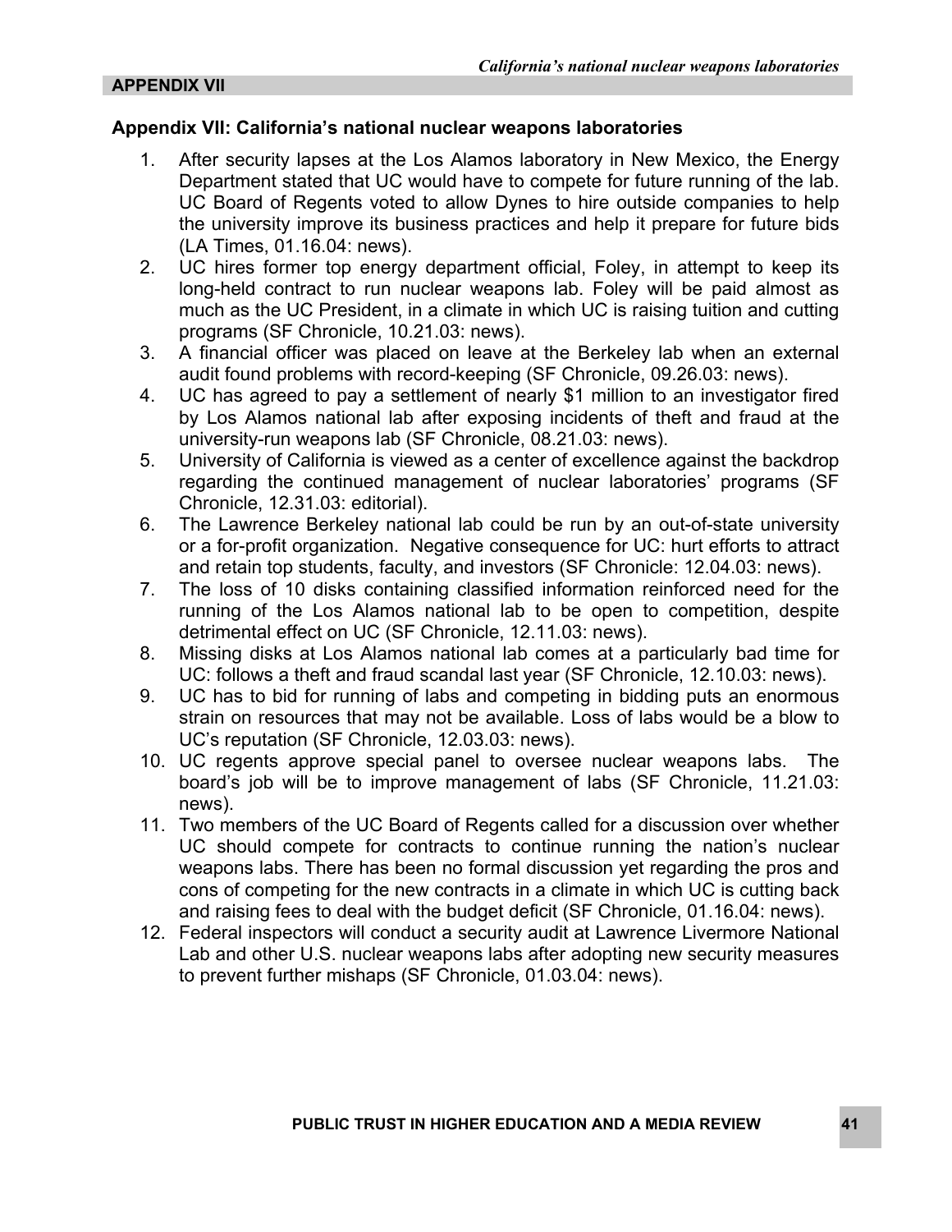**APPENDIX VII**

## Appendix VII: California's national nuclear weapons laboratories

1. After security lapses at the Los Alamos laboratory in New Mexico, the Energy Department stated that UC would have to compete for future running of the lab. UC Board of Regents voted to allow Dynes to hire outside companies to help the university improve its business practices and help it prepare for future bids (LA Times, 01.16.04: news).
2. UC hires former top energy department official, Foley, in attempt to keep its long-held contract to run nuclear weapons lab. Foley will be paid almost as much as the UC President, in a climate in which UC is raising tuition and cutting programs (SF Chronicle, 10.21.03: news).
3. A financial officer was placed on leave at the Berkeley lab when an external audit found problems with record-keeping (SF Chronicle, 09.26.03: news).
4. UC has agreed to pay a settlement of nearly $1 million to an investigator fired by Los Alamos national lab after exposing incidents of theft and fraud at the university-run weapons lab (SF Chronicle, 08.21.03: news).
5. University of California is viewed as a center of excellence against the backdrop regarding the continued management of nuclear laboratories' programs (SF Chronicle, 12.31.03: editorial).
6. The Lawrence Berkeley national lab could be run by an out-of-state university or a for-profit organization. Negative consequence for UC: hurt efforts to attract and retain top students, faculty, and investors (SF Chronicle: 12.04.03: news).
7. The loss of 10 disks containing classified information reinforced need for the running of the Los Alamos national lab to be open to competition, despite detrimental effect on UC (SF Chronicle, 12.11.03: news).
8. Missing disks at Los Alamos national lab comes at a particularly bad time for UC: follows a theft and fraud scandal last year (SF Chronicle, 12.10.03: news).
9. UC has to bid for running of labs and competing in bidding puts an enormous strain on resources that may not be available. Loss of labs would be a blow to UC's reputation (SF Chronicle, 12.03.03: news).
10. UC regents approve special panel to oversee nuclear weapons labs. The board's job will be to improve management of labs (SF Chronicle, 11.21.03: news).
11. Two members of the UC Board of Regents called for a discussion over whether UC should compete for contracts to continue running the nation's nuclear weapons labs. There has been no formal discussion yet regarding the pros and cons of competing for the new contracts in a climate in which UC is cutting back and raising fees to deal with the budget deficit (SF Chronicle, 01.16.04: news).
12. Federal inspectors will conduct a security audit at Lawrence Livermore National Lab and other U.S. nuclear weapons labs after adopting new security measures to prevent further mishaps (SF Chronicle, 01.03.04: news).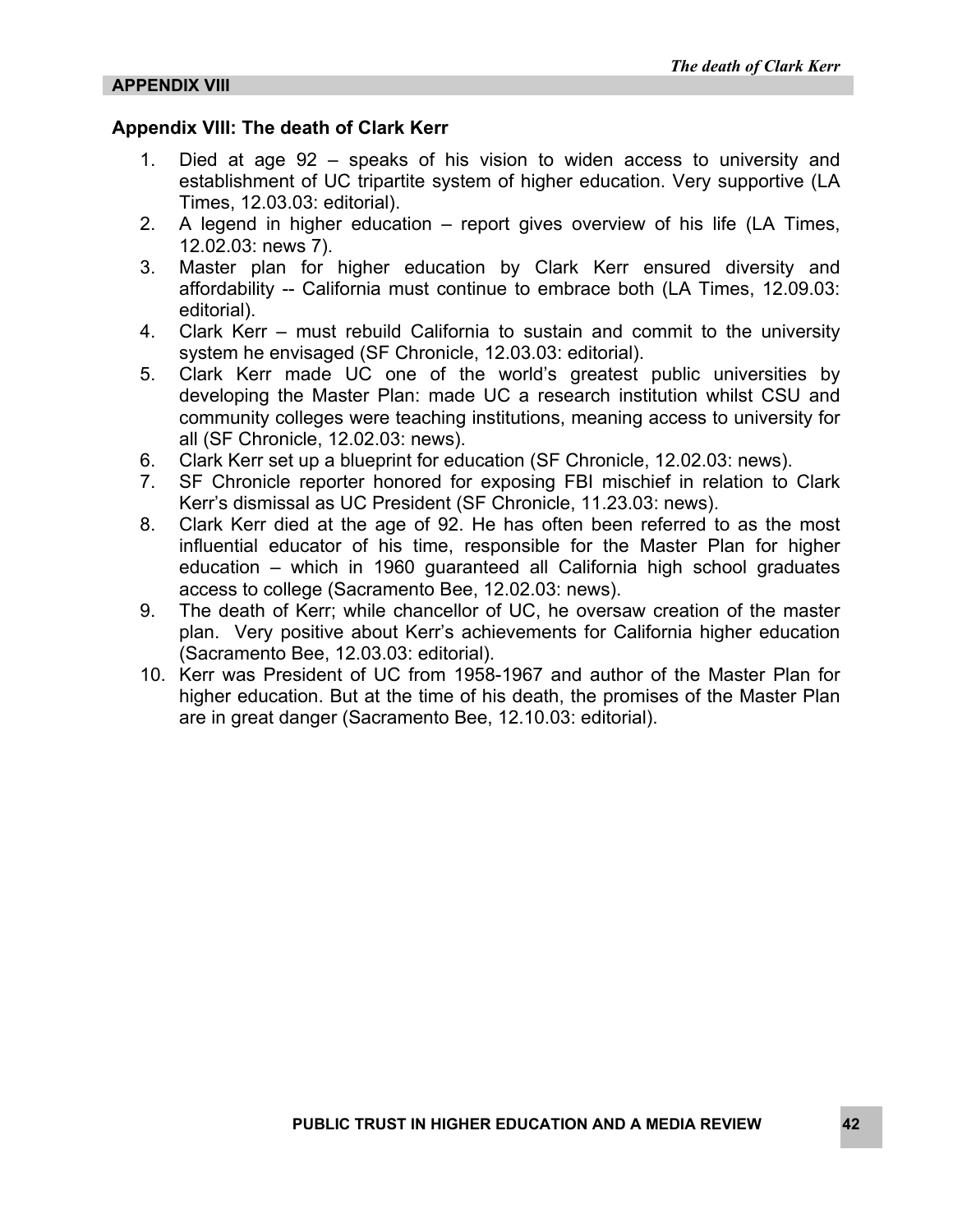**APPENDIX VIII**

## Appendix VIII: The death of Clark Kerr

1. Died at age 92 – speaks of his vision to widen access to university and establishment of UC tripartite system of higher education. Very supportive (LA Times, 12.03.03: editorial).
2. A legend in higher education – report gives overview of his life (LA Times, 12.02.03: news 7).
3. Master plan for higher education by Clark Kerr ensured diversity and affordability -- California must continue to embrace both (LA Times, 12.09.03: editorial).
4. Clark Kerr – must rebuild California to sustain and commit to the university system he envisaged (SF Chronicle, 12.03.03: editorial).
5. Clark Kerr made UC one of the world's greatest public universities by developing the Master Plan: made UC a research institution whilst CSU and community colleges were teaching institutions, meaning access to university for all (SF Chronicle, 12.02.03: news).
6. Clark Kerr set up a blueprint for education (SF Chronicle, 12.02.03: news).
7. SF Chronicle reporter honored for exposing FBI mischief in relation to Clark Kerr's dismissal as UC President (SF Chronicle, 11.23.03: news).
8. Clark Kerr died at the age of 92. He has often been referred to as the most influential educator of his time, responsible for the Master Plan for higher education – which in 1960 guaranteed all California high school graduates access to college (Sacramento Bee, 12.02.03: news).
9. The death of Kerr; while chancellor of UC, he oversaw creation of the master plan. Very positive about Kerr's achievements for California higher education (Sacramento Bee, 12.03.03: editorial).
10. Kerr was President of UC from 1958-1967 and author of the Master Plan for higher education. But at the time of his death, the promises of the Master Plan are in great danger (Sacramento Bee, 12.10.03: editorial).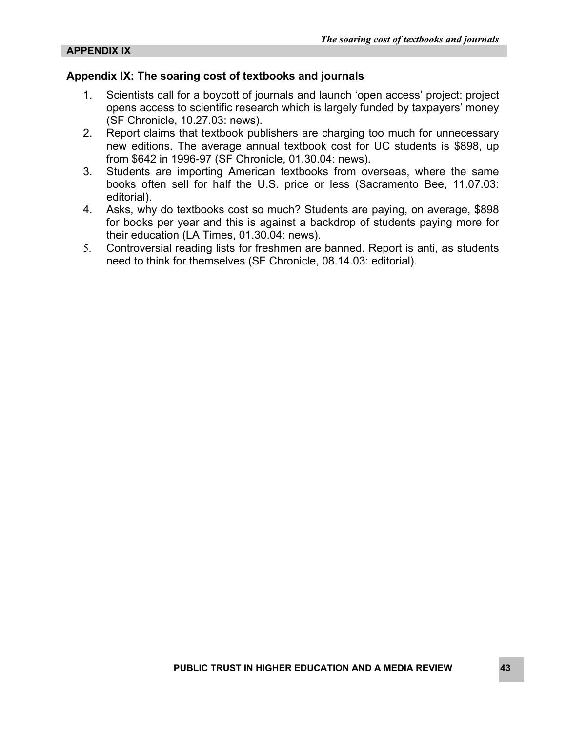**APPENDIX IX**

## Appendix IX: The soaring cost of textbooks and journals

1. Scientists call for a boycott of journals and launch 'open access' project: project opens access to scientific research which is largely funded by taxpayers' money (SF Chronicle, 10.27.03: news).
2. Report claims that textbook publishers are charging too much for unnecessary new editions. The average annual textbook cost for UC students is $898, up from $642 in 1996-97 (SF Chronicle, 01.30.04: news).
3. Students are importing American textbooks from overseas, where the same books often sell for half the U.S. price or less (Sacramento Bee, 11.07.03: editorial).
4. Asks, why do textbooks cost so much? Students are paying, on average, $898 for books per year and this is against a backdrop of students paying more for their education (LA Times, 01.30.04: news).
5. Controversial reading lists for freshmen are banned. Report is anti, as students need to think for themselves (SF Chronicle, 08.14.03: editorial).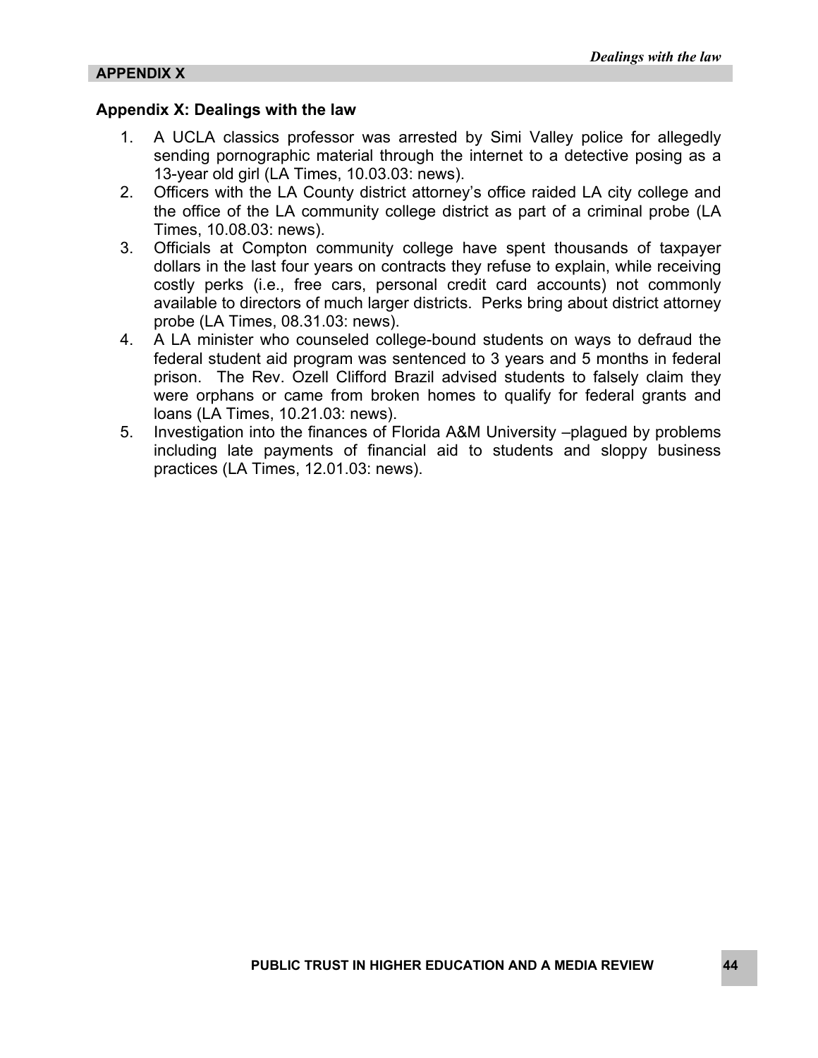**APPENDIX X**

## Appendix X: Dealings with the law

1. A UCLA classics professor was arrested by Simi Valley police for allegedly sending pornographic material through the internet to a detective posing as a 13-year old girl (LA Times, 10.03.03: news).
2. Officers with the LA County district attorney's office raided LA city college and the office of the LA community college district as part of a criminal probe (LA Times, 10.08.03: news).
3. Officials at Compton community college have spent thousands of taxpayer dollars in the last four years on contracts they refuse to explain, while receiving costly perks (i.e., free cars, personal credit card accounts) not commonly available to directors of much larger districts. Perks bring about district attorney probe (LA Times, 08.31.03: news).
4. A LA minister who counseled college-bound students on ways to defraud the federal student aid program was sentenced to 3 years and 5 months in federal prison. The Rev. Ozell Clifford Brazil advised students to falsely claim they were orphans or came from broken homes to qualify for federal grants and loans (LA Times, 10.21.03: news).
5. Investigation into the finances of Florida A&M University –plagued by problems including late payments of financial aid to students and sloppy business practices (LA Times, 12.01.03: news).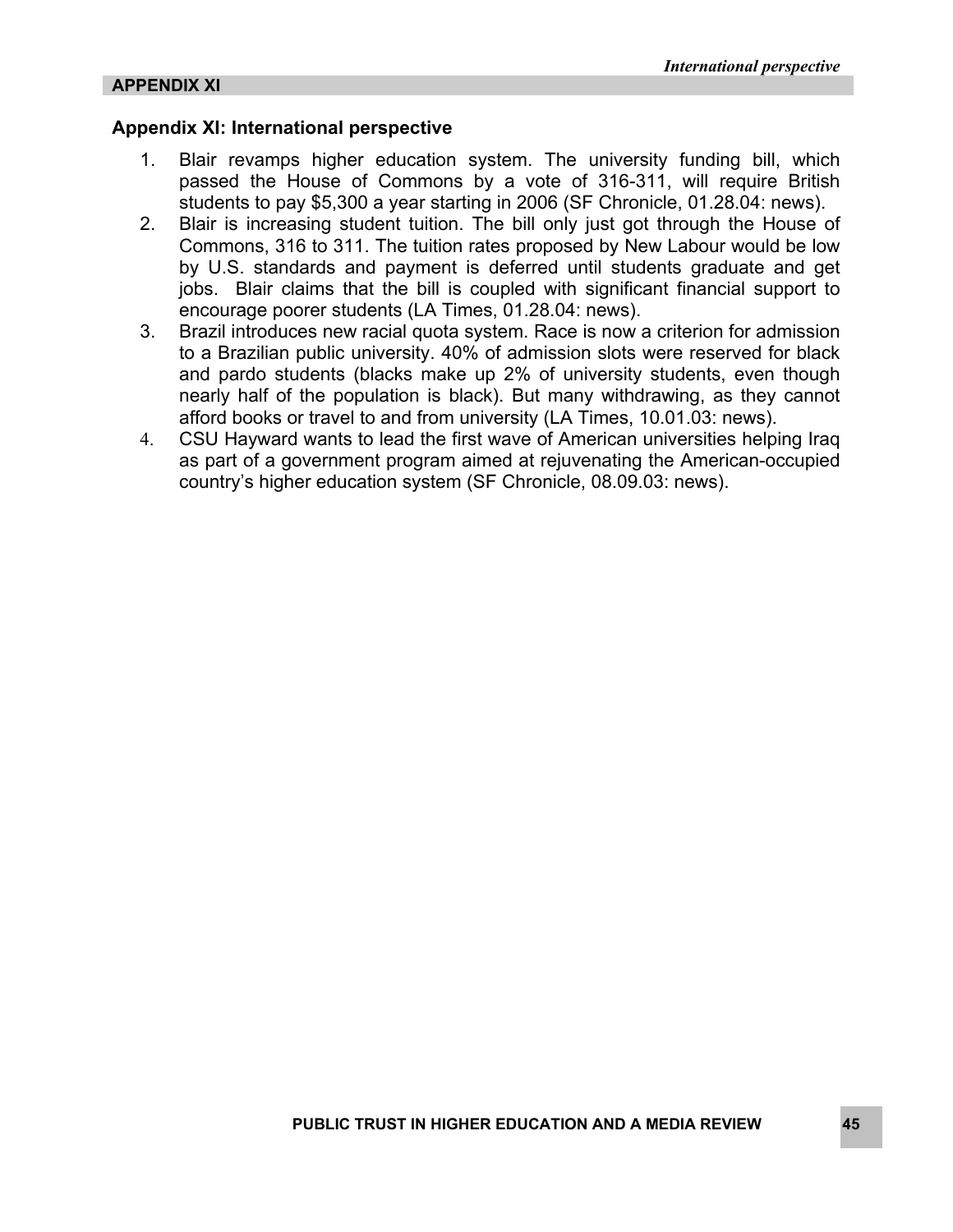**APPENDIX XI**

## Appendix XI: International perspective

1. Blair revamps higher education system. The university funding bill, which passed the House of Commons by a vote of 316-311, will require British students to pay $5,300 a year starting in 2006 (SF Chronicle, 01.28.04: news).
2. Blair is increasing student tuition. The bill only just got through the House of Commons, 316 to 311. The tuition rates proposed by New Labour would be low by U.S. standards and payment is deferred until students graduate and get jobs. Blair claims that the bill is coupled with significant financial support to encourage poorer students (LA Times, 01.28.04: news).
3. Brazil introduces new racial quota system. Race is now a criterion for admission to a Brazilian public university. 40% of admission slots were reserved for black and pardo students (blacks make up 2% of university students, even though nearly half of the population is black). But many withdrawing, as they cannot afford books or travel to and from university (LA Times, 10.01.03: news).
4. CSU Hayward wants to lead the first wave of American universities helping Iraq as part of a government program aimed at rejuvenating the American-occupied country's higher education system (SF Chronicle, 08.09.03: news).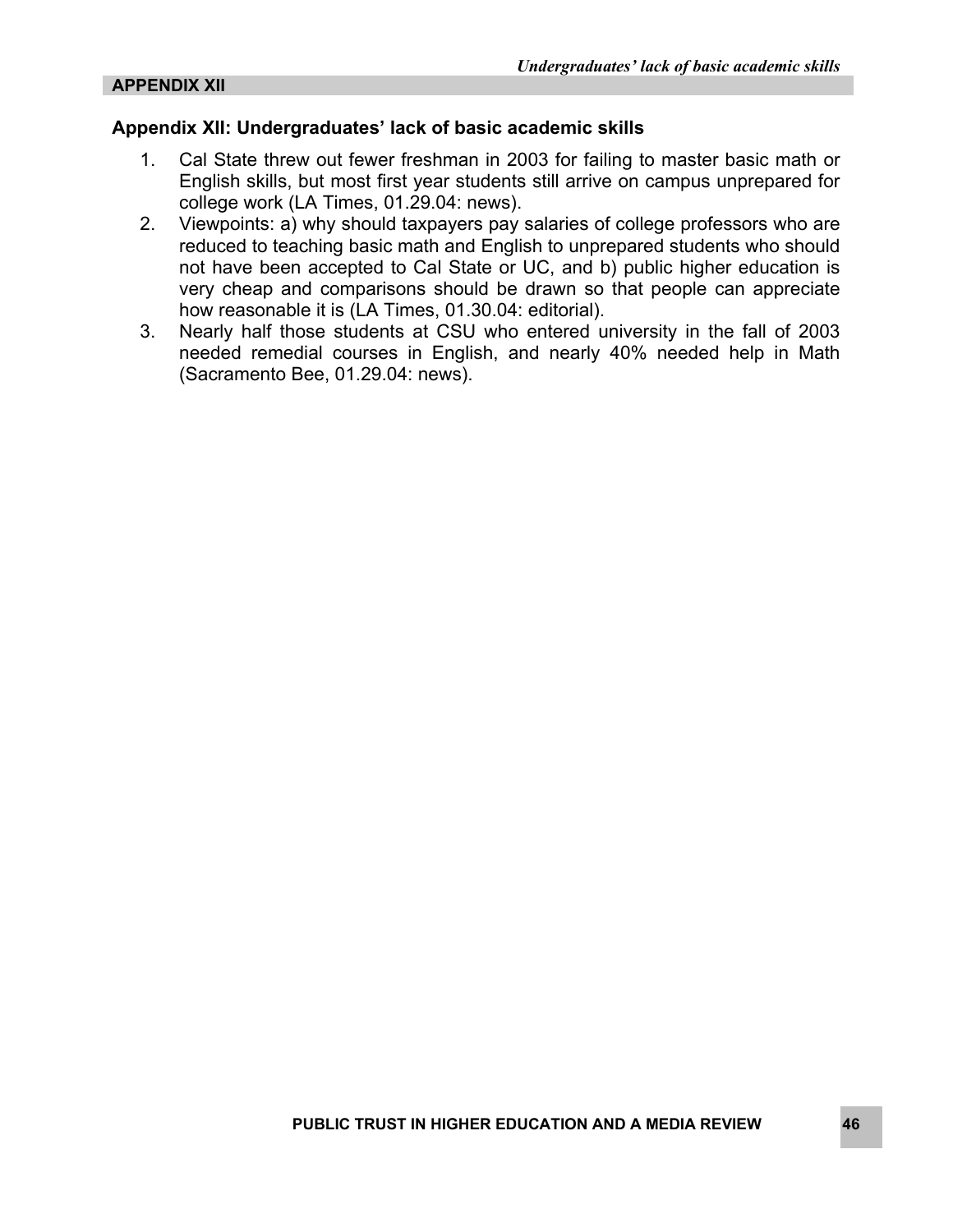**APPENDIX XII**

## Appendix XII: Undergraduates' lack of basic academic skills

1. Cal State threw out fewer freshman in 2003 for failing to master basic math or English skills, but most first year students still arrive on campus unprepared for college work (LA Times, 01.29.04: news).
2. Viewpoints: a) why should taxpayers pay salaries of college professors who are reduced to teaching basic math and English to unprepared students who should not have been accepted to Cal State or UC, and b) public higher education is very cheap and comparisons should be drawn so that people can appreciate how reasonable it is (LA Times, 01.30.04: editorial).
3. Nearly half those students at CSU who entered university in the fall of 2003 needed remedial courses in English, and nearly 40% needed help in Math (Sacramento Bee, 01.29.04: news).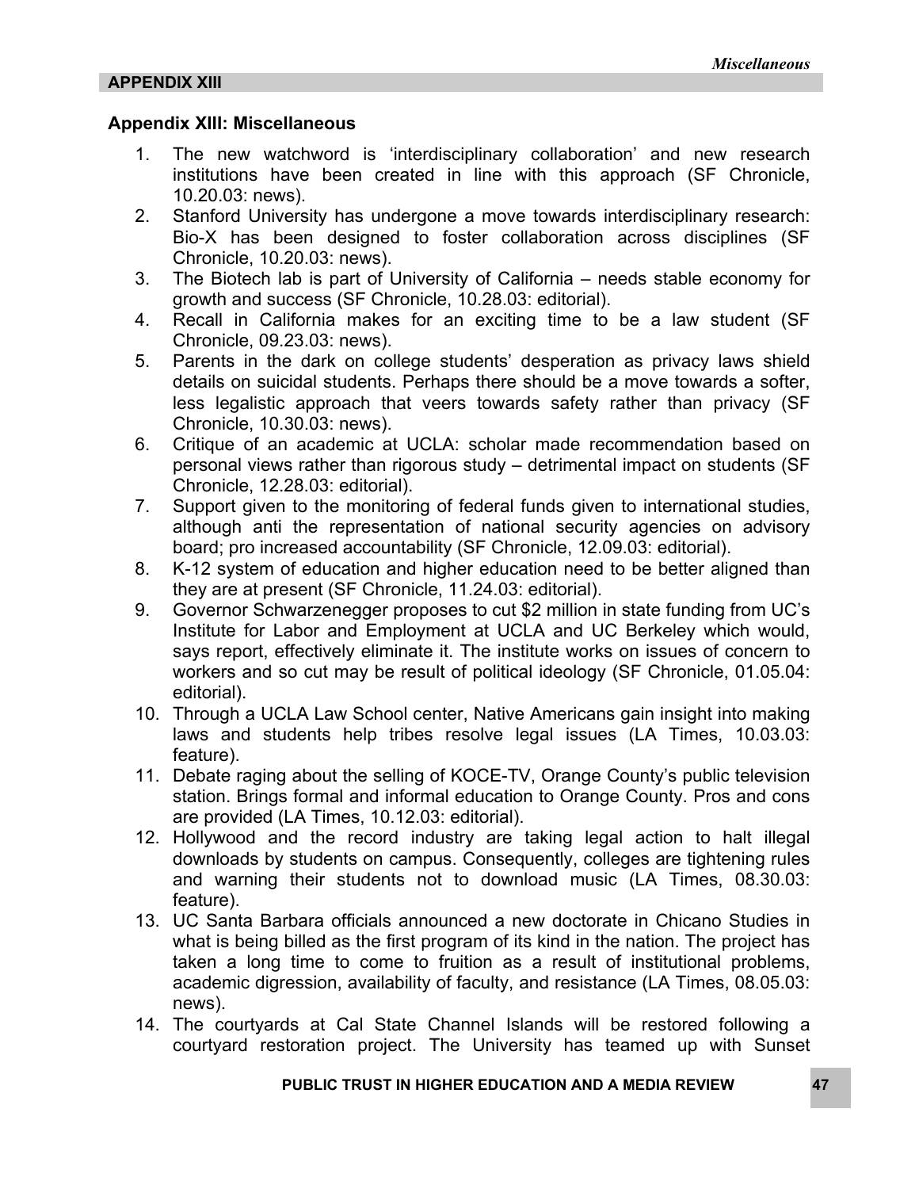**APPENDIX XIII**

## Appendix XIII: Miscellaneous

1. The new watchword is 'interdisciplinary collaboration' and new research institutions have been created in line with this approach (SF Chronicle, 10.20.03: news).
2. Stanford University has undergone a move towards interdisciplinary research: Bio-X has been designed to foster collaboration across disciplines (SF Chronicle, 10.20.03: news).
3. The Biotech lab is part of University of California – needs stable economy for growth and success (SF Chronicle, 10.28.03: editorial).
4. Recall in California makes for an exciting time to be a law student (SF Chronicle, 09.23.03: news).
5. Parents in the dark on college students' desperation as privacy laws shield details on suicidal students. Perhaps there should be a move towards a softer, less legalistic approach that veers towards safety rather than privacy (SF Chronicle, 10.30.03: news).
6. Critique of an academic at UCLA: scholar made recommendation based on personal views rather than rigorous study – detrimental impact on students (SF Chronicle, 12.28.03: editorial).
7. Support given to the monitoring of federal funds given to international studies, although anti the representation of national security agencies on advisory board; pro increased accountability (SF Chronicle, 12.09.03: editorial).
8. K-12 system of education and higher education need to be better aligned than they are at present (SF Chronicle, 11.24.03: editorial).
9. Governor Schwarzenegger proposes to cut $2 million in state funding from UC's Institute for Labor and Employment at UCLA and UC Berkeley which would, says report, effectively eliminate it. The institute works on issues of concern to workers and so cut may be result of political ideology (SF Chronicle, 01.05.04: editorial).
10. Through a UCLA Law School center, Native Americans gain insight into making laws and students help tribes resolve legal issues (LA Times, 10.03.03: feature).
11. Debate raging about the selling of KOCE-TV, Orange County's public television station. Brings formal and informal education to Orange County. Pros and cons are provided (LA Times, 10.12.03: editorial).
12. Hollywood and the record industry are taking legal action to halt illegal downloads by students on campus. Consequently, colleges are tightening rules and warning their students not to download music (LA Times, 08.30.03: feature).
13. UC Santa Barbara officials announced a new doctorate in Chicano Studies in what is being billed as the first program of its kind in the nation. The project has taken a long time to come to fruition as a result of institutional problems, academic digression, availability of faculty, and resistance (LA Times, 08.05.03: news).
14. The courtyards at Cal State Channel Islands will be restored following a courtyard restoration project. The University has teamed up with Sunset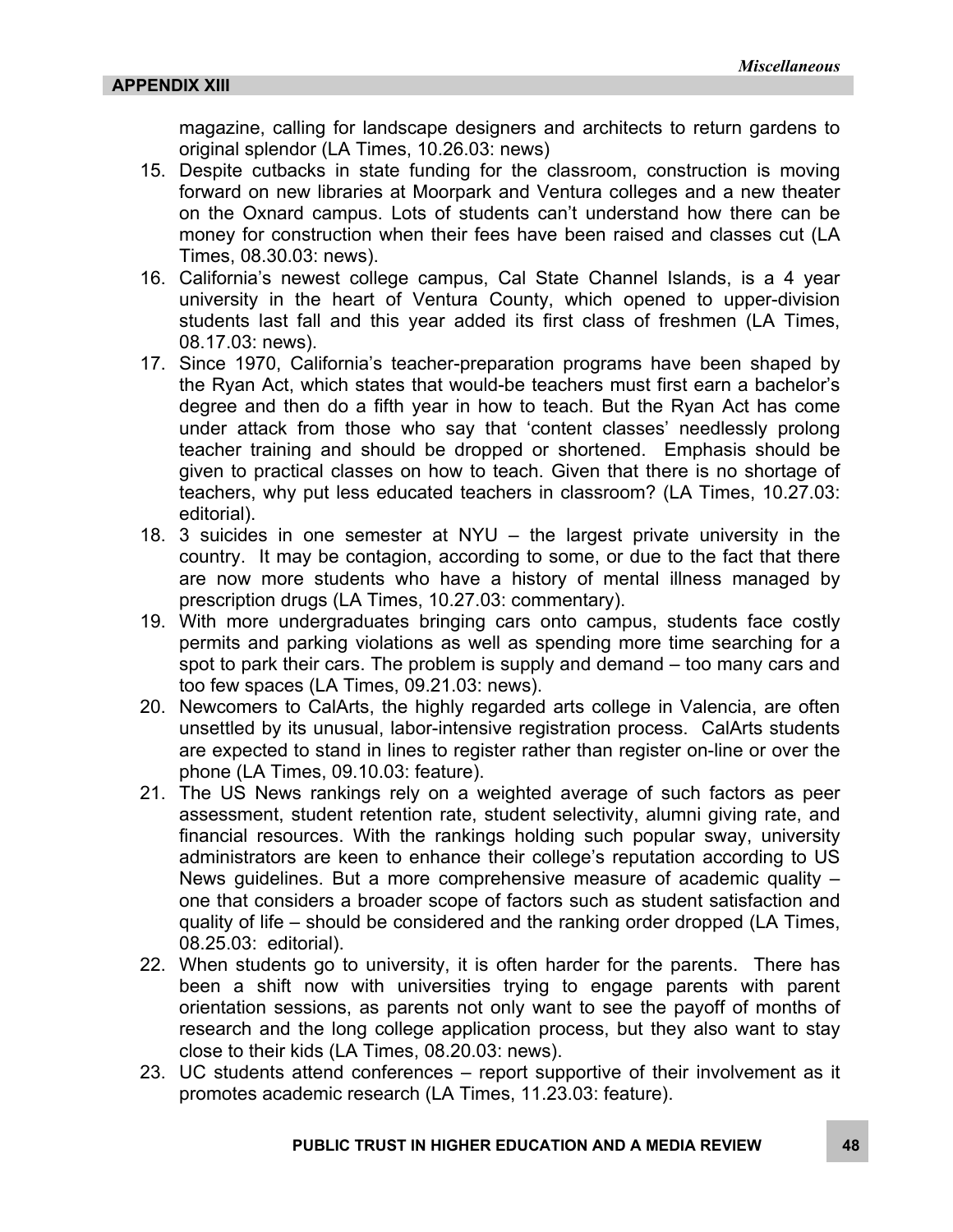magazine, calling for landscape designers and architects to return gardens to original splendor (LA Times, 10.26.03: news)

15. Despite cutbacks in state funding for the classroom, construction is moving forward on new libraries at Moorpark and Ventura colleges and a new theater on the Oxnard campus. Lots of students can't understand how there can be money for construction when their fees have been raised and classes cut (LA Times, 08.30.03: news).
16. California's newest college campus, Cal State Channel Islands, is a 4 year university in the heart of Ventura County, which opened to upper-division students last fall and this year added its first class of freshmen (LA Times, 08.17.03: news).
17. Since 1970, California's teacher-preparation programs have been shaped by the Ryan Act, which states that would-be teachers must first earn a bachelor's degree and then do a fifth year in how to teach. But the Ryan Act has come under attack from those who say that 'content classes' needlessly prolong teacher training and should be dropped or shortened. Emphasis should be given to practical classes on how to teach. Given that there is no shortage of teachers, why put less educated teachers in classroom? (LA Times, 10.27.03: editorial).
18. 3 suicides in one semester at NYU – the largest private university in the country. It may be contagion, according to some, or due to the fact that there are now more students who have a history of mental illness managed by prescription drugs (LA Times, 10.27.03: commentary).
19. With more undergraduates bringing cars onto campus, students face costly permits and parking violations as well as spending more time searching for a spot to park their cars. The problem is supply and demand – too many cars and too few spaces (LA Times, 09.21.03: news).
20. Newcomers to CalArts, the highly regarded arts college in Valencia, are often unsettled by its unusual, labor-intensive registration process. CalArts students are expected to stand in lines to register rather than register on-line or over the phone (LA Times, 09.10.03: feature).
21. The US News rankings rely on a weighted average of such factors as peer assessment, student retention rate, student selectivity, alumni giving rate, and financial resources. With the rankings holding such popular sway, university administrators are keen to enhance their college's reputation according to US News guidelines. But a more comprehensive measure of academic quality – one that considers a broader scope of factors such as student satisfaction and quality of life – should be considered and the ranking order dropped (LA Times, 08.25.03: editorial).
22. When students go to university, it is often harder for the parents. There has been a shift now with universities trying to engage parents with parent orientation sessions, as parents not only want to see the payoff of months of research and the long college application process, but they also want to stay close to their kids (LA Times, 08.20.03: news).
23. UC students attend conferences – report supportive of their involvement as it promotes academic research (LA Times, 11.23.03: feature).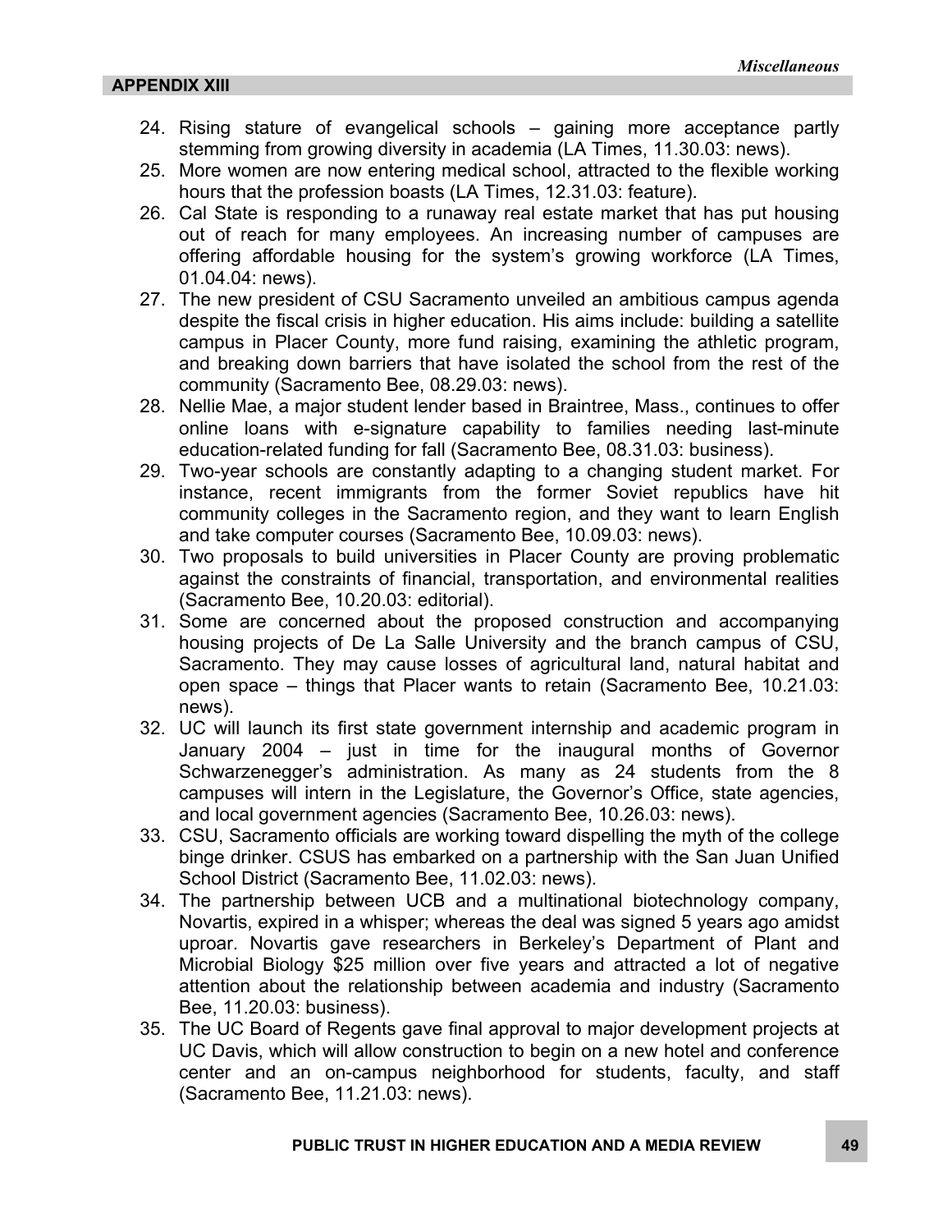24. Rising stature of evangelical schools – gaining more acceptance partly stemming from growing diversity in academia (LA Times, 11.30.03: news).
25. More women are now entering medical school, attracted to the flexible working hours that the profession boasts (LA Times, 12.31.03: feature).
26. Cal State is responding to a runaway real estate market that has put housing out of reach for many employees. An increasing number of campuses are offering affordable housing for the system's growing workforce (LA Times, 01.04.04: news).
27. The new president of CSU Sacramento unveiled an ambitious campus agenda despite the fiscal crisis in higher education. His aims include: building a satellite campus in Placer County, more fund raising, examining the athletic program, and breaking down barriers that have isolated the school from the rest of the community (Sacramento Bee, 08.29.03: news).
28. Nellie Mae, a major student lender based in Braintree, Mass., continues to offer online loans with e-signature capability to families needing last-minute education-related funding for fall (Sacramento Bee, 08.31.03: business).
29. Two-year schools are constantly adapting to a changing student market. For instance, recent immigrants from the former Soviet republics have hit community colleges in the Sacramento region, and they want to learn English and take computer courses (Sacramento Bee, 10.09.03: news).
30. Two proposals to build universities in Placer County are proving problematic against the constraints of financial, transportation, and environmental realities (Sacramento Bee, 10.20.03: editorial).
31. Some are concerned about the proposed construction and accompanying housing projects of De La Salle University and the branch campus of CSU, Sacramento. They may cause losses of agricultural land, natural habitat and open space – things that Placer wants to retain (Sacramento Bee, 10.21.03: news).
32. UC will launch its first state government internship and academic program in January 2004 – just in time for the inaugural months of Governor Schwarzenegger's administration. As many as 24 students from the 8 campuses will intern in the Legislature, the Governor's Office, state agencies, and local government agencies (Sacramento Bee, 10.26.03: news).
33. CSU, Sacramento officials are working toward dispelling the myth of the college binge drinker. CSUS has embarked on a partnership with the San Juan Unified School District (Sacramento Bee, 11.02.03: news).
34. The partnership between UCB and a multinational biotechnology company, Novartis, expired in a whisper; whereas the deal was signed 5 years ago amidst uproar. Novartis gave researchers in Berkeley's Department of Plant and Microbial Biology $25 million over five years and attracted a lot of negative attention about the relationship between academia and industry (Sacramento Bee, 11.20.03: business).
35. The UC Board of Regents gave final approval to major development projects at UC Davis, which will allow construction to begin on a new hotel and conference center and an on-campus neighborhood for students, faculty, and staff (Sacramento Bee, 11.21.03: news).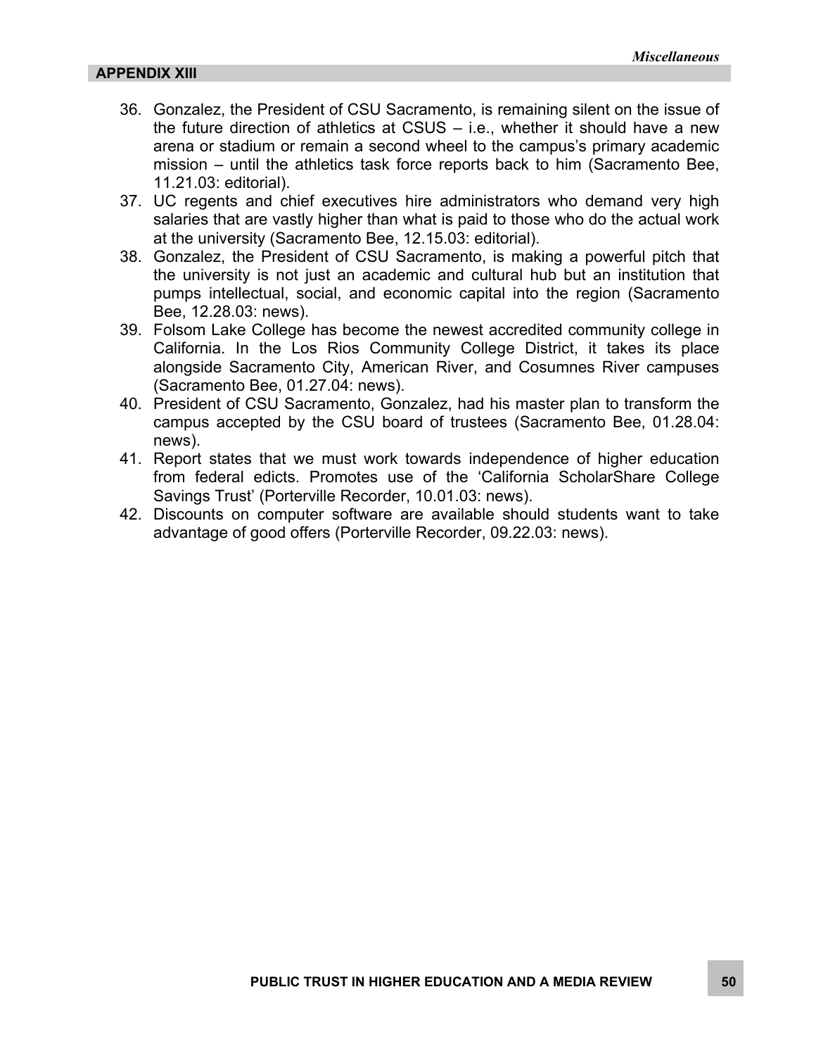36. Gonzalez, the President of CSU Sacramento, is remaining silent on the issue of the future direction of athletics at CSUS – i.e., whether it should have a new arena or stadium or remain a second wheel to the campus's primary academic mission – until the athletics task force reports back to him (Sacramento Bee, 11.21.03: editorial).
37. UC regents and chief executives hire administrators who demand very high salaries that are vastly higher than what is paid to those who do the actual work at the university (Sacramento Bee, 12.15.03: editorial).
38. Gonzalez, the President of CSU Sacramento, is making a powerful pitch that the university is not just an academic and cultural hub but an institution that pumps intellectual, social, and economic capital into the region (Sacramento Bee, 12.28.03: news).
39. Folsom Lake College has become the newest accredited community college in California. In the Los Rios Community College District, it takes its place alongside Sacramento City, American River, and Cosumnes River campuses (Sacramento Bee, 01.27.04: news).
40. President of CSU Sacramento, Gonzalez, had his master plan to transform the campus accepted by the CSU board of trustees (Sacramento Bee, 01.28.04: news).
41. Report states that we must work towards independence of higher education from federal edicts. Promotes use of the 'California ScholarShare College Savings Trust' (Porterville Recorder, 10.01.03: news).
42. Discounts on computer software are available should students want to take advantage of good offers (Porterville Recorder, 09.22.03: news).